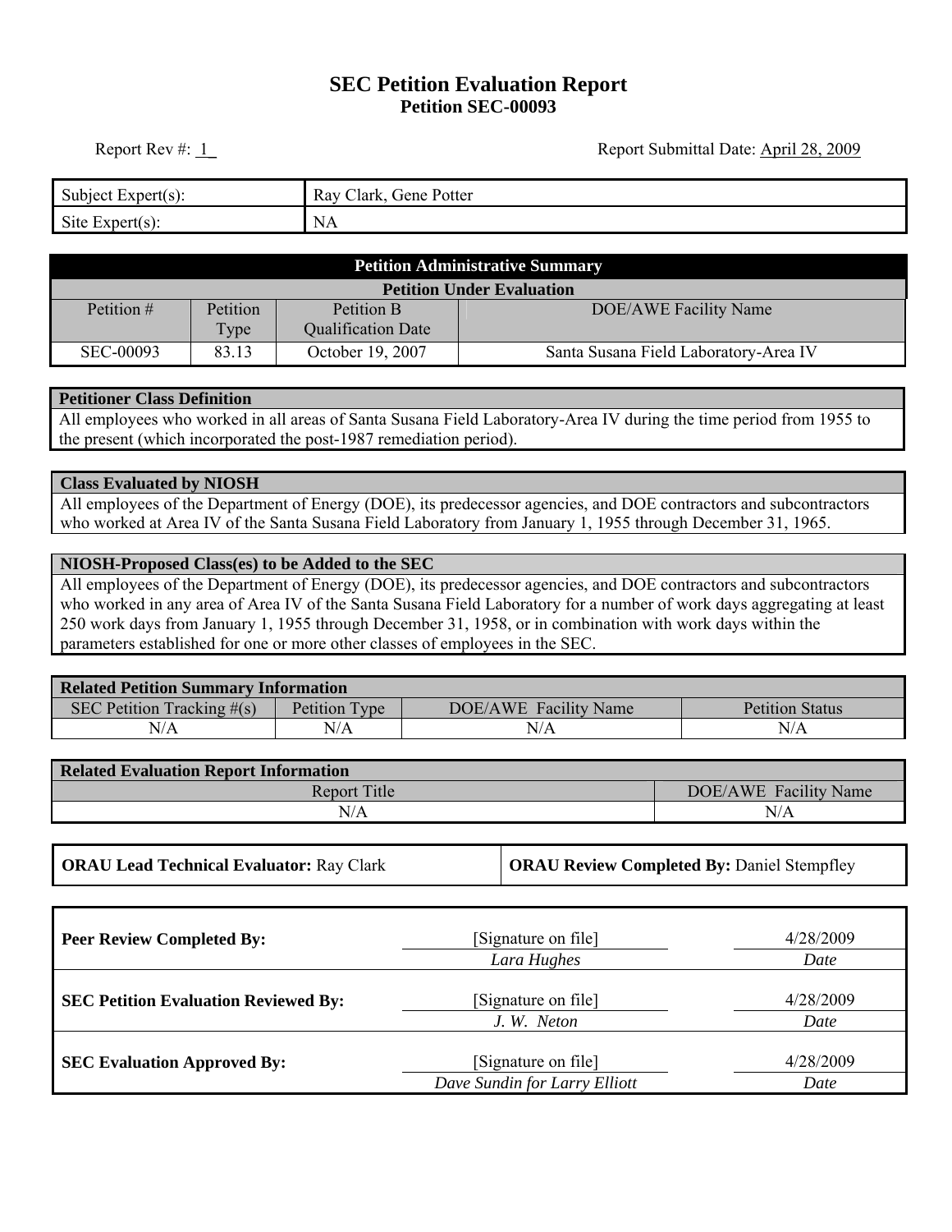# SEC Petition Evaluation Report
## Petition SEC-00093

Report Rev #: 1 Report Submittal Date: April 28, 2009

| Subject Expert(s): | Ray Clark, Gene Potter |
|---|---|
| Site Expert(s): | NA |

| Petition Administrative Summary | | | |
|---|---|---|---|
| **Petition Under Evaluation** | | | |
| Petition # | Petition Type | Petition B Qualification Date | DOE/AWE Facility Name |
| SEC-00093 | 83.13 | October 19, 2007 | Santa Susana Field Laboratory-Area IV |

**Petitioner Class Definition**

All employees who worked in all areas of Santa Susana Field Laboratory-Area IV during the time period from 1955 to the present (which incorporated the post-1987 remediation period).

**Class Evaluated by NIOSH**

All employees of the Department of Energy (DOE), its predecessor agencies, and DOE contractors and subcontractors who worked at Area IV of the Santa Susana Field Laboratory from January 1, 1955 through December 31, 1965.

**NIOSH-Proposed Class(es) to be Added to the SEC**

All employees of the Department of Energy (DOE), its predecessor agencies, and DOE contractors and subcontractors who worked in any area of Area IV of the Santa Susana Field Laboratory for a number of work days aggregating at least 250 work days from January 1, 1955 through December 31, 1958, or in combination with work days within the parameters established for one or more other classes of employees in the SEC.

| Related Petition Summary Information | | | |
|---|---|---|---|
| SEC Petition Tracking #(s) | Petition Type | DOE/AWE Facility Name | Petition Status |
| N/A | N/A | N/A | N/A |

| Related Evaluation Report Information | |
|---|---|
| Report Title | DOE/AWE Facility Name |
| N/A | N/A |

| **ORAU Lead Technical Evaluator:** Ray Clark | **ORAU Review Completed By:** Daniel Stempfley |
|---|---|

| | | |
|---|---|---|
| **Peer Review Completed By:** | [Signature on file] *Lara Hughes* | 4/28/2009 *Date* |
| **SEC Petition Evaluation Reviewed By:** | [Signature on file] *J. W. Neton* | 4/28/2009 *Date* |
| **SEC Evaluation Approved By:** | [Signature on file] *Dave Sundin for Larry Elliott* | 4/28/2009 *Date* |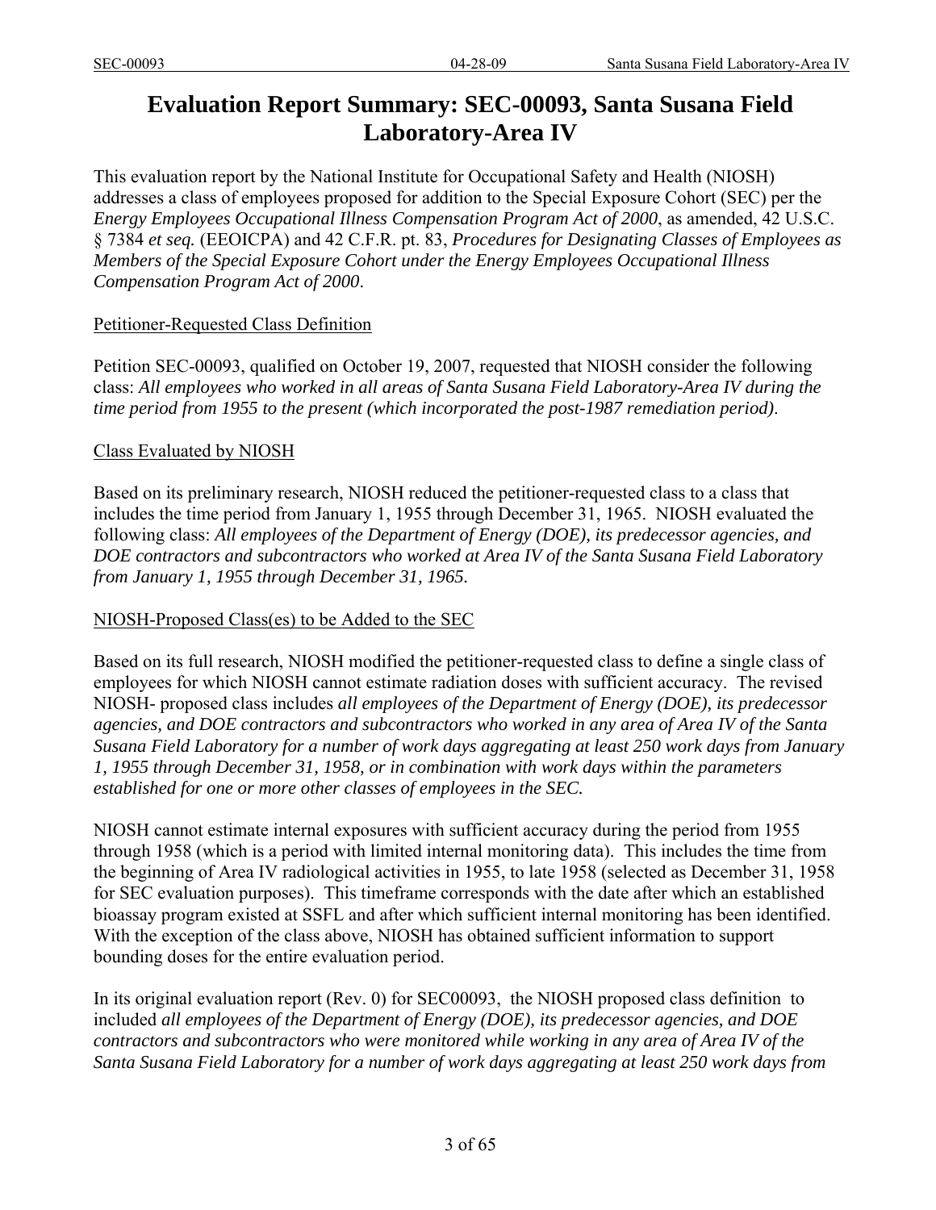# Evaluation Report Summary: SEC-00093, Santa Susana Field Laboratory-Area IV

This evaluation report by the National Institute for Occupational Safety and Health (NIOSH) addresses a class of employees proposed for addition to the Special Exposure Cohort (SEC) per the *Energy Employees Occupational Illness Compensation Program Act of 2000*, as amended, 42 U.S.C. § 7384 *et seq.* (EEOICPA) and 42 C.F.R. pt. 83, *Procedures for Designating Classes of Employees as Members of the Special Exposure Cohort under the Energy Employees Occupational Illness Compensation Program Act of 2000*.

<u>Petitioner-Requested Class Definition</u>

Petition SEC-00093, qualified on October 19, 2007, requested that NIOSH consider the following class: *All employees who worked in all areas of Santa Susana Field Laboratory-Area IV during the time period from 1955 to the present (which incorporated the post-1987 remediation period).*

<u>Class Evaluated by NIOSH</u>

Based on its preliminary research, NIOSH reduced the petitioner-requested class to a class that includes the time period from January 1, 1955 through December 31, 1965. NIOSH evaluated the following class: *All employees of the Department of Energy (DOE), its predecessor agencies, and DOE contractors and subcontractors who worked at Area IV of the Santa Susana Field Laboratory from January 1, 1955 through December 31, 1965.*

<u>NIOSH-Proposed Class(es) to be Added to the SEC</u>

Based on its full research, NIOSH modified the petitioner-requested class to define a single class of employees for which NIOSH cannot estimate radiation doses with sufficient accuracy. The revised NIOSH- proposed class includes *all employees of the Department of Energy (DOE), its predecessor agencies, and DOE contractors and subcontractors who worked in any area of Area IV of the Santa Susana Field Laboratory for a number of work days aggregating at least 250 work days from January 1, 1955 through December 31, 1958, or in combination with work days within the parameters established for one or more other classes of employees in the SEC.*

NIOSH cannot estimate internal exposures with sufficient accuracy during the period from 1955 through 1958 (which is a period with limited internal monitoring data). This includes the time from the beginning of Area IV radiological activities in 1955, to late 1958 (selected as December 31, 1958 for SEC evaluation purposes). This timeframe corresponds with the date after which an established bioassay program existed at SSFL and after which sufficient internal monitoring has been identified. With the exception of the class above, NIOSH has obtained sufficient information to support bounding doses for the entire evaluation period.

In its original evaluation report (Rev. 0) for SEC00093, the NIOSH proposed class definition to included *all employees of the Department of Energy (DOE), its predecessor agencies, and DOE contractors and subcontractors who were monitored while working in any area of Area IV of the Santa Susana Field Laboratory for a number of work days aggregating at least 250 work days from*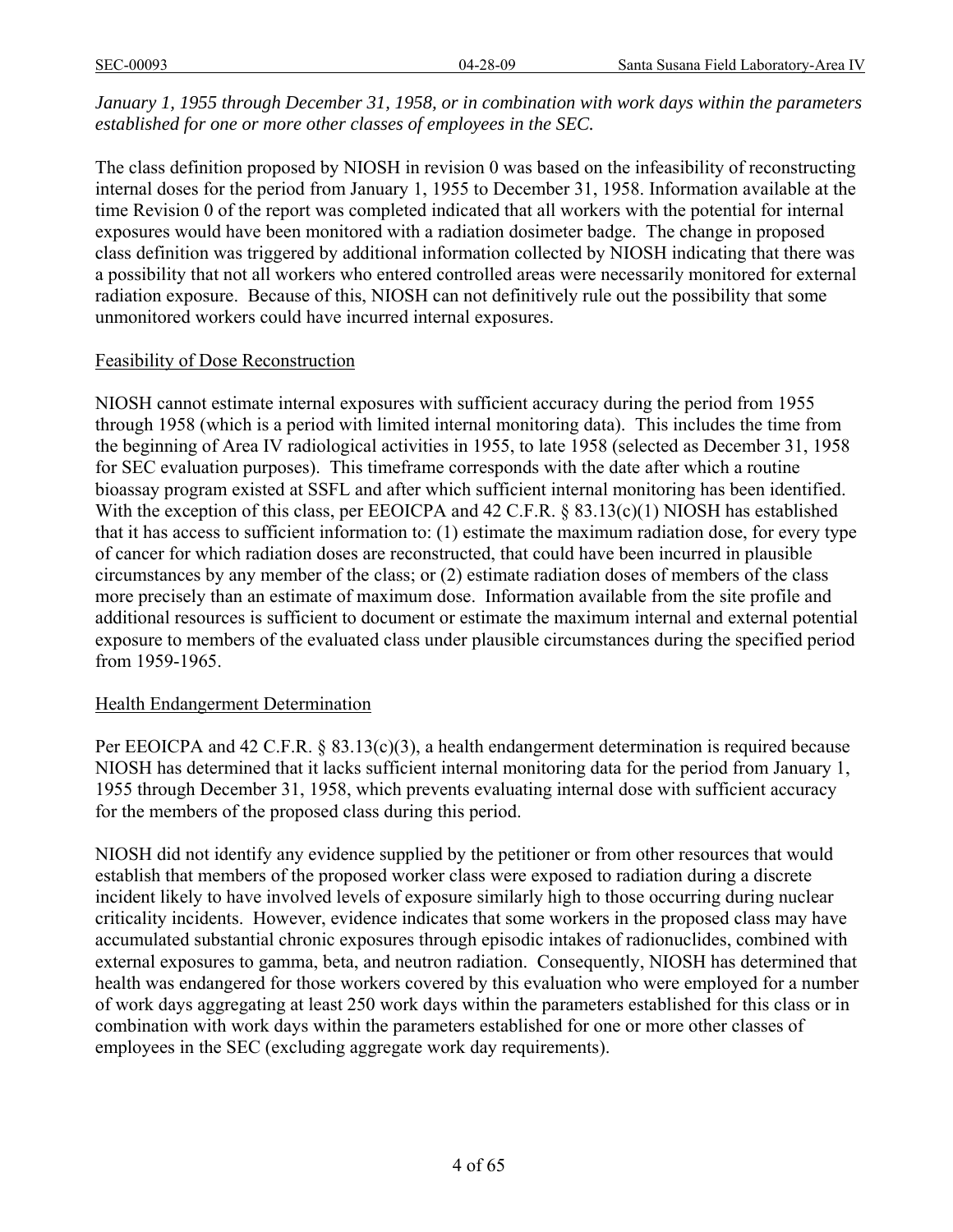*January 1, 1955 through December 31, 1958, or in combination with work days within the parameters established for one or more other classes of employees in the SEC.*

The class definition proposed by NIOSH in revision 0 was based on the infeasibility of reconstructing internal doses for the period from January 1, 1955 to December 31, 1958. Information available at the time Revision 0 of the report was completed indicated that all workers with the potential for internal exposures would have been monitored with a radiation dosimeter badge. The change in proposed class definition was triggered by additional information collected by NIOSH indicating that there was a possibility that not all workers who entered controlled areas were necessarily monitored for external radiation exposure. Because of this, NIOSH can not definitively rule out the possibility that some unmonitored workers could have incurred internal exposures.

Feasibility of Dose Reconstruction

NIOSH cannot estimate internal exposures with sufficient accuracy during the period from 1955 through 1958 (which is a period with limited internal monitoring data). This includes the time from the beginning of Area IV radiological activities in 1955, to late 1958 (selected as December 31, 1958 for SEC evaluation purposes). This timeframe corresponds with the date after which a routine bioassay program existed at SSFL and after which sufficient internal monitoring has been identified. With the exception of this class, per EEOICPA and 42 C.F.R. § 83.13(c)(1) NIOSH has established that it has access to sufficient information to: (1) estimate the maximum radiation dose, for every type of cancer for which radiation doses are reconstructed, that could have been incurred in plausible circumstances by any member of the class; or (2) estimate radiation doses of members of the class more precisely than an estimate of maximum dose. Information available from the site profile and additional resources is sufficient to document or estimate the maximum internal and external potential exposure to members of the evaluated class under plausible circumstances during the specified period from 1959-1965.

Health Endangerment Determination

Per EEOICPA and 42 C.F.R. § 83.13(c)(3), a health endangerment determination is required because NIOSH has determined that it lacks sufficient internal monitoring data for the period from January 1, 1955 through December 31, 1958, which prevents evaluating internal dose with sufficient accuracy for the members of the proposed class during this period.

NIOSH did not identify any evidence supplied by the petitioner or from other resources that would establish that members of the proposed worker class were exposed to radiation during a discrete incident likely to have involved levels of exposure similarly high to those occurring during nuclear criticality incidents. However, evidence indicates that some workers in the proposed class may have accumulated substantial chronic exposures through episodic intakes of radionuclides, combined with external exposures to gamma, beta, and neutron radiation. Consequently, NIOSH has determined that health was endangered for those workers covered by this evaluation who were employed for a number of work days aggregating at least 250 work days within the parameters established for this class or in combination with work days within the parameters established for one or more other classes of employees in the SEC (excluding aggregate work day requirements).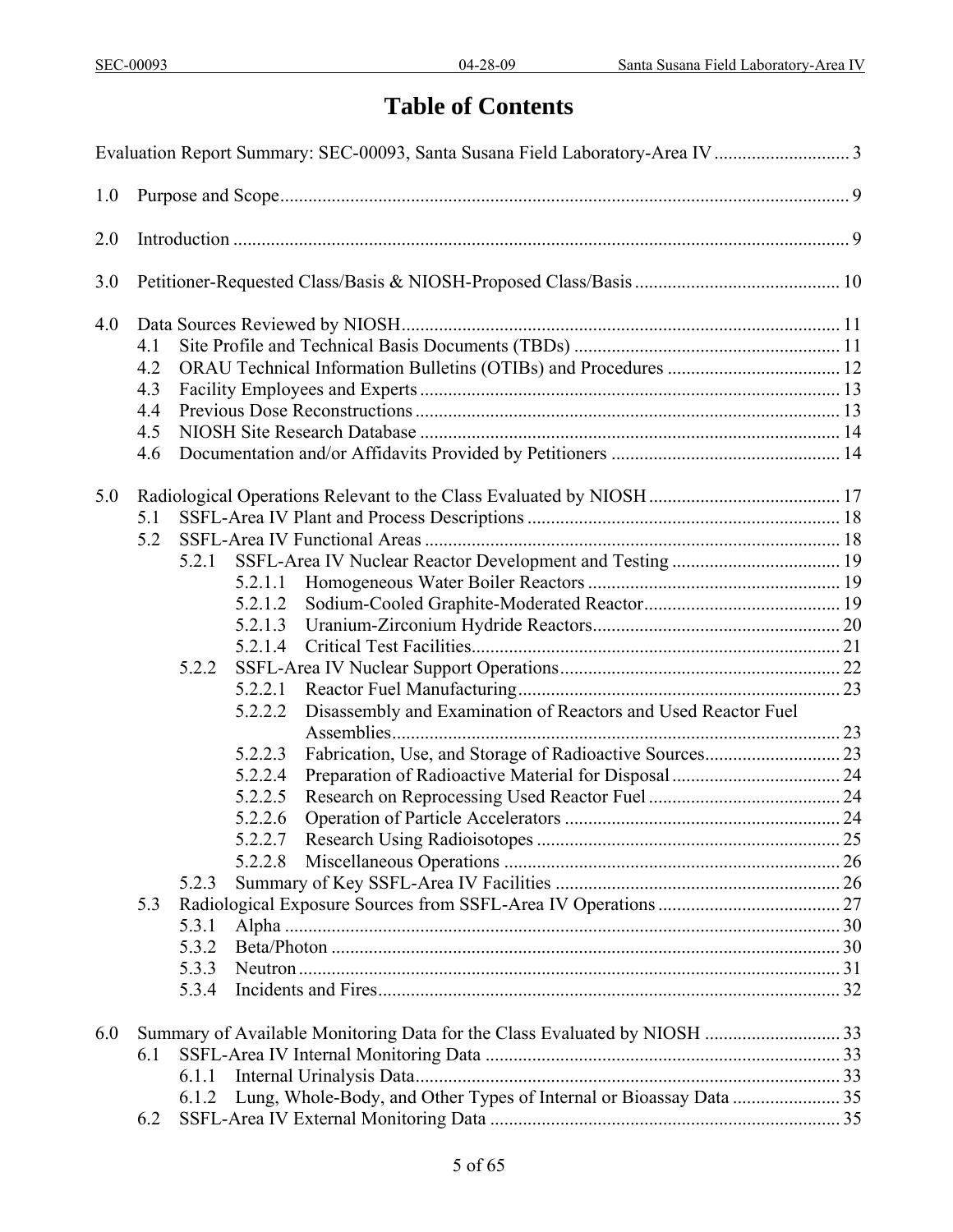# Table of Contents

Evaluation Report Summary: SEC-00093, Santa Susana Field Laboratory-Area IV ............................. 3

1.0 Purpose and Scope ........................................................................................................... 9

2.0 Introduction ..................................................................................................................... 9

3.0 Petitioner-Requested Class/Basis & NIOSH-Proposed Class/Basis ............................................ 10

4.0 Data Sources Reviewed by NIOSH ............................................................................................. 11
- 4.1 Site Profile and Technical Basis Documents (TBDs) ......................................................... 11
- 4.2 ORAU Technical Information Bulletins (OTIBs) and Procedures ..................................... 12
- 4.3 Facility Employees and Experts .......................................................................................... 13
- 4.4 Previous Dose Reconstructions ........................................................................................... 13
- 4.5 NIOSH Site Research Database .......................................................................................... 14
- 4.6 Documentation and/or Affidavits Provided by Petitioners ................................................. 14

5.0 Radiological Operations Relevant to the Class Evaluated by NIOSH ......................................... 17
- 5.1 SSFL-Area IV Plant and Process Descriptions ................................................................... 18
- 5.2 SSFL-Area IV Functional Areas ......................................................................................... 18
  - 5.2.1 SSFL-Area IV Nuclear Reactor Development and Testing .................................... 19
    - 5.2.1.1 Homogeneous Water Boiler Reactors ...................................................... 19
    - 5.2.1.2 Sodium-Cooled Graphite-Moderated Reactor .......................................... 19
    - 5.2.1.3 Uranium-Zirconium Hydride Reactors ..................................................... 20
    - 5.2.1.4 Critical Test Facilities ............................................................................... 21
  - 5.2.2 SSFL-Area IV Nuclear Support Operations ............................................................ 22
    - 5.2.2.1 Reactor Fuel Manufacturing ..................................................................... 23
    - 5.2.2.2 Disassembly and Examination of Reactors and Used Reactor Fuel Assemblies ................................................................................................ 23
    - 5.2.2.3 Fabrication, Use, and Storage of Radioactive Sources ............................. 23
    - 5.2.2.4 Preparation of Radioactive Material for Disposal .................................... 24
    - 5.2.2.5 Research on Reprocessing Used Reactor Fuel ......................................... 24
    - 5.2.2.6 Operation of Particle Accelerators ........................................................... 24
    - 5.2.2.7 Research Using Radioisotopes ................................................................. 25
    - 5.2.2.8 Miscellaneous Operations ........................................................................ 26
  - 5.2.3 Summary of Key SSFL-Area IV Facilities ............................................................. 26
- 5.3 Radiological Exposure Sources from SSFL-Area IV Operations ....................................... 27
  - 5.3.1 Alpha ....................................................................................................................... 30
  - 5.3.2 Beta/Photon ............................................................................................................. 30
  - 5.3.3 Neutron .................................................................................................................... 31
  - 5.3.4 Incidents and Fires ................................................................................................... 32

6.0 Summary of Available Monitoring Data for the Class Evaluated by NIOSH ............................. 33
- 6.1 SSFL-Area IV Internal Monitoring Data ............................................................................ 33
  - 6.1.1 Internal Urinalysis Data ........................................................................................... 33
  - 6.1.2 Lung, Whole-Body, and Other Types of Internal or Bioassay Data ....................... 35
- 6.2 SSFL-Area IV External Monitoring Data ........................................................................... 35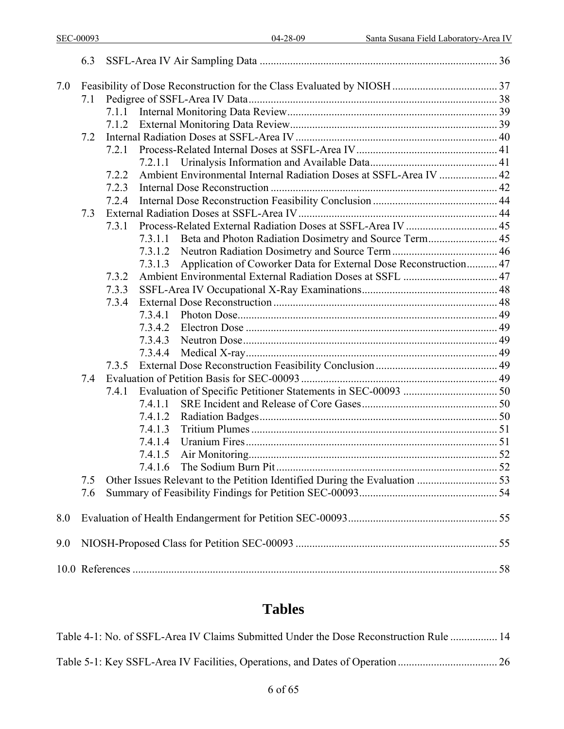6.3 SSFL-Area IV Air Sampling Data ..................................................................................... 36

7.0 Feasibility of Dose Reconstruction for the Class Evaluated by NIOSH ...................................... 37

7.1 Pedigree of SSFL-Area IV Data .......................................................................................... 38

7.1.1 Internal Monitoring Data Review ............................................................................ 39

7.1.2 External Monitoring Data Review ........................................................................... 39

7.2 Internal Radiation Doses at SSFL-Area IV ......................................................................... 40

7.2.1 Process-Related Internal Doses at SSFL-Area IV ................................................... 41

7.2.1.1 Urinalysis Information and Available Data .............................................. 41

7.2.2 Ambient Environmental Internal Radiation Doses at SSFL-Area IV ..................... 42

7.2.3 Internal Dose Reconstruction .................................................................................. 42

7.2.4 Internal Dose Reconstruction Feasibility Conclusion ............................................. 44

7.3 External Radiation Doses at SSFL-Area IV ........................................................................ 44

7.3.1 Process-Related External Radiation Doses at SSFL-Area IV ................................. 45

7.3.1.1 Beta and Photon Radiation Dosimetry and Source Term ......................... 45

7.3.1.2 Neutron Radiation Dosimetry and Source Term ...................................... 46

7.3.1.3 Application of Coworker Data for External Dose Reconstruction ........... 47

7.3.2 Ambient Environmental External Radiation Doses at SSFL .................................. 47

7.3.3 SSFL-Area IV Occupational X-Ray Examinations ................................................. 48

7.3.4 External Dose Reconstruction ................................................................................. 48

7.3.4.1 Photon Dose .............................................................................................. 49

7.3.4.2 Electron Dose ........................................................................................... 49

7.3.4.3 Neutron Dose ............................................................................................ 49

7.3.4.4 Medical X-ray ........................................................................................... 49

7.3.5 External Dose Reconstruction Feasibility Conclusion ............................................ 49

7.4 Evaluation of Petition Basis for SEC-00093 ....................................................................... 49

7.4.1 Evaluation of Specific Petitioner Statements in SEC-00093 .................................. 50

7.4.1.1 SRE Incident and Release of Core Gases ................................................. 50

7.4.1.2 Radiation Badges ...................................................................................... 50

7.4.1.3 Tritium Plumes ......................................................................................... 51

7.4.1.4 Uranium Fires ........................................................................................... 51

7.4.1.5 Air Monitoring .......................................................................................... 52

7.4.1.6 The Sodium Burn Pit ................................................................................ 52

7.5 Other Issues Relevant to the Petition Identified During the Evaluation ............................. 53

7.6 Summary of Feasibility Findings for Petition SEC-00093 .................................................. 54

8.0 Evaluation of Health Endangerment for Petition SEC-00093 ...................................................... 55

9.0 NIOSH-Proposed Class for Petition SEC-00093 ......................................................................... 55

10.0 References ..................................................................................................................................... 58

# Tables

Table 4-1: No. of SSFL-Area IV Claims Submitted Under the Dose Reconstruction Rule ................. 14

Table 5-1: Key SSFL-Area IV Facilities, Operations, and Dates of Operation .................................... 26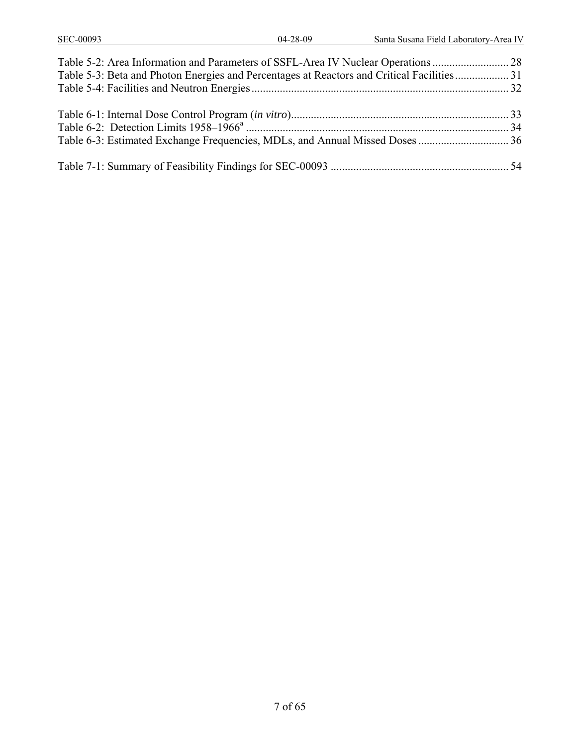Table 5-2: Area Information and Parameters of SSFL-Area IV Nuclear Operations ........................... 28
Table 5-3: Beta and Photon Energies and Percentages at Reactors and Critical Facilities ................... 31
Table 5-4: Facilities and Neutron Energies ........................................................................................... 32

Table 6-1: Internal Dose Control Program (*in vitro*) ............................................................................. 33
Table 6-2: Detection Limits 1958–1966[a] ............................................................................................ 34
Table 6-3: Estimated Exchange Frequencies, MDLs, and Annual Missed Doses ................................ 36

Table 7-1: Summary of Feasibility Findings for SEC-00093 ............................................................... 54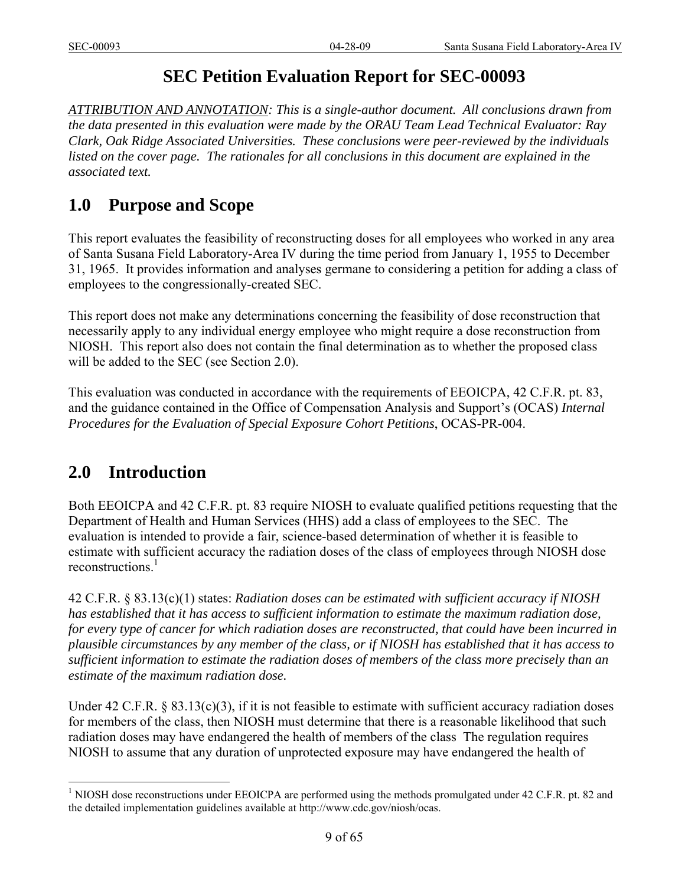# SEC Petition Evaluation Report for SEC-00093

*ATTRIBUTION AND ANNOTATION: This is a single-author document. All conclusions drawn from the data presented in this evaluation were made by the ORAU Team Lead Technical Evaluator: Ray Clark, Oak Ridge Associated Universities. These conclusions were peer-reviewed by the individuals listed on the cover page. The rationales for all conclusions in this document are explained in the associated text.*

## 1.0 Purpose and Scope

This report evaluates the feasibility of reconstructing doses for all employees who worked in any area of Santa Susana Field Laboratory-Area IV during the time period from January 1, 1955 to December 31, 1965. It provides information and analyses germane to considering a petition for adding a class of employees to the congressionally-created SEC.

This report does not make any determinations concerning the feasibility of dose reconstruction that necessarily apply to any individual energy employee who might require a dose reconstruction from NIOSH. This report also does not contain the final determination as to whether the proposed class will be added to the SEC (see Section 2.0).

This evaluation was conducted in accordance with the requirements of EEOICPA, 42 C.F.R. pt. 83, and the guidance contained in the Office of Compensation Analysis and Support's (OCAS) *Internal Procedures for the Evaluation of Special Exposure Cohort Petitions*, OCAS-PR-004.

## 2.0 Introduction

Both EEOICPA and 42 C.F.R. pt. 83 require NIOSH to evaluate qualified petitions requesting that the Department of Health and Human Services (HHS) add a class of employees to the SEC. The evaluation is intended to provide a fair, science-based determination of whether it is feasible to estimate with sufficient accuracy the radiation doses of the class of employees through NIOSH dose reconstructions.[1]

42 C.F.R. § 83.13(c)(1) states: *Radiation doses can be estimated with sufficient accuracy if NIOSH has established that it has access to sufficient information to estimate the maximum radiation dose, for every type of cancer for which radiation doses are reconstructed, that could have been incurred in plausible circumstances by any member of the class, or if NIOSH has established that it has access to sufficient information to estimate the radiation doses of members of the class more precisely than an estimate of the maximum radiation dose.*

Under 42 C.F.R. § 83.13(c)(3), if it is not feasible to estimate with sufficient accuracy radiation doses for members of the class, then NIOSH must determine that there is a reasonable likelihood that such radiation doses may have endangered the health of members of the class The regulation requires NIOSH to assume that any duration of unprotected exposure may have endangered the health of

[1] NIOSH dose reconstructions under EEOICPA are performed using the methods promulgated under 42 C.F.R. pt. 82 and the detailed implementation guidelines available at http://www.cdc.gov/niosh/ocas.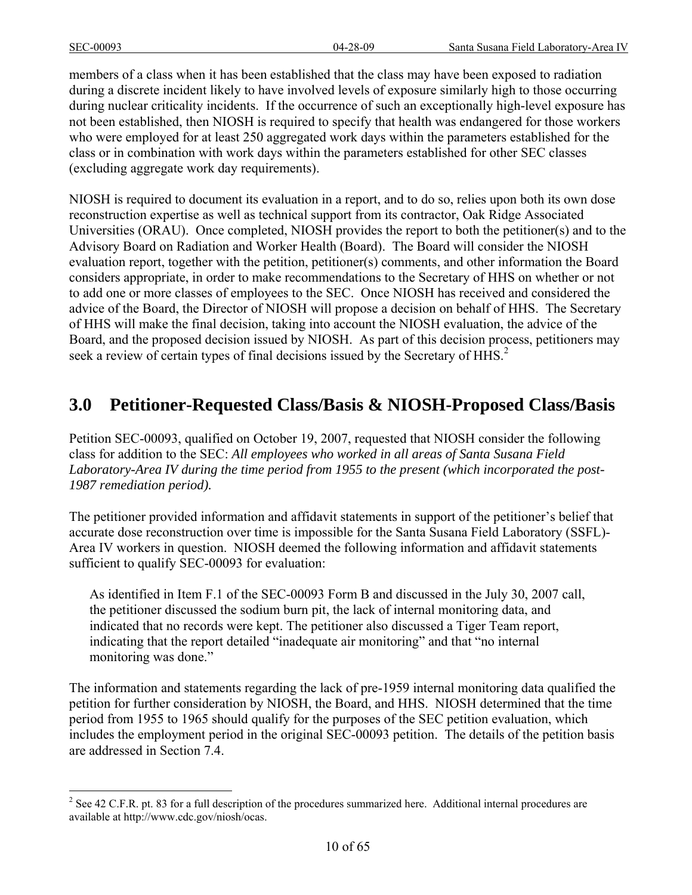members of a class when it has been established that the class may have been exposed to radiation during a discrete incident likely to have involved levels of exposure similarly high to those occurring during nuclear criticality incidents. If the occurrence of such an exceptionally high-level exposure has not been established, then NIOSH is required to specify that health was endangered for those workers who were employed for at least 250 aggregated work days within the parameters established for the class or in combination with work days within the parameters established for other SEC classes (excluding aggregate work day requirements).

NIOSH is required to document its evaluation in a report, and to do so, relies upon both its own dose reconstruction expertise as well as technical support from its contractor, Oak Ridge Associated Universities (ORAU). Once completed, NIOSH provides the report to both the petitioner(s) and to the Advisory Board on Radiation and Worker Health (Board). The Board will consider the NIOSH evaluation report, together with the petition, petitioner(s) comments, and other information the Board considers appropriate, in order to make recommendations to the Secretary of HHS on whether or not to add one or more classes of employees to the SEC. Once NIOSH has received and considered the advice of the Board, the Director of NIOSH will propose a decision on behalf of HHS. The Secretary of HHS will make the final decision, taking into account the NIOSH evaluation, the advice of the Board, and the proposed decision issued by NIOSH. As part of this decision process, petitioners may seek a review of certain types of final decisions issued by the Secretary of HHS.[2]

## 3.0 Petitioner-Requested Class/Basis & NIOSH-Proposed Class/Basis

Petition SEC-00093, qualified on October 19, 2007, requested that NIOSH consider the following class for addition to the SEC: *All employees who worked in all areas of Santa Susana Field Laboratory-Area IV during the time period from 1955 to the present (which incorporated the post-1987 remediation period).*

The petitioner provided information and affidavit statements in support of the petitioner's belief that accurate dose reconstruction over time is impossible for the Santa Susana Field Laboratory (SSFL)-Area IV workers in question. NIOSH deemed the following information and affidavit statements sufficient to qualify SEC-00093 for evaluation:

> As identified in Item F.1 of the SEC-00093 Form B and discussed in the July 30, 2007 call, the petitioner discussed the sodium burn pit, the lack of internal monitoring data, and indicated that no records were kept. The petitioner also discussed a Tiger Team report, indicating that the report detailed "inadequate air monitoring" and that "no internal monitoring was done."

The information and statements regarding the lack of pre-1959 internal monitoring data qualified the petition for further consideration by NIOSH, the Board, and HHS. NIOSH determined that the time period from 1955 to 1965 should qualify for the purposes of the SEC petition evaluation, which includes the employment period in the original SEC-00093 petition. The details of the petition basis are addressed in Section 7.4.

---

[2] See 42 C.F.R. pt. 83 for a full description of the procedures summarized here. Additional internal procedures are available at http://www.cdc.gov/niosh/ocas.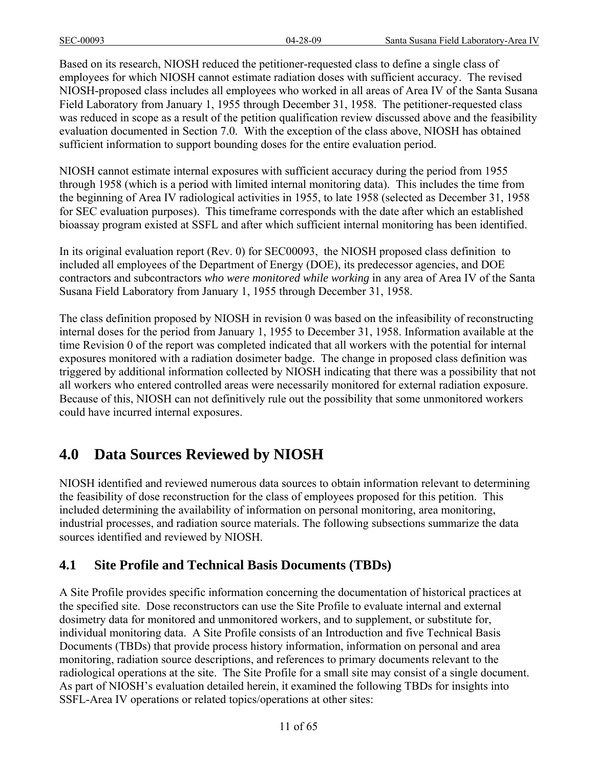Based on its research, NIOSH reduced the petitioner-requested class to define a single class of employees for which NIOSH cannot estimate radiation doses with sufficient accuracy. The revised NIOSH-proposed class includes all employees who worked in all areas of Area IV of the Santa Susana Field Laboratory from January 1, 1955 through December 31, 1958. The petitioner-requested class was reduced in scope as a result of the petition qualification review discussed above and the feasibility evaluation documented in Section 7.0. With the exception of the class above, NIOSH has obtained sufficient information to support bounding doses for the entire evaluation period.

NIOSH cannot estimate internal exposures with sufficient accuracy during the period from 1955 through 1958 (which is a period with limited internal monitoring data). This includes the time from the beginning of Area IV radiological activities in 1955, to late 1958 (selected as December 31, 1958 for SEC evaluation purposes). This timeframe corresponds with the date after which an established bioassay program existed at SSFL and after which sufficient internal monitoring has been identified.

In its original evaluation report (Rev. 0) for SEC00093, the NIOSH proposed class definition to included all employees of the Department of Energy (DOE), its predecessor agencies, and DOE contractors and subcontractors *who were monitored while working* in any area of Area IV of the Santa Susana Field Laboratory from January 1, 1955 through December 31, 1958.

The class definition proposed by NIOSH in revision 0 was based on the infeasibility of reconstructing internal doses for the period from January 1, 1955 to December 31, 1958. Information available at the time Revision 0 of the report was completed indicated that all workers with the potential for internal exposures monitored with a radiation dosimeter badge. The change in proposed class definition was triggered by additional information collected by NIOSH indicating that there was a possibility that not all workers who entered controlled areas were necessarily monitored for external radiation exposure. Because of this, NIOSH can not definitively rule out the possibility that some unmonitored workers could have incurred internal exposures.

# 4.0 Data Sources Reviewed by NIOSH

NIOSH identified and reviewed numerous data sources to obtain information relevant to determining the feasibility of dose reconstruction for the class of employees proposed for this petition. This included determining the availability of information on personal monitoring, area monitoring, industrial processes, and radiation source materials. The following subsections summarize the data sources identified and reviewed by NIOSH.

## 4.1 Site Profile and Technical Basis Documents (TBDs)

A Site Profile provides specific information concerning the documentation of historical practices at the specified site. Dose reconstructors can use the Site Profile to evaluate internal and external dosimetry data for monitored and unmonitored workers, and to supplement, or substitute for, individual monitoring data. A Site Profile consists of an Introduction and five Technical Basis Documents (TBDs) that provide process history information, information on personal and area monitoring, radiation source descriptions, and references to primary documents relevant to the radiological operations at the site. The Site Profile for a small site may consist of a single document. As part of NIOSH's evaluation detailed herein, it examined the following TBDs for insights into SSFL-Area IV operations or related topics/operations at other sites: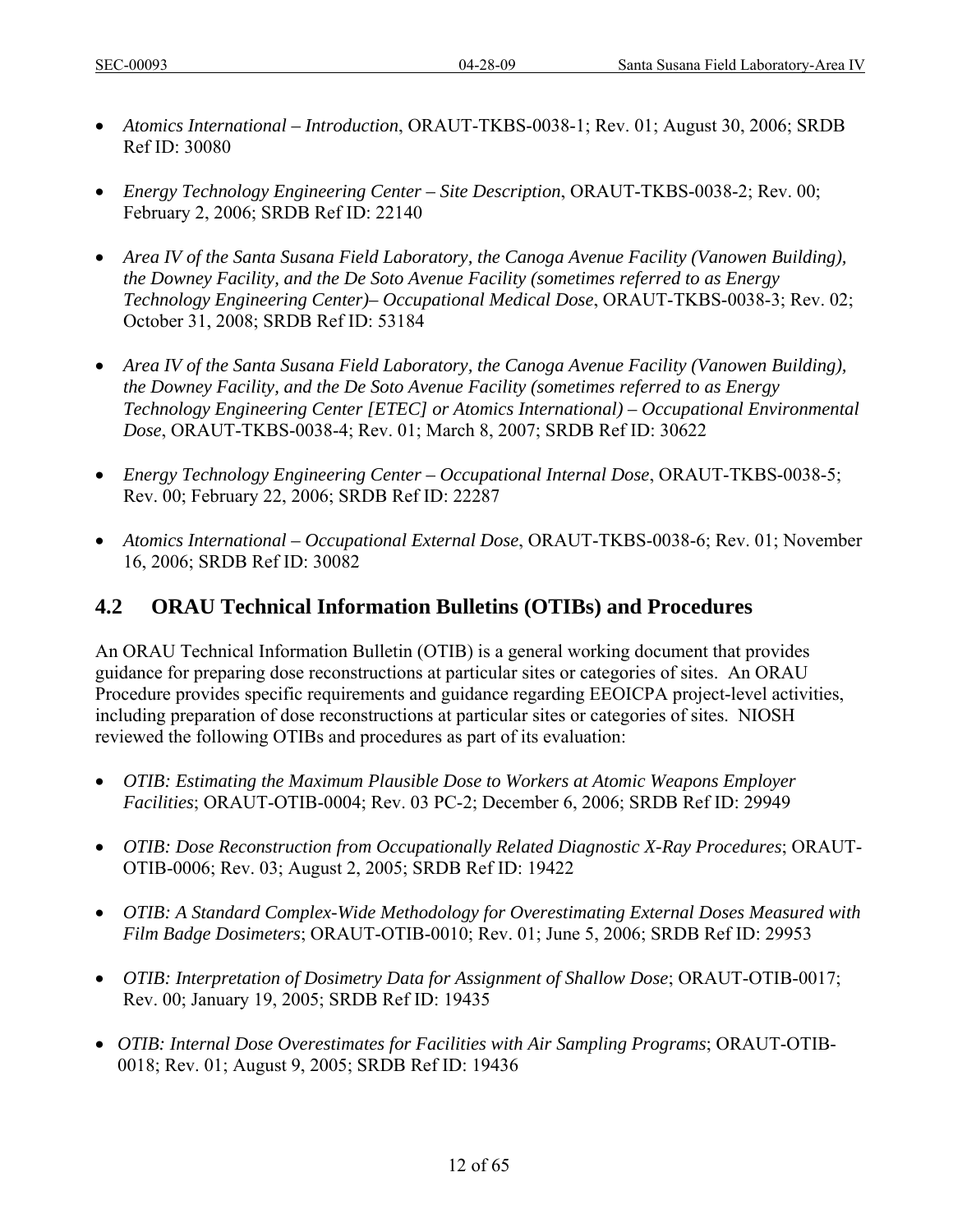- *Atomics International – Introduction*, ORAUT-TKBS-0038-1; Rev. 01; August 30, 2006; SRDB Ref ID: 30080

- *Energy Technology Engineering Center – Site Description*, ORAUT-TKBS-0038-2; Rev. 00; February 2, 2006; SRDB Ref ID: 22140

- *Area IV of the Santa Susana Field Laboratory, the Canoga Avenue Facility (Vanowen Building), the Downey Facility, and the De Soto Avenue Facility (sometimes referred to as Energy Technology Engineering Center)– Occupational Medical Dose*, ORAUT-TKBS-0038-3; Rev. 02; October 31, 2008; SRDB Ref ID: 53184

- *Area IV of the Santa Susana Field Laboratory, the Canoga Avenue Facility (Vanowen Building), the Downey Facility, and the De Soto Avenue Facility (sometimes referred to as Energy Technology Engineering Center [ETEC] or Atomics International) – Occupational Environmental Dose*, ORAUT-TKBS-0038-4; Rev. 01; March 8, 2007; SRDB Ref ID: 30622

- *Energy Technology Engineering Center – Occupational Internal Dose*, ORAUT-TKBS-0038-5; Rev. 00; February 22, 2006; SRDB Ref ID: 22287

- *Atomics International – Occupational External Dose*, ORAUT-TKBS-0038-6; Rev. 01; November 16, 2006; SRDB Ref ID: 30082

## 4.2 ORAU Technical Information Bulletins (OTIBs) and Procedures

An ORAU Technical Information Bulletin (OTIB) is a general working document that provides guidance for preparing dose reconstructions at particular sites or categories of sites. An ORAU Procedure provides specific requirements and guidance regarding EEOICPA project-level activities, including preparation of dose reconstructions at particular sites or categories of sites. NIOSH reviewed the following OTIBs and procedures as part of its evaluation:

- *OTIB: Estimating the Maximum Plausible Dose to Workers at Atomic Weapons Employer Facilities*; ORAUT-OTIB-0004; Rev. 03 PC-2; December 6, 2006; SRDB Ref ID: 29949

- *OTIB: Dose Reconstruction from Occupationally Related Diagnostic X-Ray Procedures*; ORAUT-OTIB-0006; Rev. 03; August 2, 2005; SRDB Ref ID: 19422

- *OTIB: A Standard Complex-Wide Methodology for Overestimating External Doses Measured with Film Badge Dosimeters*; ORAUT-OTIB-0010; Rev. 01; June 5, 2006; SRDB Ref ID: 29953

- *OTIB: Interpretation of Dosimetry Data for Assignment of Shallow Dose*; ORAUT-OTIB-0017; Rev. 00; January 19, 2005; SRDB Ref ID: 19435

- *OTIB: Internal Dose Overestimates for Facilities with Air Sampling Programs*; ORAUT-OTIB-0018; Rev. 01; August 9, 2005; SRDB Ref ID: 19436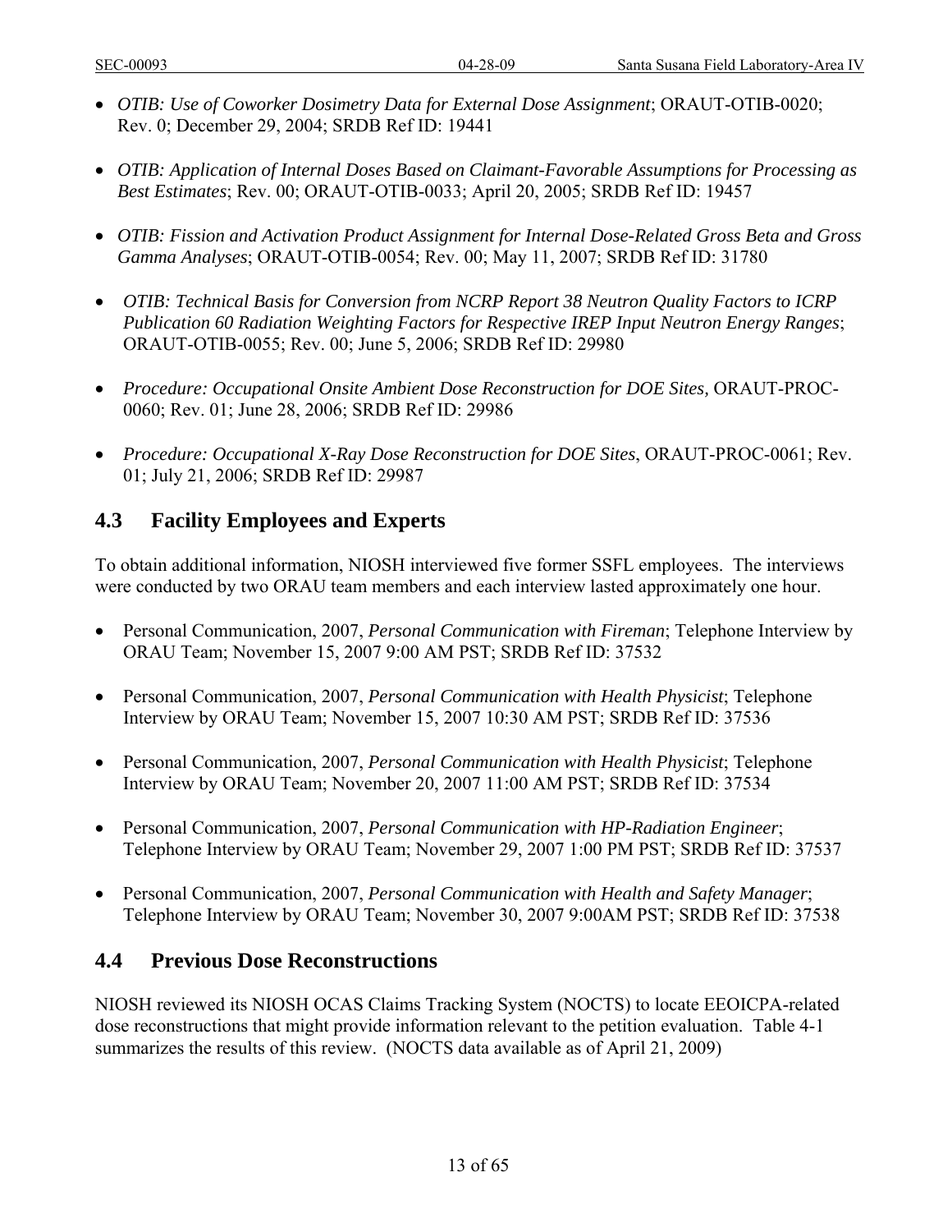- *OTIB: Use of Coworker Dosimetry Data for External Dose Assignment*; ORAUT-OTIB-0020; Rev. 0; December 29, 2004; SRDB Ref ID: 19441

- *OTIB: Application of Internal Doses Based on Claimant-Favorable Assumptions for Processing as Best Estimates*; Rev. 00; ORAUT-OTIB-0033; April 20, 2005; SRDB Ref ID: 19457

- *OTIB: Fission and Activation Product Assignment for Internal Dose-Related Gross Beta and Gross Gamma Analyses*; ORAUT-OTIB-0054; Rev. 00; May 11, 2007; SRDB Ref ID: 31780

- *OTIB: Technical Basis for Conversion from NCRP Report 38 Neutron Quality Factors to ICRP Publication 60 Radiation Weighting Factors for Respective IREP Input Neutron Energy Ranges*; ORAUT-OTIB-0055; Rev. 00; June 5, 2006; SRDB Ref ID: 29980

- *Procedure: Occupational Onsite Ambient Dose Reconstruction for DOE Sites,* ORAUT-PROC-0060; Rev. 01; June 28, 2006; SRDB Ref ID: 29986

- *Procedure: Occupational X-Ray Dose Reconstruction for DOE Sites*, ORAUT-PROC-0061; Rev. 01; July 21, 2006; SRDB Ref ID: 29987

## 4.3 Facility Employees and Experts

To obtain additional information, NIOSH interviewed five former SSFL employees. The interviews were conducted by two ORAU team members and each interview lasted approximately one hour.

- Personal Communication, 2007, *Personal Communication with Fireman*; Telephone Interview by ORAU Team; November 15, 2007 9:00 AM PST; SRDB Ref ID: 37532

- Personal Communication, 2007, *Personal Communication with Health Physicist*; Telephone Interview by ORAU Team; November 15, 2007 10:30 AM PST; SRDB Ref ID: 37536

- Personal Communication, 2007, *Personal Communication with Health Physicist*; Telephone Interview by ORAU Team; November 20, 2007 11:00 AM PST; SRDB Ref ID: 37534

- Personal Communication, 2007, *Personal Communication with HP-Radiation Engineer*; Telephone Interview by ORAU Team; November 29, 2007 1:00 PM PST; SRDB Ref ID: 37537

- Personal Communication, 2007, *Personal Communication with Health and Safety Manager*; Telephone Interview by ORAU Team; November 30, 2007 9:00AM PST; SRDB Ref ID: 37538

## 4.4 Previous Dose Reconstructions

NIOSH reviewed its NIOSH OCAS Claims Tracking System (NOCTS) to locate EEOICPA-related dose reconstructions that might provide information relevant to the petition evaluation. Table 4-1 summarizes the results of this review. (NOCTS data available as of April 21, 2009)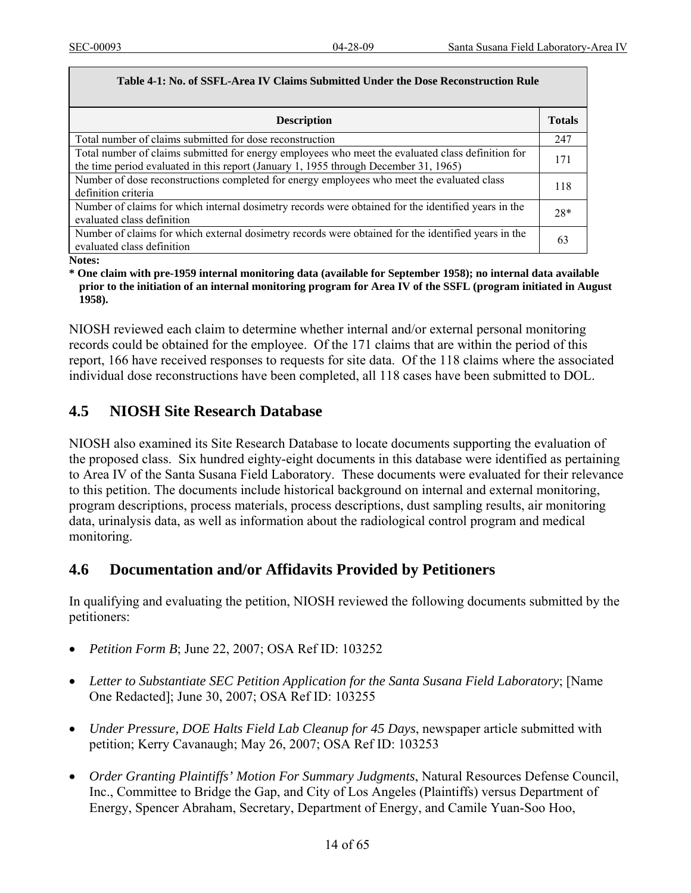| Table 4-1: No. of SSFL-Area IV Claims Submitted Under the Dose Reconstruction Rule | |
|---|---|
| **Description** | **Totals** |
| Total number of claims submitted for dose reconstruction | 247 |
| Total number of claims submitted for energy employees who meet the evaluated class definition for the time period evaluated in this report (January 1, 1955 through December 31, 1965) | 171 |
| Number of dose reconstructions completed for energy employees who meet the evaluated class definition criteria | 118 |
| Number of claims for which internal dosimetry records were obtained for the identified years in the evaluated class definition | 28* |
| Number of claims for which external dosimetry records were obtained for the identified years in the evaluated class definition | 63 |

**Notes:**

**\* One claim with pre-1959 internal monitoring data (available for September 1958); no internal data available prior to the initiation of an internal monitoring program for Area IV of the SSFL (program initiated in August 1958).**

NIOSH reviewed each claim to determine whether internal and/or external personal monitoring records could be obtained for the employee. Of the 171 claims that are within the period of this report, 166 have received responses to requests for site data. Of the 118 claims where the associated individual dose reconstructions have been completed, all 118 cases have been submitted to DOL.

## 4.5 NIOSH Site Research Database

NIOSH also examined its Site Research Database to locate documents supporting the evaluation of the proposed class. Six hundred eighty-eight documents in this database were identified as pertaining to Area IV of the Santa Susana Field Laboratory. These documents were evaluated for their relevance to this petition. The documents include historical background on internal and external monitoring, program descriptions, process materials, process descriptions, dust sampling results, air monitoring data, urinalysis data, as well as information about the radiological control program and medical monitoring.

## 4.6 Documentation and/or Affidavits Provided by Petitioners

In qualifying and evaluating the petition, NIOSH reviewed the following documents submitted by the petitioners:

- *Petition Form B*; June 22, 2007; OSA Ref ID: 103252
- *Letter to Substantiate SEC Petition Application for the Santa Susana Field Laboratory*; [Name One Redacted]; June 30, 2007; OSA Ref ID: 103255
- *Under Pressure, DOE Halts Field Lab Cleanup for 45 Days*, newspaper article submitted with petition; Kerry Cavanaugh; May 26, 2007; OSA Ref ID: 103253
- *Order Granting Plaintiffs' Motion For Summary Judgments*, Natural Resources Defense Council, Inc., Committee to Bridge the Gap, and City of Los Angeles (Plaintiffs) versus Department of Energy, Spencer Abraham, Secretary, Department of Energy, and Camile Yuan-Soo Hoo,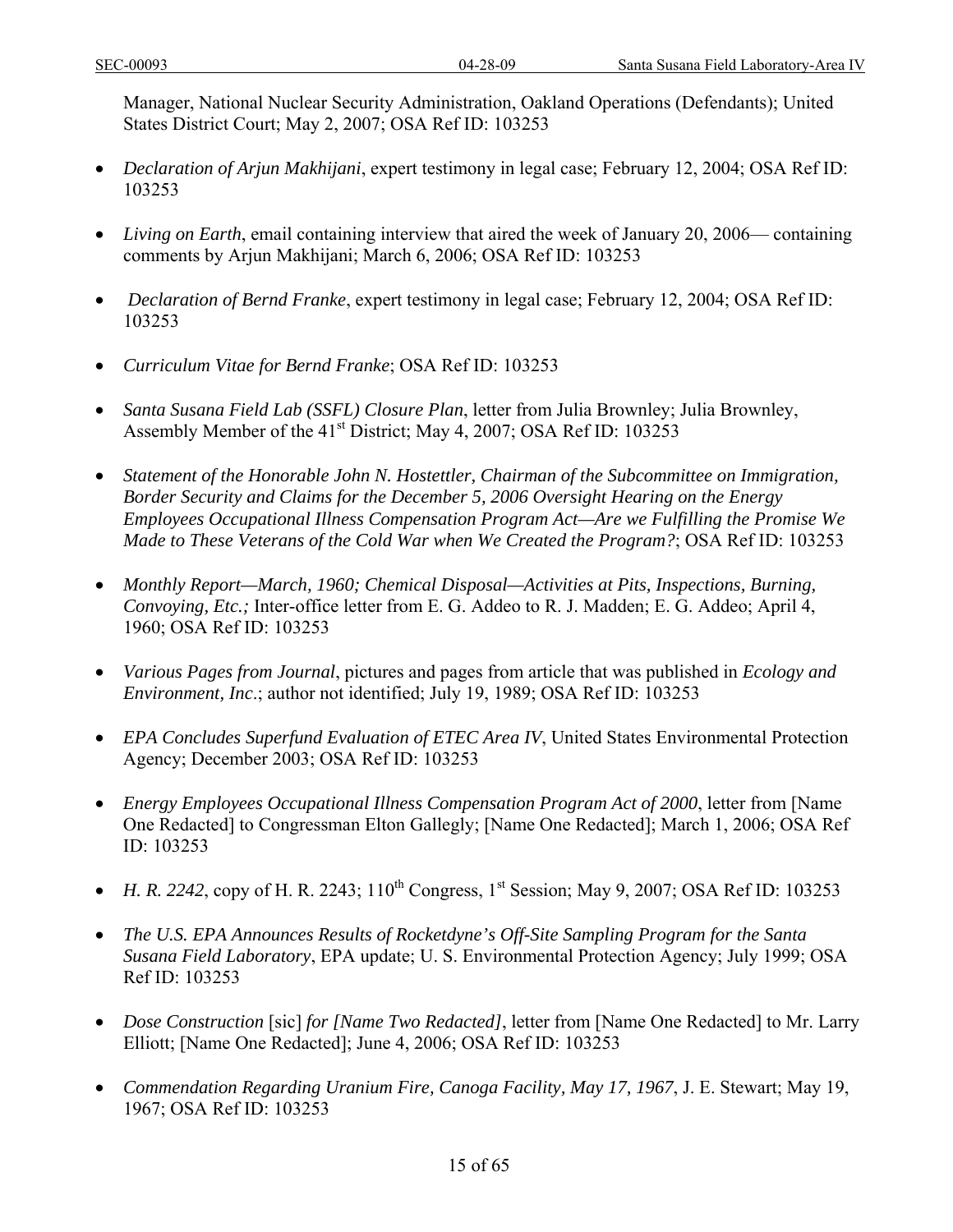Manager, National Nuclear Security Administration, Oakland Operations (Defendants); United States District Court; May 2, 2007; OSA Ref ID: 103253

- *Declaration of Arjun Makhijani*, expert testimony in legal case; February 12, 2004; OSA Ref ID: 103253

- *Living on Earth*, email containing interview that aired the week of January 20, 2006— containing comments by Arjun Makhijani; March 6, 2006; OSA Ref ID: 103253

- *Declaration of Bernd Franke*, expert testimony in legal case; February 12, 2004; OSA Ref ID: 103253

- *Curriculum Vitae for Bernd Franke*; OSA Ref ID: 103253

- *Santa Susana Field Lab (SSFL) Closure Plan*, letter from Julia Brownley; Julia Brownley, Assembly Member of the 41st District; May 4, 2007; OSA Ref ID: 103253

- *Statement of the Honorable John N. Hostettler, Chairman of the Subcommittee on Immigration, Border Security and Claims for the December 5, 2006 Oversight Hearing on the Energy Employees Occupational Illness Compensation Program Act—Are we Fulfilling the Promise We Made to These Veterans of the Cold War when We Created the Program?*; OSA Ref ID: 103253

- *Monthly Report—March, 1960; Chemical Disposal—Activities at Pits, Inspections, Burning, Convoying, Etc.;* Inter-office letter from E. G. Addeo to R. J. Madden; E. G. Addeo; April 4, 1960; OSA Ref ID: 103253

- *Various Pages from Journal*, pictures and pages from article that was published in *Ecology and Environment, Inc*.; author not identified; July 19, 1989; OSA Ref ID: 103253

- *EPA Concludes Superfund Evaluation of ETEC Area IV*, United States Environmental Protection Agency; December 2003; OSA Ref ID: 103253

- *Energy Employees Occupational Illness Compensation Program Act of 2000*, letter from [Name One Redacted] to Congressman Elton Gallegly; [Name One Redacted]; March 1, 2006; OSA Ref ID: 103253

- *H. R. 2242*, copy of H. R. 2243; 110th Congress, 1st Session; May 9, 2007; OSA Ref ID: 103253

- *The U.S. EPA Announces Results of Rocketdyne's Off-Site Sampling Program for the Santa Susana Field Laboratory*, EPA update; U. S. Environmental Protection Agency; July 1999; OSA Ref ID: 103253

- *Dose Construction* [sic] *for [Name Two Redacted]*, letter from [Name One Redacted] to Mr. Larry Elliott; [Name One Redacted]; June 4, 2006; OSA Ref ID: 103253

- *Commendation Regarding Uranium Fire, Canoga Facility, May 17, 1967*, J. E. Stewart; May 19, 1967; OSA Ref ID: 103253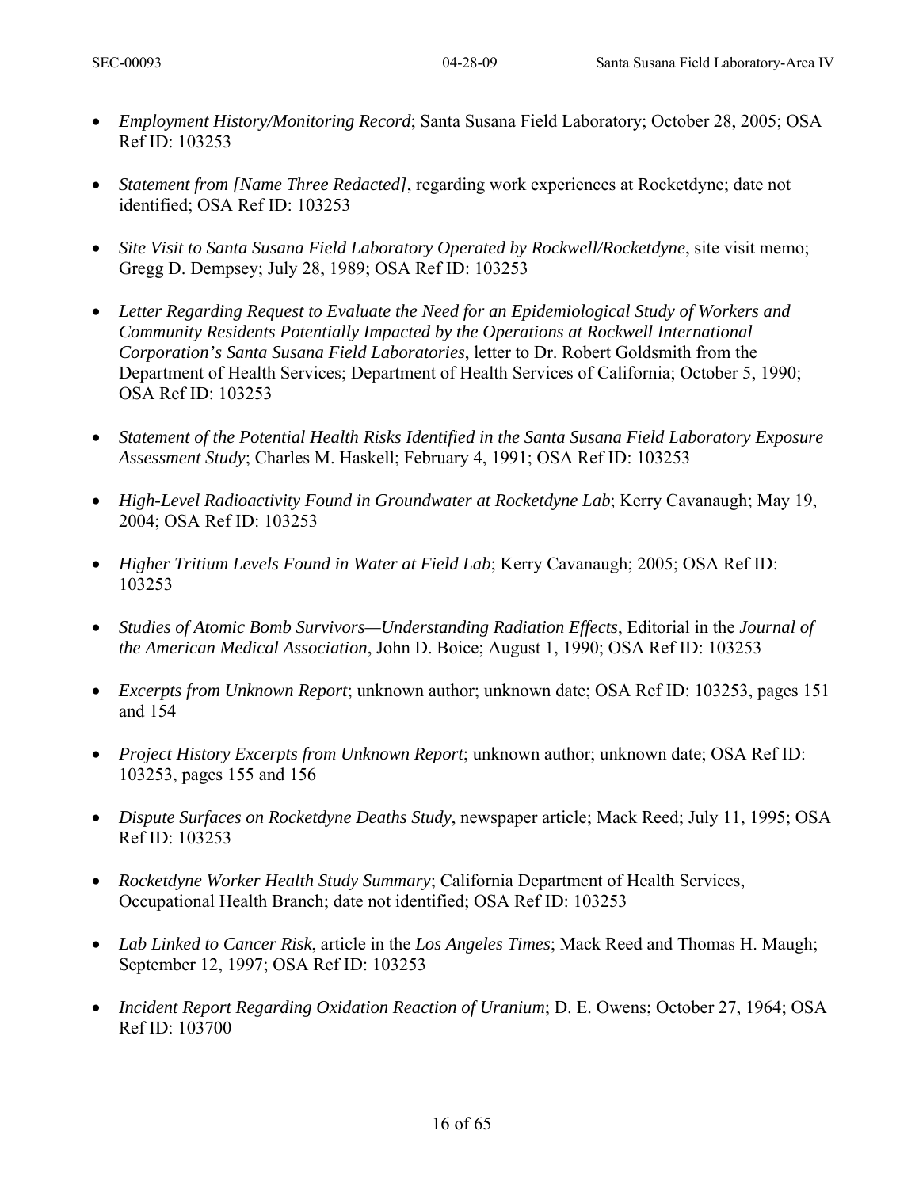- *Employment History/Monitoring Record*; Santa Susana Field Laboratory; October 28, 2005; OSA Ref ID: 103253

- *Statement from [Name Three Redacted]*, regarding work experiences at Rocketdyne; date not identified; OSA Ref ID: 103253

- *Site Visit to Santa Susana Field Laboratory Operated by Rockwell/Rocketdyne*, site visit memo; Gregg D. Dempsey; July 28, 1989; OSA Ref ID: 103253

- *Letter Regarding Request to Evaluate the Need for an Epidemiological Study of Workers and Community Residents Potentially Impacted by the Operations at Rockwell International Corporation's Santa Susana Field Laboratories*, letter to Dr. Robert Goldsmith from the Department of Health Services; Department of Health Services of California; October 5, 1990; OSA Ref ID: 103253

- *Statement of the Potential Health Risks Identified in the Santa Susana Field Laboratory Exposure Assessment Study*; Charles M. Haskell; February 4, 1991; OSA Ref ID: 103253

- *High-Level Radioactivity Found in Groundwater at Rocketdyne Lab*; Kerry Cavanaugh; May 19, 2004; OSA Ref ID: 103253

- *Higher Tritium Levels Found in Water at Field Lab*; Kerry Cavanaugh; 2005; OSA Ref ID: 103253

- *Studies of Atomic Bomb Survivors—Understanding Radiation Effects*, Editorial in the *Journal of the American Medical Association*, John D. Boice; August 1, 1990; OSA Ref ID: 103253

- *Excerpts from Unknown Report*; unknown author; unknown date; OSA Ref ID: 103253, pages 151 and 154

- *Project History Excerpts from Unknown Report*; unknown author; unknown date; OSA Ref ID: 103253, pages 155 and 156

- *Dispute Surfaces on Rocketdyne Deaths Study*, newspaper article; Mack Reed; July 11, 1995; OSA Ref ID: 103253

- *Rocketdyne Worker Health Study Summary*; California Department of Health Services, Occupational Health Branch; date not identified; OSA Ref ID: 103253

- *Lab Linked to Cancer Risk*, article in the *Los Angeles Times*; Mack Reed and Thomas H. Maugh; September 12, 1997; OSA Ref ID: 103253

- *Incident Report Regarding Oxidation Reaction of Uranium*; D. E. Owens; October 27, 1964; OSA Ref ID: 103700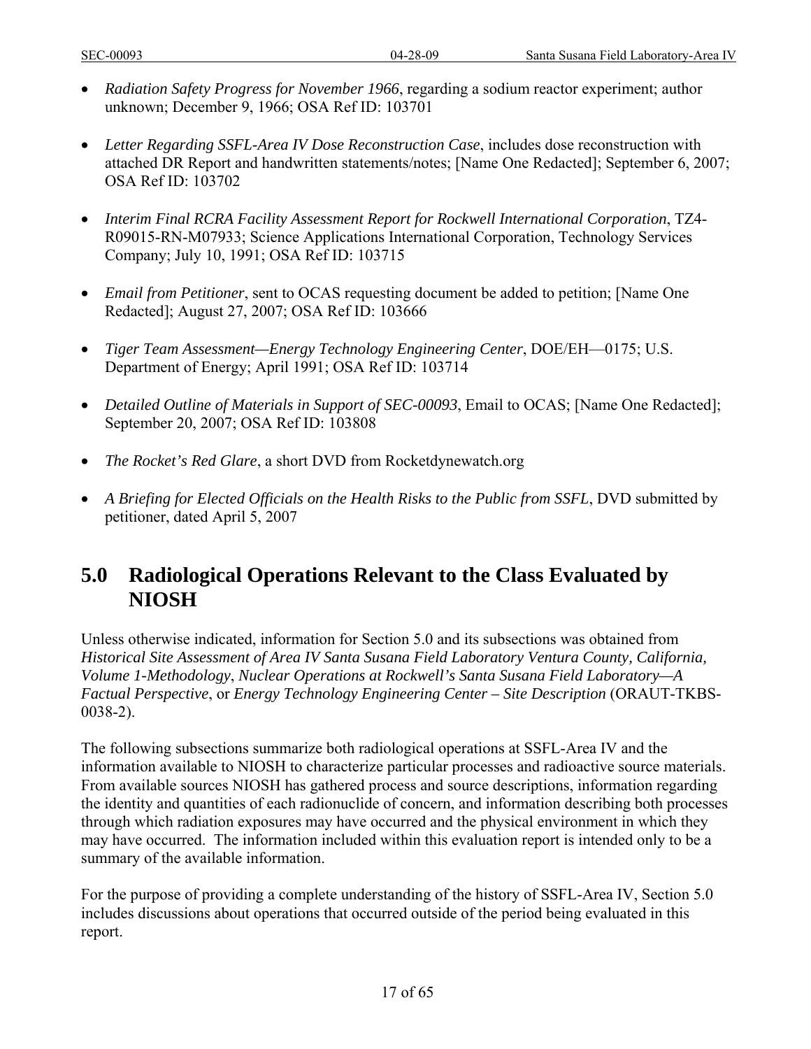- *Radiation Safety Progress for November 1966*, regarding a sodium reactor experiment; author unknown; December 9, 1966; OSA Ref ID: 103701

- *Letter Regarding SSFL-Area IV Dose Reconstruction Case*, includes dose reconstruction with attached DR Report and handwritten statements/notes; [Name One Redacted]; September 6, 2007; OSA Ref ID: 103702

- *Interim Final RCRA Facility Assessment Report for Rockwell International Corporation*, TZ4-R09015-RN-M07933; Science Applications International Corporation, Technology Services Company; July 10, 1991; OSA Ref ID: 103715

- *Email from Petitioner*, sent to OCAS requesting document be added to petition; [Name One Redacted]; August 27, 2007; OSA Ref ID: 103666

- *Tiger Team Assessment—Energy Technology Engineering Center*, DOE/EH—0175; U.S. Department of Energy; April 1991; OSA Ref ID: 103714

- *Detailed Outline of Materials in Support of SEC-00093*, Email to OCAS; [Name One Redacted]; September 20, 2007; OSA Ref ID: 103808

- *The Rocket's Red Glare*, a short DVD from Rocketdynewatch.org

- *A Briefing for Elected Officials on the Health Risks to the Public from SSFL*, DVD submitted by petitioner, dated April 5, 2007

# 5.0 Radiological Operations Relevant to the Class Evaluated by NIOSH

Unless otherwise indicated, information for Section 5.0 and its subsections was obtained from *Historical Site Assessment of Area IV Santa Susana Field Laboratory Ventura County, California, Volume 1-Methodology*, *Nuclear Operations at Rockwell's Santa Susana Field Laboratory—A Factual Perspective*, or *Energy Technology Engineering Center – Site Description* (ORAUT-TKBS-0038-2).

The following subsections summarize both radiological operations at SSFL-Area IV and the information available to NIOSH to characterize particular processes and radioactive source materials. From available sources NIOSH has gathered process and source descriptions, information regarding the identity and quantities of each radionuclide of concern, and information describing both processes through which radiation exposures may have occurred and the physical environment in which they may have occurred. The information included within this evaluation report is intended only to be a summary of the available information.

For the purpose of providing a complete understanding of the history of SSFL-Area IV, Section 5.0 includes discussions about operations that occurred outside of the period being evaluated in this report.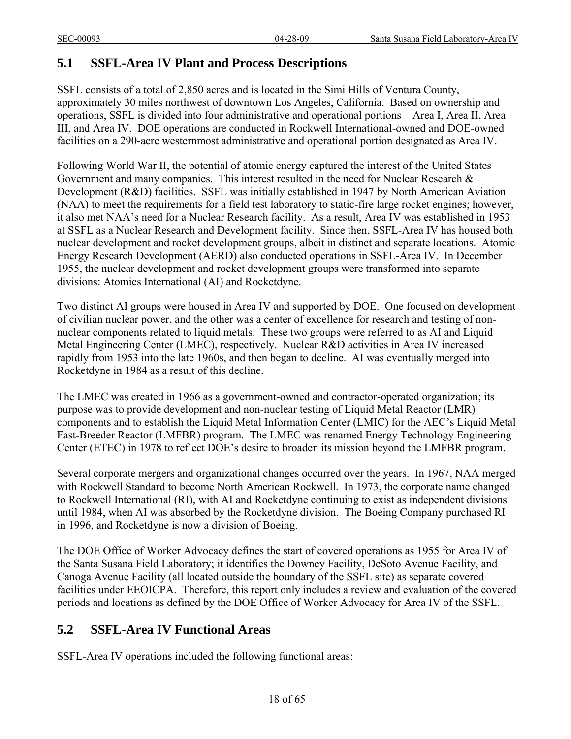## 5.1 SSFL-Area IV Plant and Process Descriptions

SSFL consists of a total of 2,850 acres and is located in the Simi Hills of Ventura County, approximately 30 miles northwest of downtown Los Angeles, California. Based on ownership and operations, SSFL is divided into four administrative and operational portions—Area I, Area II, Area III, and Area IV. DOE operations are conducted in Rockwell International-owned and DOE-owned facilities on a 290-acre westernmost administrative and operational portion designated as Area IV.

Following World War II, the potential of atomic energy captured the interest of the United States Government and many companies. This interest resulted in the need for Nuclear Research & Development (R&D) facilities. SSFL was initially established in 1947 by North American Aviation (NAA) to meet the requirements for a field test laboratory to static-fire large rocket engines; however, it also met NAA's need for a Nuclear Research facility. As a result, Area IV was established in 1953 at SSFL as a Nuclear Research and Development facility. Since then, SSFL-Area IV has housed both nuclear development and rocket development groups, albeit in distinct and separate locations. Atomic Energy Research Development (AERD) also conducted operations in SSFL-Area IV. In December 1955, the nuclear development and rocket development groups were transformed into separate divisions: Atomics International (AI) and Rocketdyne.

Two distinct AI groups were housed in Area IV and supported by DOE. One focused on development of civilian nuclear power, and the other was a center of excellence for research and testing of non-nuclear components related to liquid metals. These two groups were referred to as AI and Liquid Metal Engineering Center (LMEC), respectively. Nuclear R&D activities in Area IV increased rapidly from 1953 into the late 1960s, and then began to decline. AI was eventually merged into Rocketdyne in 1984 as a result of this decline.

The LMEC was created in 1966 as a government-owned and contractor-operated organization; its purpose was to provide development and non-nuclear testing of Liquid Metal Reactor (LMR) components and to establish the Liquid Metal Information Center (LMIC) for the AEC's Liquid Metal Fast-Breeder Reactor (LMFBR) program. The LMEC was renamed Energy Technology Engineering Center (ETEC) in 1978 to reflect DOE's desire to broaden its mission beyond the LMFBR program.

Several corporate mergers and organizational changes occurred over the years. In 1967, NAA merged with Rockwell Standard to become North American Rockwell. In 1973, the corporate name changed to Rockwell International (RI), with AI and Rocketdyne continuing to exist as independent divisions until 1984, when AI was absorbed by the Rocketdyne division. The Boeing Company purchased RI in 1996, and Rocketdyne is now a division of Boeing.

The DOE Office of Worker Advocacy defines the start of covered operations as 1955 for Area IV of the Santa Susana Field Laboratory; it identifies the Downey Facility, DeSoto Avenue Facility, and Canoga Avenue Facility (all located outside the boundary of the SSFL site) as separate covered facilities under EEOICPA. Therefore, this report only includes a review and evaluation of the covered periods and locations as defined by the DOE Office of Worker Advocacy for Area IV of the SSFL.

## 5.2 SSFL-Area IV Functional Areas

SSFL-Area IV operations included the following functional areas: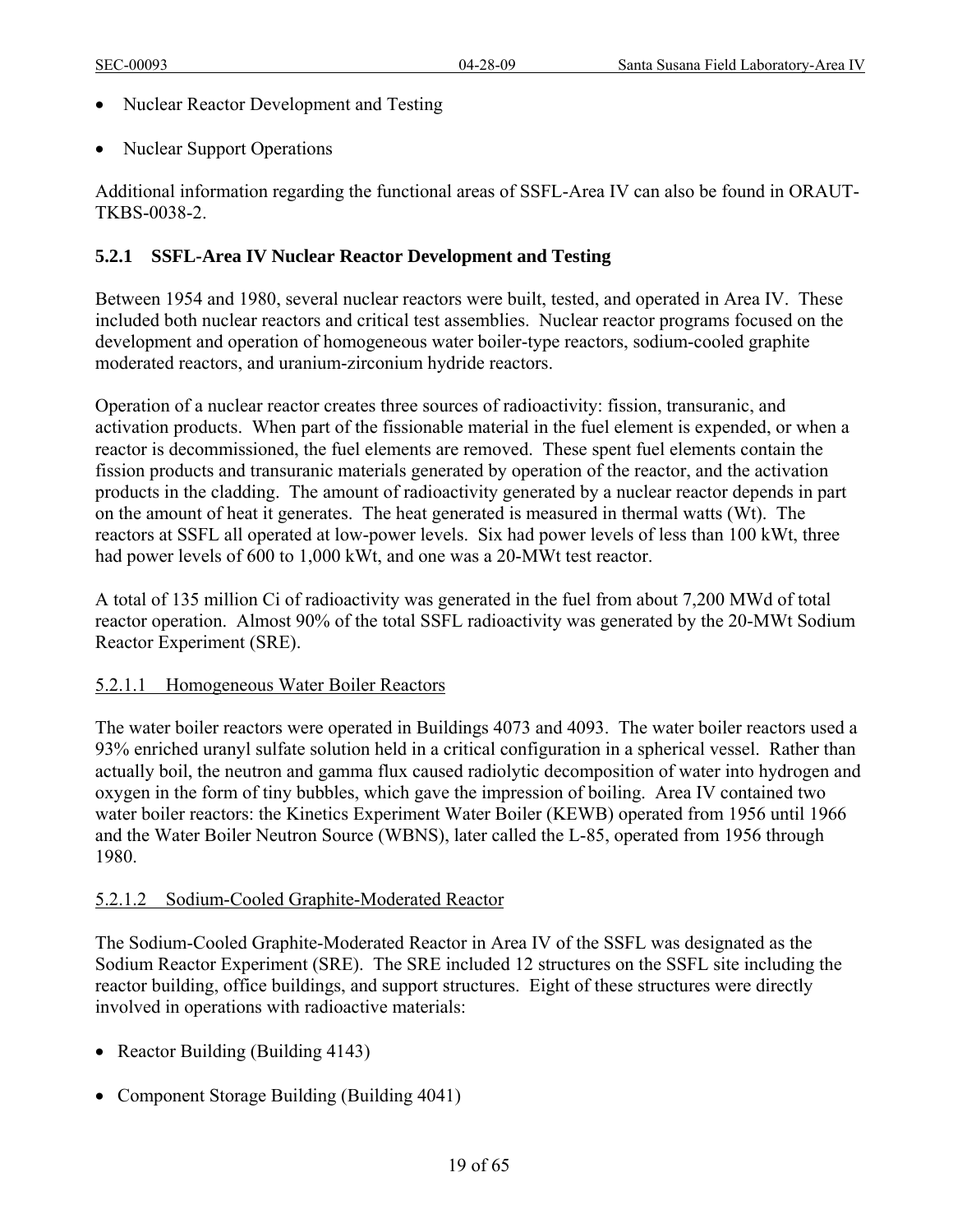- Nuclear Reactor Development and Testing
- Nuclear Support Operations

Additional information regarding the functional areas of SSFL-Area IV can also be found in ORAUT-TKBS-0038-2.

### 5.2.1 SSFL-Area IV Nuclear Reactor Development and Testing

Between 1954 and 1980, several nuclear reactors were built, tested, and operated in Area IV. These included both nuclear reactors and critical test assemblies. Nuclear reactor programs focused on the development and operation of homogeneous water boiler-type reactors, sodium-cooled graphite moderated reactors, and uranium-zirconium hydride reactors.

Operation of a nuclear reactor creates three sources of radioactivity: fission, transuranic, and activation products. When part of the fissionable material in the fuel element is expended, or when a reactor is decommissioned, the fuel elements are removed. These spent fuel elements contain the fission products and transuranic materials generated by operation of the reactor, and the activation products in the cladding. The amount of radioactivity generated by a nuclear reactor depends in part on the amount of heat it generates. The heat generated is measured in thermal watts (Wt). The reactors at SSFL all operated at low-power levels. Six had power levels of less than 100 kWt, three had power levels of 600 to 1,000 kWt, and one was a 20-MWt test reactor.

A total of 135 million Ci of radioactivity was generated in the fuel from about 7,200 MWd of total reactor operation. Almost 90% of the total SSFL radioactivity was generated by the 20-MWt Sodium Reactor Experiment (SRE).

#### 5.2.1.1 Homogeneous Water Boiler Reactors

The water boiler reactors were operated in Buildings 4073 and 4093. The water boiler reactors used a 93% enriched uranyl sulfate solution held in a critical configuration in a spherical vessel. Rather than actually boil, the neutron and gamma flux caused radiolytic decomposition of water into hydrogen and oxygen in the form of tiny bubbles, which gave the impression of boiling. Area IV contained two water boiler reactors: the Kinetics Experiment Water Boiler (KEWB) operated from 1956 until 1966 and the Water Boiler Neutron Source (WBNS), later called the L-85, operated from 1956 through 1980.

#### 5.2.1.2 Sodium-Cooled Graphite-Moderated Reactor

The Sodium-Cooled Graphite-Moderated Reactor in Area IV of the SSFL was designated as the Sodium Reactor Experiment (SRE). The SRE included 12 structures on the SSFL site including the reactor building, office buildings, and support structures. Eight of these structures were directly involved in operations with radioactive materials:

- Reactor Building (Building 4143)
- Component Storage Building (Building 4041)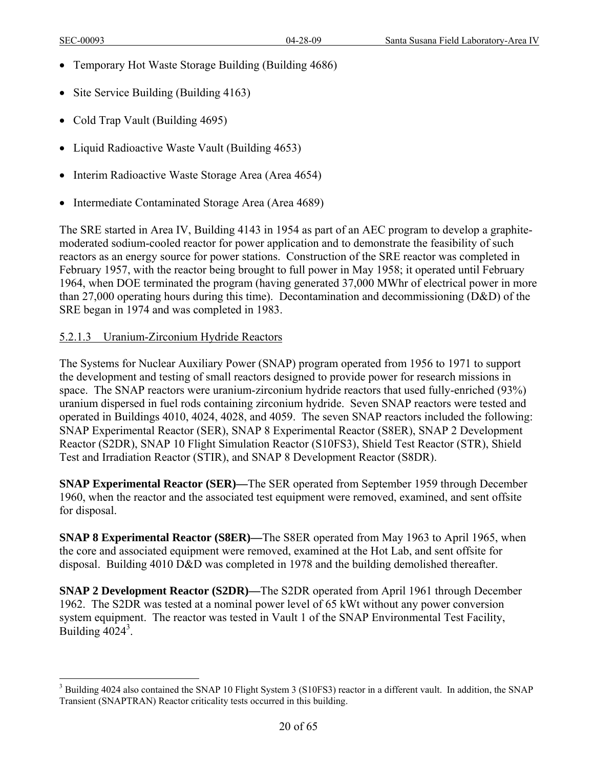- Temporary Hot Waste Storage Building (Building 4686)
- Site Service Building (Building 4163)
- Cold Trap Vault (Building 4695)
- Liquid Radioactive Waste Vault (Building 4653)
- Interim Radioactive Waste Storage Area (Area 4654)
- Intermediate Contaminated Storage Area (Area 4689)

The SRE started in Area IV, Building 4143 in 1954 as part of an AEC program to develop a graphite-moderated sodium-cooled reactor for power application and to demonstrate the feasibility of such reactors as an energy source for power stations. Construction of the SRE reactor was completed in February 1957, with the reactor being brought to full power in May 1958; it operated until February 1964, when DOE terminated the program (having generated 37,000 MWhr of electrical power in more than 27,000 operating hours during this time). Decontamination and decommissioning (D&D) of the SRE began in 1974 and was completed in 1983.

#### 5.2.1.3 Uranium-Zirconium Hydride Reactors

The Systems for Nuclear Auxiliary Power (SNAP) program operated from 1956 to 1971 to support the development and testing of small reactors designed to provide power for research missions in space. The SNAP reactors were uranium-zirconium hydride reactors that used fully-enriched (93%) uranium dispersed in fuel rods containing zirconium hydride. Seven SNAP reactors were tested and operated in Buildings 4010, 4024, 4028, and 4059. The seven SNAP reactors included the following: SNAP Experimental Reactor (SER), SNAP 8 Experimental Reactor (S8ER), SNAP 2 Development Reactor (S2DR), SNAP 10 Flight Simulation Reactor (S10FS3), Shield Test Reactor (STR), Shield Test and Irradiation Reactor (STIR), and SNAP 8 Development Reactor (S8DR).

**SNAP Experimental Reactor (SER)—**The SER operated from September 1959 through December 1960, when the reactor and the associated test equipment were removed, examined, and sent offsite for disposal.

**SNAP 8 Experimental Reactor (S8ER)—**The S8ER operated from May 1963 to April 1965, when the core and associated equipment were removed, examined at the Hot Lab, and sent offsite for disposal. Building 4010 D&D was completed in 1978 and the building demolished thereafter.

**SNAP 2 Development Reactor (S2DR)—**The S2DR operated from April 1961 through December 1962. The S2DR was tested at a nominal power level of 65 kWt without any power conversion system equipment. The reactor was tested in Vault 1 of the SNAP Environmental Test Facility, Building 4024[3].

[3] Building 4024 also contained the SNAP 10 Flight System 3 (S10FS3) reactor in a different vault. In addition, the SNAP Transient (SNAPTRAN) Reactor criticality tests occurred in this building.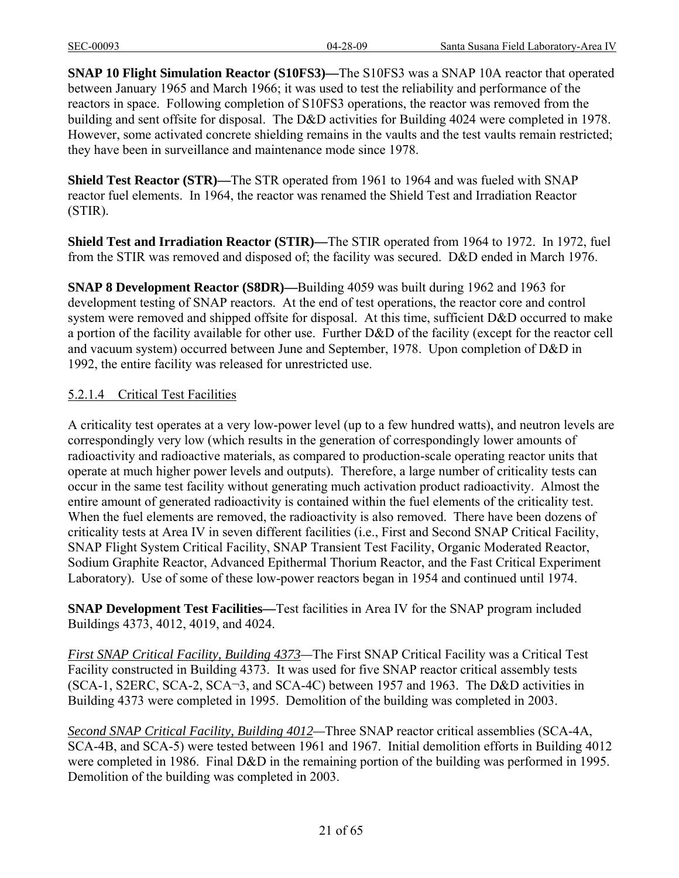**SNAP 10 Flight Simulation Reactor (S10FS3)—**The S10FS3 was a SNAP 10A reactor that operated between January 1965 and March 1966; it was used to test the reliability and performance of the reactors in space. Following completion of S10FS3 operations, the reactor was removed from the building and sent offsite for disposal. The D&D activities for Building 4024 were completed in 1978. However, some activated concrete shielding remains in the vaults and the test vaults remain restricted; they have been in surveillance and maintenance mode since 1978.

**Shield Test Reactor (STR)—**The STR operated from 1961 to 1964 and was fueled with SNAP reactor fuel elements. In 1964, the reactor was renamed the Shield Test and Irradiation Reactor (STIR).

**Shield Test and Irradiation Reactor (STIR)—**The STIR operated from 1964 to 1972. In 1972, fuel from the STIR was removed and disposed of; the facility was secured. D&D ended in March 1976.

**SNAP 8 Development Reactor (S8DR)—**Building 4059 was built during 1962 and 1963 for development testing of SNAP reactors. At the end of test operations, the reactor core and control system were removed and shipped offsite for disposal. At this time, sufficient D&D occurred to make a portion of the facility available for other use. Further D&D of the facility (except for the reactor cell and vacuum system) occurred between June and September, 1978. Upon completion of D&D in 1992, the entire facility was released for unrestricted use.

#### 5.2.1.4 Critical Test Facilities

A criticality test operates at a very low-power level (up to a few hundred watts), and neutron levels are correspondingly very low (which results in the generation of correspondingly lower amounts of radioactivity and radioactive materials, as compared to production-scale operating reactor units that operate at much higher power levels and outputs). Therefore, a large number of criticality tests can occur in the same test facility without generating much activation product radioactivity. Almost the entire amount of generated radioactivity is contained within the fuel elements of the criticality test. When the fuel elements are removed, the radioactivity is also removed. There have been dozens of criticality tests at Area IV in seven different facilities (i.e., First and Second SNAP Critical Facility, SNAP Flight System Critical Facility, SNAP Transient Test Facility, Organic Moderated Reactor, Sodium Graphite Reactor, Advanced Epithermal Thorium Reactor, and the Fast Critical Experiment Laboratory). Use of some of these low-power reactors began in 1954 and continued until 1974.

**SNAP Development Test Facilities—**Test facilities in Area IV for the SNAP program included Buildings 4373, 4012, 4019, and 4024.

*First SNAP Critical Facility, Building 4373*—The First SNAP Critical Facility was a Critical Test Facility constructed in Building 4373. It was used for five SNAP reactor critical assembly tests (SCA-1, S2ERC, SCA-2, SCA¬3, and SCA-4C) between 1957 and 1963. The D&D activities in Building 4373 were completed in 1995. Demolition of the building was completed in 2003.

*Second SNAP Critical Facility, Building 4012*—Three SNAP reactor critical assemblies (SCA-4A, SCA-4B, and SCA-5) were tested between 1961 and 1967. Initial demolition efforts in Building 4012 were completed in 1986. Final D&D in the remaining portion of the building was performed in 1995. Demolition of the building was completed in 2003.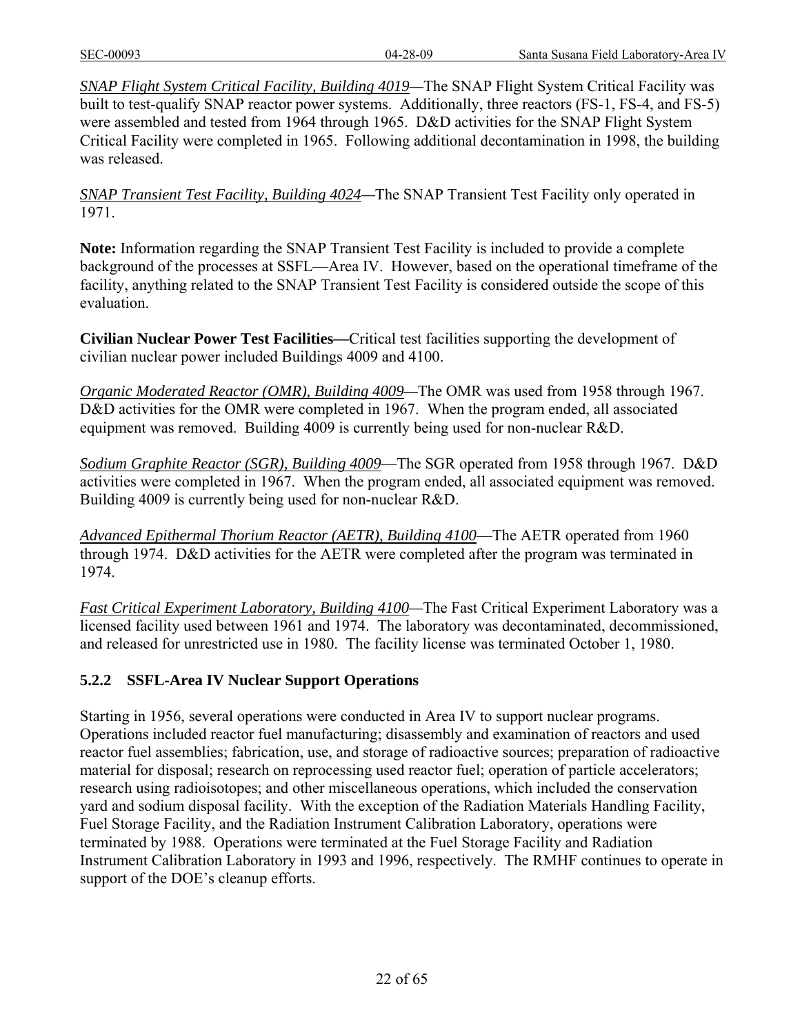*SNAP Flight System Critical Facility, Building 4019*—The SNAP Flight System Critical Facility was built to test-qualify SNAP reactor power systems. Additionally, three reactors (FS-1, FS-4, and FS-5) were assembled and tested from 1964 through 1965. D&D activities for the SNAP Flight System Critical Facility were completed in 1965. Following additional decontamination in 1998, the building was released.

*SNAP Transient Test Facility, Building 4024*—The SNAP Transient Test Facility only operated in 1971.

**Note:** Information regarding the SNAP Transient Test Facility is included to provide a complete background of the processes at SSFL—Area IV. However, based on the operational timeframe of the facility, anything related to the SNAP Transient Test Facility is considered outside the scope of this evaluation.

**Civilian Nuclear Power Test Facilities—**Critical test facilities supporting the development of civilian nuclear power included Buildings 4009 and 4100.

*Organic Moderated Reactor (OMR), Building 4009*—The OMR was used from 1958 through 1967. D&D activities for the OMR were completed in 1967. When the program ended, all associated equipment was removed. Building 4009 is currently being used for non-nuclear R&D.

*Sodium Graphite Reactor (SGR), Building 4009*—The SGR operated from 1958 through 1967. D&D activities were completed in 1967. When the program ended, all associated equipment was removed. Building 4009 is currently being used for non-nuclear R&D.

*Advanced Epithermal Thorium Reactor (AETR), Building 4100*—The AETR operated from 1960 through 1974. D&D activities for the AETR were completed after the program was terminated in 1974.

*Fast Critical Experiment Laboratory, Building 4100*—The Fast Critical Experiment Laboratory was a licensed facility used between 1961 and 1974. The laboratory was decontaminated, decommissioned, and released for unrestricted use in 1980. The facility license was terminated October 1, 1980.

### 5.2.2 SSFL-Area IV Nuclear Support Operations

Starting in 1956, several operations were conducted in Area IV to support nuclear programs. Operations included reactor fuel manufacturing; disassembly and examination of reactors and used reactor fuel assemblies; fabrication, use, and storage of radioactive sources; preparation of radioactive material for disposal; research on reprocessing used reactor fuel; operation of particle accelerators; research using radioisotopes; and other miscellaneous operations, which included the conservation yard and sodium disposal facility. With the exception of the Radiation Materials Handling Facility, Fuel Storage Facility, and the Radiation Instrument Calibration Laboratory, operations were terminated by 1988. Operations were terminated at the Fuel Storage Facility and Radiation Instrument Calibration Laboratory in 1993 and 1996, respectively. The RMHF continues to operate in support of the DOE's cleanup efforts.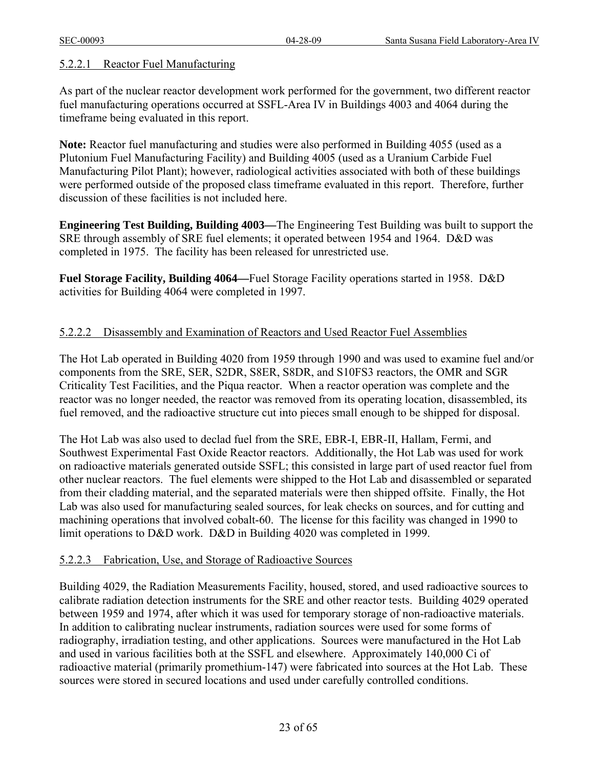#### 5.2.2.1 Reactor Fuel Manufacturing

As part of the nuclear reactor development work performed for the government, two different reactor fuel manufacturing operations occurred at SSFL-Area IV in Buildings 4003 and 4064 during the timeframe being evaluated in this report.

**Note:** Reactor fuel manufacturing and studies were also performed in Building 4055 (used as a Plutonium Fuel Manufacturing Facility) and Building 4005 (used as a Uranium Carbide Fuel Manufacturing Pilot Plant); however, radiological activities associated with both of these buildings were performed outside of the proposed class timeframe evaluated in this report. Therefore, further discussion of these facilities is not included here.

**Engineering Test Building, Building 4003—**The Engineering Test Building was built to support the SRE through assembly of SRE fuel elements; it operated between 1954 and 1964. D&D was completed in 1975. The facility has been released for unrestricted use.

**Fuel Storage Facility, Building 4064—**Fuel Storage Facility operations started in 1958. D&D activities for Building 4064 were completed in 1997.

#### 5.2.2.2 Disassembly and Examination of Reactors and Used Reactor Fuel Assemblies

The Hot Lab operated in Building 4020 from 1959 through 1990 and was used to examine fuel and/or components from the SRE, SER, S2DR, S8ER, S8DR, and S10FS3 reactors, the OMR and SGR Criticality Test Facilities, and the Piqua reactor. When a reactor operation was complete and the reactor was no longer needed, the reactor was removed from its operating location, disassembled, its fuel removed, and the radioactive structure cut into pieces small enough to be shipped for disposal.

The Hot Lab was also used to declad fuel from the SRE, EBR-I, EBR-II, Hallam, Fermi, and Southwest Experimental Fast Oxide Reactor reactors. Additionally, the Hot Lab was used for work on radioactive materials generated outside SSFL; this consisted in large part of used reactor fuel from other nuclear reactors. The fuel elements were shipped to the Hot Lab and disassembled or separated from their cladding material, and the separated materials were then shipped offsite. Finally, the Hot Lab was also used for manufacturing sealed sources, for leak checks on sources, and for cutting and machining operations that involved cobalt-60. The license for this facility was changed in 1990 to limit operations to D&D work. D&D in Building 4020 was completed in 1999.

#### 5.2.2.3 Fabrication, Use, and Storage of Radioactive Sources

Building 4029, the Radiation Measurements Facility, housed, stored, and used radioactive sources to calibrate radiation detection instruments for the SRE and other reactor tests. Building 4029 operated between 1959 and 1974, after which it was used for temporary storage of non-radioactive materials. In addition to calibrating nuclear instruments, radiation sources were used for some forms of radiography, irradiation testing, and other applications. Sources were manufactured in the Hot Lab and used in various facilities both at the SSFL and elsewhere. Approximately 140,000 Ci of radioactive material (primarily promethium-147) were fabricated into sources at the Hot Lab. These sources were stored in secured locations and used under carefully controlled conditions.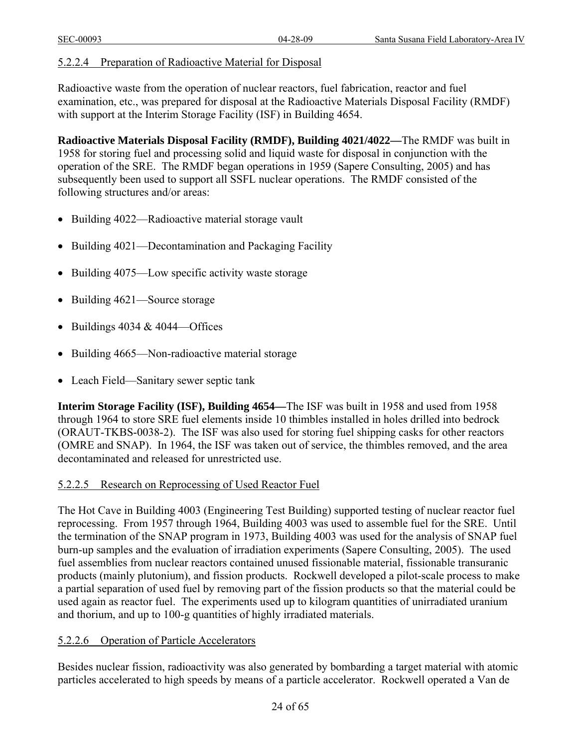#### 5.2.2.4 Preparation of Radioactive Material for Disposal

Radioactive waste from the operation of nuclear reactors, fuel fabrication, reactor and fuel examination, etc., was prepared for disposal at the Radioactive Materials Disposal Facility (RMDF) with support at the Interim Storage Facility (ISF) in Building 4654.

**Radioactive Materials Disposal Facility (RMDF), Building 4021/4022—**The RMDF was built in 1958 for storing fuel and processing solid and liquid waste for disposal in conjunction with the operation of the SRE. The RMDF began operations in 1959 (Sapere Consulting, 2005) and has subsequently been used to support all SSFL nuclear operations. The RMDF consisted of the following structures and/or areas:

- Building 4022—Radioactive material storage vault
- Building 4021—Decontamination and Packaging Facility
- Building 4075—Low specific activity waste storage
- Building 4621—Source storage
- Buildings 4034 & 4044—Offices
- Building 4665—Non-radioactive material storage
- Leach Field—Sanitary sewer septic tank

**Interim Storage Facility (ISF), Building 4654—**The ISF was built in 1958 and used from 1958 through 1964 to store SRE fuel elements inside 10 thimbles installed in holes drilled into bedrock (ORAUT-TKBS-0038-2). The ISF was also used for storing fuel shipping casks for other reactors (OMRE and SNAP). In 1964, the ISF was taken out of service, the thimbles removed, and the area decontaminated and released for unrestricted use.

#### 5.2.2.5 Research on Reprocessing of Used Reactor Fuel

The Hot Cave in Building 4003 (Engineering Test Building) supported testing of nuclear reactor fuel reprocessing. From 1957 through 1964, Building 4003 was used to assemble fuel for the SRE. Until the termination of the SNAP program in 1973, Building 4003 was used for the analysis of SNAP fuel burn-up samples and the evaluation of irradiation experiments (Sapere Consulting, 2005). The used fuel assemblies from nuclear reactors contained unused fissionable material, fissionable transuranic products (mainly plutonium), and fission products. Rockwell developed a pilot-scale process to make a partial separation of used fuel by removing part of the fission products so that the material could be used again as reactor fuel. The experiments used up to kilogram quantities of unirradiated uranium and thorium, and up to 100-g quantities of highly irradiated materials.

#### 5.2.2.6 Operation of Particle Accelerators

Besides nuclear fission, radioactivity was also generated by bombarding a target material with atomic particles accelerated to high speeds by means of a particle accelerator. Rockwell operated a Van de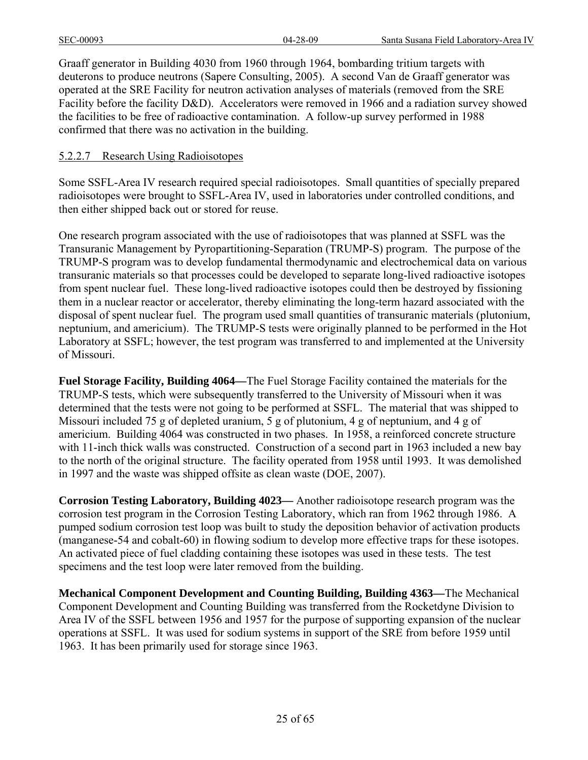Graaff generator in Building 4030 from 1960 through 1964, bombarding tritium targets with deuterons to produce neutrons (Sapere Consulting, 2005). A second Van de Graaff generator was operated at the SRE Facility for neutron activation analyses of materials (removed from the SRE Facility before the facility D&D). Accelerators were removed in 1966 and a radiation survey showed the facilities to be free of radioactive contamination. A follow-up survey performed in 1988 confirmed that there was no activation in the building.

#### 5.2.2.7 Research Using Radioisotopes

Some SSFL-Area IV research required special radioisotopes. Small quantities of specially prepared radioisotopes were brought to SSFL-Area IV, used in laboratories under controlled conditions, and then either shipped back out or stored for reuse.

One research program associated with the use of radioisotopes that was planned at SSFL was the Transuranic Management by Pyropartitioning-Separation (TRUMP-S) program. The purpose of the TRUMP-S program was to develop fundamental thermodynamic and electrochemical data on various transuranic materials so that processes could be developed to separate long-lived radioactive isotopes from spent nuclear fuel. These long-lived radioactive isotopes could then be destroyed by fissioning them in a nuclear reactor or accelerator, thereby eliminating the long-term hazard associated with the disposal of spent nuclear fuel. The program used small quantities of transuranic materials (plutonium, neptunium, and americium). The TRUMP-S tests were originally planned to be performed in the Hot Laboratory at SSFL; however, the test program was transferred to and implemented at the University of Missouri.

**Fuel Storage Facility, Building 4064—**The Fuel Storage Facility contained the materials for the TRUMP-S tests, which were subsequently transferred to the University of Missouri when it was determined that the tests were not going to be performed at SSFL. The material that was shipped to Missouri included 75 g of depleted uranium, 5 g of plutonium, 4 g of neptunium, and 4 g of americium. Building 4064 was constructed in two phases. In 1958, a reinforced concrete structure with 11-inch thick walls was constructed. Construction of a second part in 1963 included a new bay to the north of the original structure. The facility operated from 1958 until 1993. It was demolished in 1997 and the waste was shipped offsite as clean waste (DOE, 2007).

**Corrosion Testing Laboratory, Building 4023—** Another radioisotope research program was the corrosion test program in the Corrosion Testing Laboratory, which ran from 1962 through 1986. A pumped sodium corrosion test loop was built to study the deposition behavior of activation products (manganese-54 and cobalt-60) in flowing sodium to develop more effective traps for these isotopes. An activated piece of fuel cladding containing these isotopes was used in these tests. The test specimens and the test loop were later removed from the building.

**Mechanical Component Development and Counting Building, Building 4363—**The Mechanical Component Development and Counting Building was transferred from the Rocketdyne Division to Area IV of the SSFL between 1956 and 1957 for the purpose of supporting expansion of the nuclear operations at SSFL. It was used for sodium systems in support of the SRE from before 1959 until 1963. It has been primarily used for storage since 1963.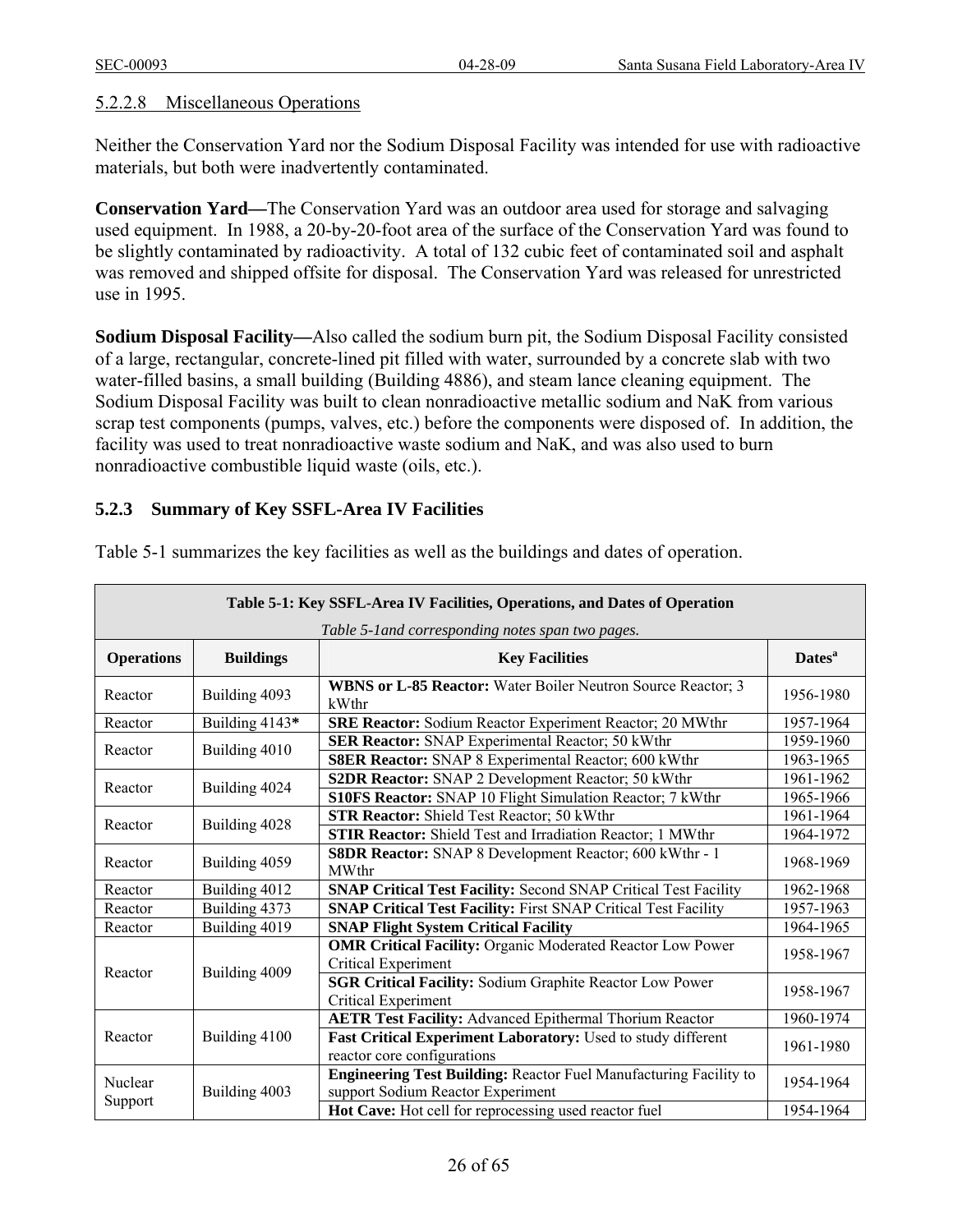#### 5.2.2.8 Miscellaneous Operations

Neither the Conservation Yard nor the Sodium Disposal Facility was intended for use with radioactive materials, but both were inadvertently contaminated.

**Conservation Yard—**The Conservation Yard was an outdoor area used for storage and salvaging used equipment. In 1988, a 20-by-20-foot area of the surface of the Conservation Yard was found to be slightly contaminated by radioactivity. A total of 132 cubic feet of contaminated soil and asphalt was removed and shipped offsite for disposal. The Conservation Yard was released for unrestricted use in 1995.

**Sodium Disposal Facility—**Also called the sodium burn pit, the Sodium Disposal Facility consisted of a large, rectangular, concrete-lined pit filled with water, surrounded by a concrete slab with two water-filled basins, a small building (Building 4886), and steam lance cleaning equipment. The Sodium Disposal Facility was built to clean nonradioactive metallic sodium and NaK from various scrap test components (pumps, valves, etc.) before the components were disposed of. In addition, the facility was used to treat nonradioactive waste sodium and NaK, and was also used to burn nonradioactive combustible liquid waste (oils, etc.).

### 5.2.3 Summary of Key SSFL-Area IV Facilities

Table 5-1 summarizes the key facilities as well as the buildings and dates of operation.

**Table 5-1: Key SSFL-Area IV Facilities, Operations, and Dates of Operation**

*Table 5-1and corresponding notes span two pages.*

| Operations | Buildings | Key Facilities | Dates[a] |
|---|---|---|---|
| Reactor | Building 4093 | **WBNS or L-85 Reactor:** Water Boiler Neutron Source Reactor; 3 kWthr | 1956-1980 |
| Reactor | Building 4143**\*** | **SRE Reactor:** Sodium Reactor Experiment Reactor; 20 MWthr | 1957-1964 |
| Reactor | Building 4010 | **SER Reactor:** SNAP Experimental Reactor; 50 kWthr | 1959-1960 |
| | | **S8ER Reactor:** SNAP 8 Experimental Reactor; 600 kWthr | 1963-1965 |
| Reactor | Building 4024 | **S2DR Reactor:** SNAP 2 Development Reactor; 50 kWthr | 1961-1962 |
| | | **S10FS Reactor:** SNAP 10 Flight Simulation Reactor; 7 kWthr | 1965-1966 |
| Reactor | Building 4028 | **STR Reactor:** Shield Test Reactor; 50 kWthr | 1961-1964 |
| | | **STIR Reactor:** Shield Test and Irradiation Reactor; 1 MWthr | 1964-1972 |
| Reactor | Building 4059 | **S8DR Reactor:** SNAP 8 Development Reactor; 600 kWthr - 1 MWthr | 1968-1969 |
| Reactor | Building 4012 | **SNAP Critical Test Facility:** Second SNAP Critical Test Facility | 1962-1968 |
| Reactor | Building 4373 | **SNAP Critical Test Facility:** First SNAP Critical Test Facility | 1957-1963 |
| Reactor | Building 4019 | **SNAP Flight System Critical Facility** | 1964-1965 |
| Reactor | Building 4009 | **OMR Critical Facility:** Organic Moderated Reactor Low Power Critical Experiment | 1958-1967 |
| | | **SGR Critical Facility:** Sodium Graphite Reactor Low Power Critical Experiment | 1958-1967 |
| Reactor | Building 4100 | **AETR Test Facility:** Advanced Epithermal Thorium Reactor | 1960-1974 |
| | | **Fast Critical Experiment Laboratory:** Used to study different reactor core configurations | 1961-1980 |
| Nuclear Support | Building 4003 | **Engineering Test Building:** Reactor Fuel Manufacturing Facility to support Sodium Reactor Experiment | 1954-1964 |
| | | **Hot Cave:** Hot cell for reprocessing used reactor fuel | 1954-1964 |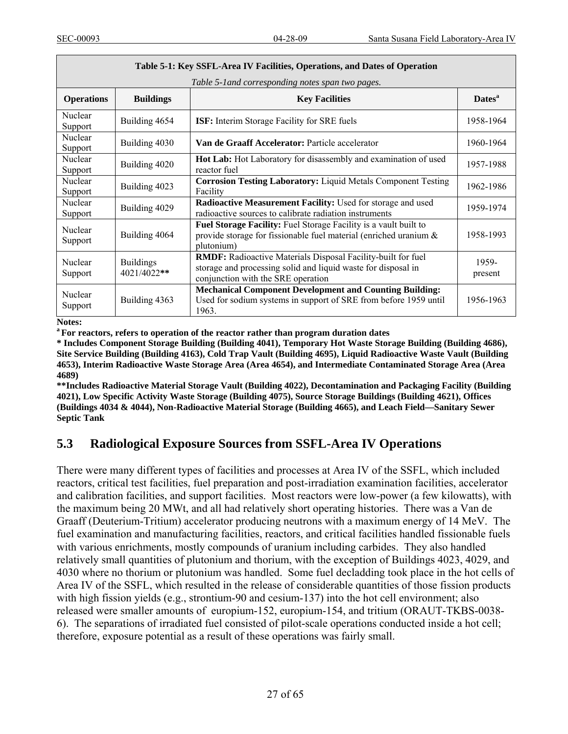| Table 5-1: Key SSFL-Area IV Facilities, Operations, and Dates of Operation *Table 5-1and corresponding notes span two pages.* | | | |
|---|---|---|---|
| **Operations** | **Buildings** | **Key Facilities** | **Dates[a]** |
| Nuclear Support | Building 4654 | **ISF:** Interim Storage Facility for SRE fuels | 1958-1964 |
| Nuclear Support | Building 4030 | **Van de Graaff Accelerator:** Particle accelerator | 1960-1964 |
| Nuclear Support | Building 4020 | **Hot Lab:** Hot Laboratory for disassembly and examination of used reactor fuel | 1957-1988 |
| Nuclear Support | Building 4023 | **Corrosion Testing Laboratory:** Liquid Metals Component Testing Facility | 1962-1986 |
| Nuclear Support | Building 4029 | **Radioactive Measurement Facility:** Used for storage and used radioactive sources to calibrate radiation instruments | 1959-1974 |
| Nuclear Support | Building 4064 | **Fuel Storage Facility:** Fuel Storage Facility is a vault built to provide storage for fissionable fuel material (enriched uranium & plutonium) | 1958-1993 |
| Nuclear Support | Buildings 4021/4022** | **RMDF:** Radioactive Materials Disposal Facility-built for fuel storage and processing solid and liquid waste for disposal in conjunction with the SRE operation | 1959-present |
| Nuclear Support | Building 4363 | **Mechanical Component Development and Counting Building:** Used for sodium systems in support of SRE from before 1959 until 1963. | 1956-1963 |

**Notes:**

**[a] For reactors, refers to operation of the reactor rather than program duration dates**

**\* Includes Component Storage Building (Building 4041), Temporary Hot Waste Storage Building (Building 4686), Site Service Building (Building 4163), Cold Trap Vault (Building 4695), Liquid Radioactive Waste Vault (Building 4653), Interim Radioactive Waste Storage Area (Area 4654), and Intermediate Contaminated Storage Area (Area 4689)**

**\*\*Includes Radioactive Material Storage Vault (Building 4022), Decontamination and Packaging Facility (Building 4021), Low Specific Activity Waste Storage (Building 4075), Source Storage Buildings (Building 4621), Offices (Buildings 4034 & 4044), Non-Radioactive Material Storage (Building 4665), and Leach Field—Sanitary Sewer Septic Tank**

## 5.3 Radiological Exposure Sources from SSFL-Area IV Operations

There were many different types of facilities and processes at Area IV of the SSFL, which included reactors, critical test facilities, fuel preparation and post-irradiation examination facilities, accelerator and calibration facilities, and support facilities. Most reactors were low-power (a few kilowatts), with the maximum being 20 MWt, and all had relatively short operating histories. There was a Van de Graaff (Deuterium-Tritium) accelerator producing neutrons with a maximum energy of 14 MeV. The fuel examination and manufacturing facilities, reactors, and critical facilities handled fissionable fuels with various enrichments, mostly compounds of uranium including carbides. They also handled relatively small quantities of plutonium and thorium, with the exception of Buildings 4023, 4029, and 4030 where no thorium or plutonium was handled. Some fuel decladding took place in the hot cells of Area IV of the SSFL, which resulted in the release of considerable quantities of those fission products with high fission yields (e.g., strontium-90 and cesium-137) into the hot cell environment; also released were smaller amounts of europium-152, europium-154, and tritium (ORAUT-TKBS-0038-6). The separations of irradiated fuel consisted of pilot-scale operations conducted inside a hot cell; therefore, exposure potential as a result of these operations was fairly small.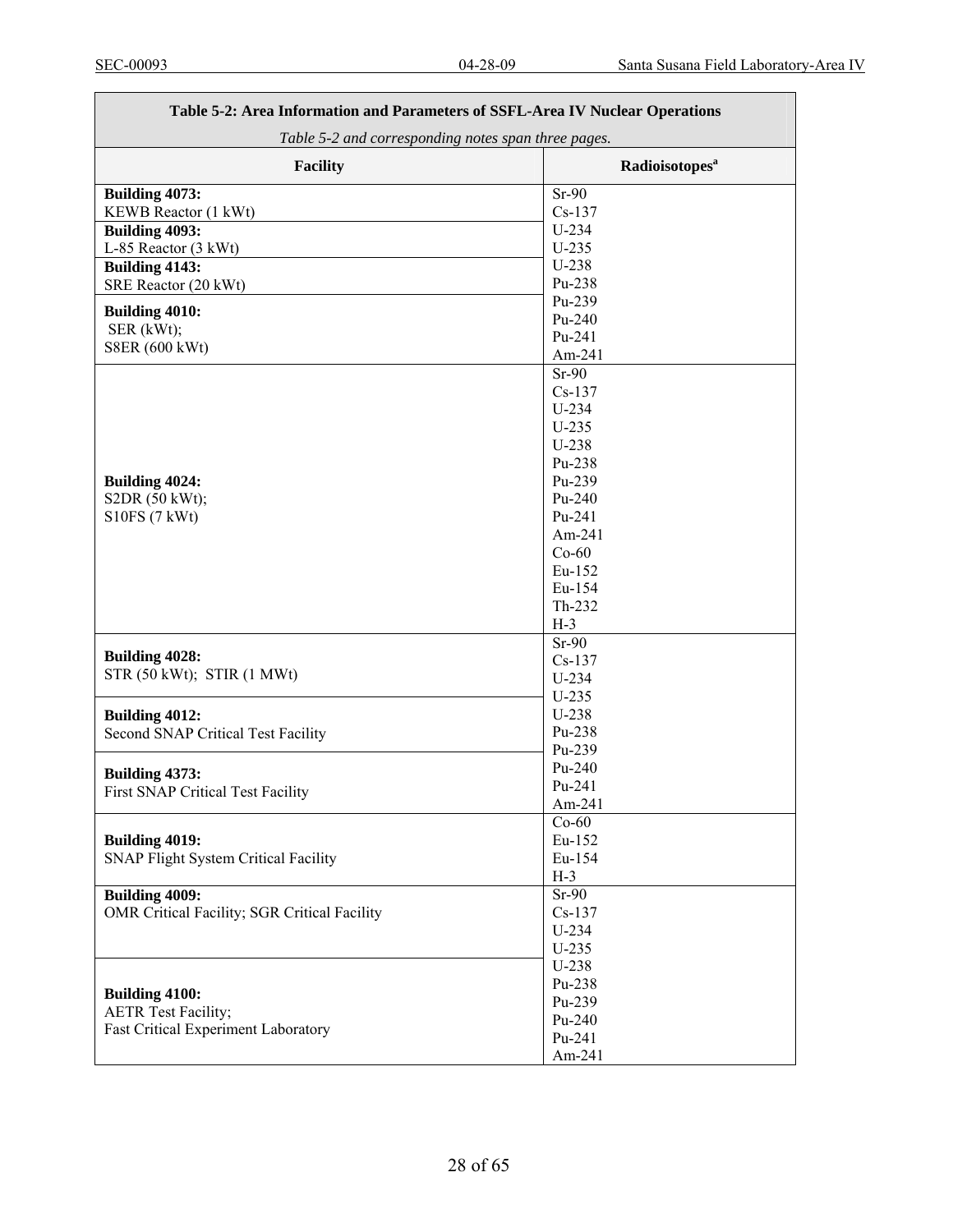**Table 5-2: Area Information and Parameters of SSFL-Area IV Nuclear Operations**

*Table 5-2 and corresponding notes span three pages.*

| Facility | Radioisotopes[a] |
|---|---|
| **Building 4073:** KEWB Reactor (1 kWt) | Sr-90 Cs-137 U-234 U-235 U-238 Pu-238 Pu-239 Pu-240 Pu-241 Am-241 |
| **Building 4093:** L-85 Reactor (3 kWt) | |
| **Building 4143:** SRE Reactor (20 kWt) | |
| **Building 4010:** SER (kWt); S8ER (600 kWt) | |
| **Building 4024:** S2DR (50 kWt); S10FS (7 kWt) | Sr-90 Cs-137 U-234 U-235 U-238 Pu-238 Pu-239 Pu-240 Pu-241 Am-241 Co-60 Eu-152 Eu-154 Th-232 H-3 |
| **Building 4028:** STR (50 kWt); STIR (1 MWt) | Sr-90 Cs-137 U-234 U-235 U-238 Pu-238 Pu-239 Pu-240 Pu-241 Am-241 |
| **Building 4012:** Second SNAP Critical Test Facility | |
| **Building 4373:** First SNAP Critical Test Facility | |
| **Building 4019:** SNAP Flight System Critical Facility | Co-60 Eu-152 Eu-154 H-3 |
| **Building 4009:** OMR Critical Facility; SGR Critical Facility | Sr-90 Cs-137 U-234 U-235 U-238 Pu-238 Pu-239 Pu-240 Pu-241 Am-241 |
| **Building 4100:** AETR Test Facility; Fast Critical Experiment Laboratory | |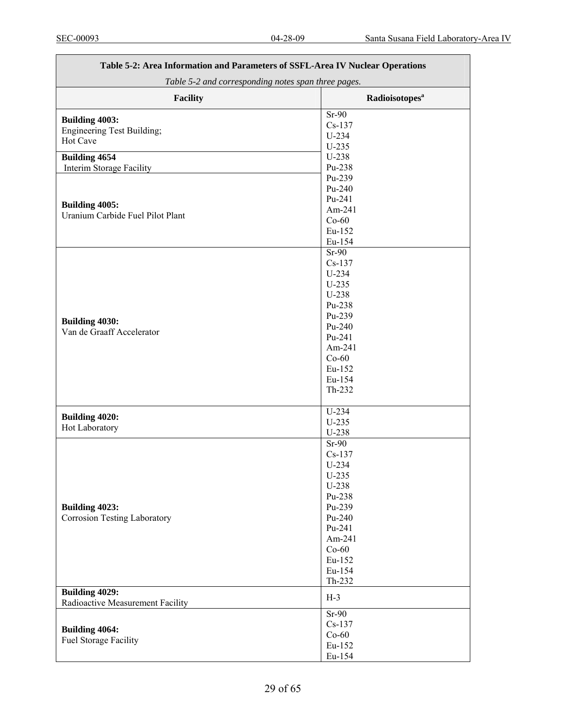| Table 5-2: Area Information and Parameters of SSFL-Area IV Nuclear Operations | |
|---|---|
| *Table 5-2 and corresponding notes span three pages.* | |
| **Facility** | **Radioisotopes**[a] |
| **Building 4003:** Engineering Test Building; Hot Cave<br>**Building 4654** Interim Storage Facility<br>**Building 4005:** Uranium Carbide Fuel Pilot Plant | Sr-90<br>Cs-137<br>U-234<br>U-235<br>U-238<br>Pu-238<br>Pu-239<br>Pu-240<br>Pu-241<br>Am-241<br>Co-60<br>Eu-152<br>Eu-154 |
| **Building 4030:** Van de Graaff Accelerator | Sr-90<br>Cs-137<br>U-234<br>U-235<br>U-238<br>Pu-238<br>Pu-239<br>Pu-240<br>Pu-241<br>Am-241<br>Co-60<br>Eu-152<br>Eu-154<br>Th-232 |
| **Building 4020:** Hot Laboratory | U-234<br>U-235<br>U-238 |
| **Building 4023:** Corrosion Testing Laboratory | Sr-90<br>Cs-137<br>U-234<br>U-235<br>U-238<br>Pu-238<br>Pu-239<br>Pu-240<br>Pu-241<br>Am-241<br>Co-60<br>Eu-152<br>Eu-154<br>Th-232 |
| **Building 4029:** Radioactive Measurement Facility | H-3 |
| **Building 4064:** Fuel Storage Facility | Sr-90<br>Cs-137<br>Co-60<br>Eu-152<br>Eu-154 |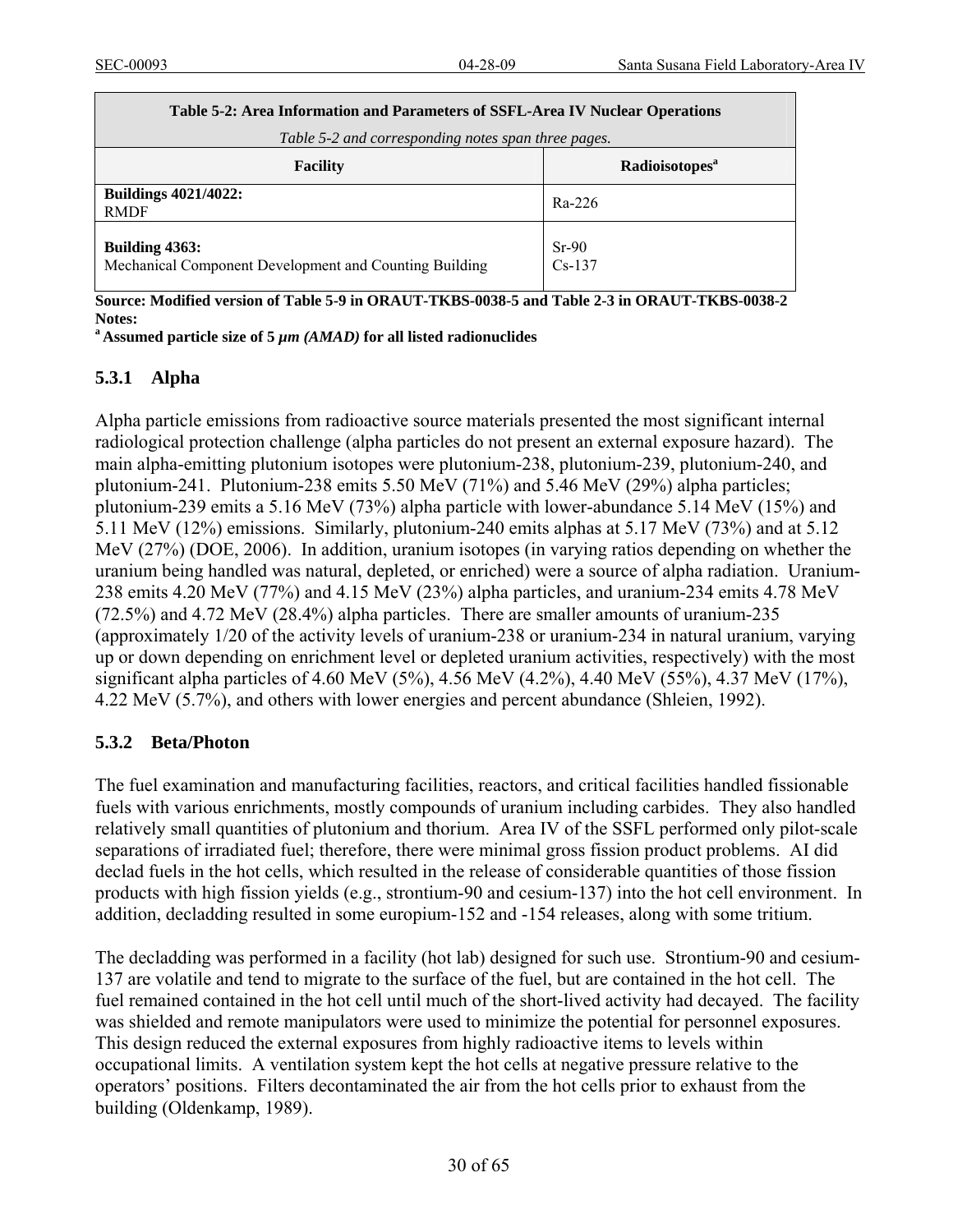**Table 5-2: Area Information and Parameters of SSFL-Area IV Nuclear Operations**

*Table 5-2 and corresponding notes span three pages.*

| Facility | Radioisotopes[a] |
|---|---|
| **Buildings 4021/4022:** RMDF | Ra-226 |
| **Building 4363:** Mechanical Component Development and Counting Building | Sr-90 Cs-137 |

**Source: Modified version of Table 5-9 in ORAUT-TKBS-0038-5 and Table 2-3 in ORAUT-TKBS-0038-2**
**Notes:**
[a] **Assumed particle size of 5 *μm (AMAD)* for all listed radionuclides**

### 5.3.1 Alpha

Alpha particle emissions from radioactive source materials presented the most significant internal radiological protection challenge (alpha particles do not present an external exposure hazard). The main alpha-emitting plutonium isotopes were plutonium-238, plutonium-239, plutonium-240, and plutonium-241. Plutonium-238 emits 5.50 MeV (71%) and 5.46 MeV (29%) alpha particles; plutonium-239 emits a 5.16 MeV (73%) alpha particle with lower-abundance 5.14 MeV (15%) and 5.11 MeV (12%) emissions. Similarly, plutonium-240 emits alphas at 5.17 MeV (73%) and at 5.12 MeV (27%) (DOE, 2006). In addition, uranium isotopes (in varying ratios depending on whether the uranium being handled was natural, depleted, or enriched) were a source of alpha radiation. Uranium-238 emits 4.20 MeV (77%) and 4.15 MeV (23%) alpha particles, and uranium-234 emits 4.78 MeV (72.5%) and 4.72 MeV (28.4%) alpha particles. There are smaller amounts of uranium-235 (approximately 1/20 of the activity levels of uranium-238 or uranium-234 in natural uranium, varying up or down depending on enrichment level or depleted uranium activities, respectively) with the most significant alpha particles of 4.60 MeV (5%), 4.56 MeV (4.2%), 4.40 MeV (55%), 4.37 MeV (17%), 4.22 MeV (5.7%), and others with lower energies and percent abundance (Shleien, 1992).

### 5.3.2 Beta/Photon

The fuel examination and manufacturing facilities, reactors, and critical facilities handled fissionable fuels with various enrichments, mostly compounds of uranium including carbides. They also handled relatively small quantities of plutonium and thorium. Area IV of the SSFL performed only pilot-scale separations of irradiated fuel; therefore, there were minimal gross fission product problems. AI did declad fuels in the hot cells, which resulted in the release of considerable quantities of those fission products with high fission yields (e.g., strontium-90 and cesium-137) into the hot cell environment. In addition, decladding resulted in some europium-152 and -154 releases, along with some tritium.

The decladding was performed in a facility (hot lab) designed for such use. Strontium-90 and cesium-137 are volatile and tend to migrate to the surface of the fuel, but are contained in the hot cell. The fuel remained contained in the hot cell until much of the short-lived activity had decayed. The facility was shielded and remote manipulators were used to minimize the potential for personnel exposures. This design reduced the external exposures from highly radioactive items to levels within occupational limits. A ventilation system kept the hot cells at negative pressure relative to the operators' positions. Filters decontaminated the air from the hot cells prior to exhaust from the building (Oldenkamp, 1989).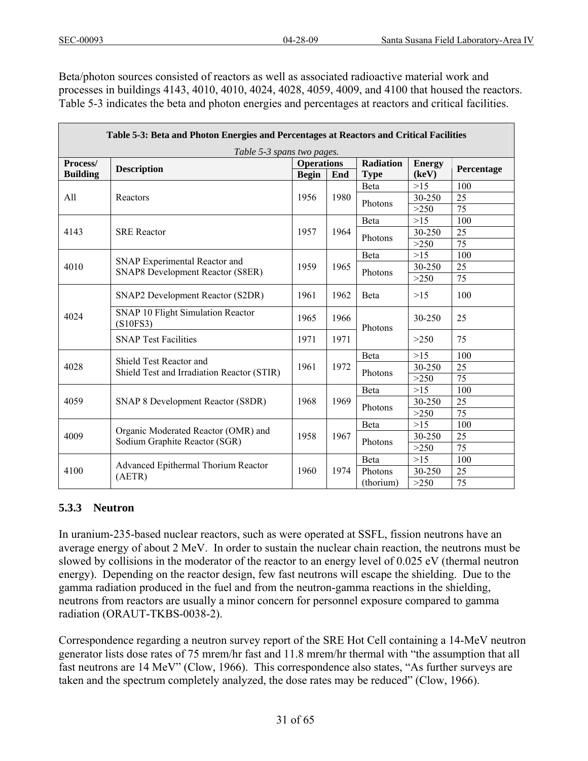Beta/photon sources consisted of reactors as well as associated radioactive material work and processes in buildings 4143, 4010, 4010, 4024, 4028, 4059, 4009, and 4100 that housed the reactors. Table 5-3 indicates the beta and photon energies and percentages at reactors and critical facilities.

**Table 5-3: Beta and Photon Energies and Percentages at Reactors and Critical Facilities**

*Table 5-3 spans two pages.*

| Process/ Building | Description | Operations Begin | Operations End | Radiation Type | Energy (keV) | Percentage |
|---|---|---|---|---|---|---|
| All | Reactors | 1956 | 1980 | Beta | >15 | 100 |
| | | | | Photons | 30-250 | 25 |
| | | | | | >250 | 75 |
| 4143 | SRE Reactor | 1957 | 1964 | Beta | >15 | 100 |
| | | | | Photons | 30-250 | 25 |
| | | | | | >250 | 75 |
| 4010 | SNAP Experimental Reactor and SNAP8 Development Reactor (S8ER) | 1959 | 1965 | Beta | >15 | 100 |
| | | | | Photons | 30-250 | 25 |
| | | | | | >250 | 75 |
| 4024 | SNAP2 Development Reactor (S2DR) | 1961 | 1962 | Beta | >15 | 100 |
| | SNAP 10 Flight Simulation Reactor (S10FS3) | 1965 | 1966 | Photons | 30-250 | 25 |
| | SNAP Test Facilities | 1971 | 1971 | | >250 | 75 |
| 4028 | Shield Test Reactor and Shield Test and Irradiation Reactor (STIR) | 1961 | 1972 | Beta | >15 | 100 |
| | | | | Photons | 30-250 | 25 |
| | | | | | >250 | 75 |
| 4059 | SNAP 8 Development Reactor (S8DR) | 1968 | 1969 | Beta | >15 | 100 |
| | | | | Photons | 30-250 | 25 |
| | | | | | >250 | 75 |
| 4009 | Organic Moderated Reactor (OMR) and Sodium Graphite Reactor (SGR) | 1958 | 1967 | Beta | >15 | 100 |
| | | | | Photons | 30-250 | 25 |
| | | | | | >250 | 75 |
| 4100 | Advanced Epithermal Thorium Reactor (AETR) | 1960 | 1974 | Beta | >15 | 100 |
| | | | | Photons (thorium) | 30-250 | 25 |
| | | | | | >250 | 75 |

### 5.3.3 Neutron

In uranium-235-based nuclear reactors, such as were operated at SSFL, fission neutrons have an average energy of about 2 MeV. In order to sustain the nuclear chain reaction, the neutrons must be slowed by collisions in the moderator of the reactor to an energy level of 0.025 eV (thermal neutron energy). Depending on the reactor design, few fast neutrons will escape the shielding. Due to the gamma radiation produced in the fuel and from the neutron-gamma reactions in the shielding, neutrons from reactors are usually a minor concern for personnel exposure compared to gamma radiation (ORAUT-TKBS-0038-2).

Correspondence regarding a neutron survey report of the SRE Hot Cell containing a 14-MeV neutron generator lists dose rates of 75 mrem/hr fast and 11.8 mrem/hr thermal with "the assumption that all fast neutrons are 14 MeV" (Clow, 1966). This correspondence also states, "As further surveys are taken and the spectrum completely analyzed, the dose rates may be reduced" (Clow, 1966).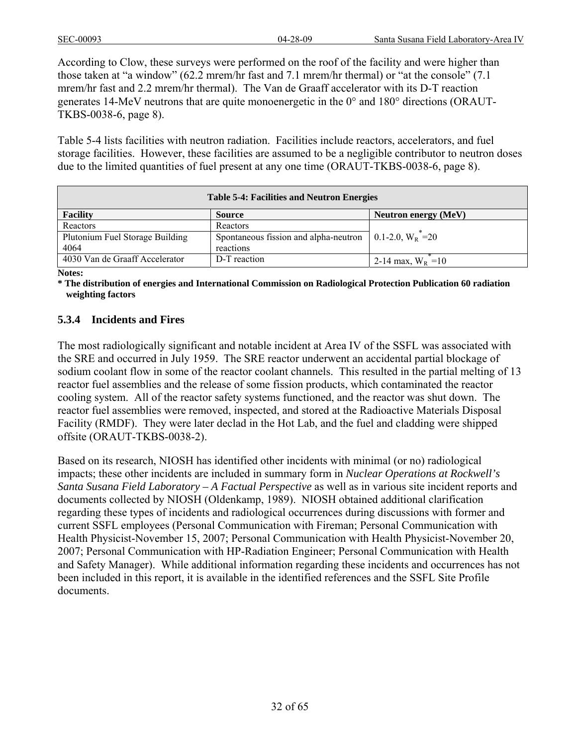According to Clow, these surveys were performed on the roof of the facility and were higher than those taken at "a window" (62.2 mrem/hr fast and 7.1 mrem/hr thermal) or "at the console" (7.1 mrem/hr fast and 2.2 mrem/hr thermal). The Van de Graaff accelerator with its D-T reaction generates 14-MeV neutrons that are quite monoenergetic in the 0° and 180° directions (ORAUT-TKBS-0038-6, page 8).

Table 5-4 lists facilities with neutron radiation. Facilities include reactors, accelerators, and fuel storage facilities. However, these facilities are assumed to be a negligible contributor to neutron doses due to the limited quantities of fuel present at any one time (ORAUT-TKBS-0038-6, page 8).

**Table 5-4: Facilities and Neutron Energies**

| Facility | Source | Neutron energy (MeV) |
|---|---|---|
| Reactors | Reactors | 0.1-2.0, $W_R^*$=20 |
| Plutonium Fuel Storage Building 4064 | Spontaneous fission and alpha-neutron reactions | |
| 4030 Van de Graaff Accelerator | D-T reaction | 2-14 max, $W_R^*$=10 |

**Notes:**

**\* The distribution of energies and International Commission on Radiological Protection Publication 60 radiation weighting factors**

### 5.3.4 Incidents and Fires

The most radiologically significant and notable incident at Area IV of the SSFL was associated with the SRE and occurred in July 1959. The SRE reactor underwent an accidental partial blockage of sodium coolant flow in some of the reactor coolant channels. This resulted in the partial melting of 13 reactor fuel assemblies and the release of some fission products, which contaminated the reactor cooling system. All of the reactor safety systems functioned, and the reactor was shut down. The reactor fuel assemblies were removed, inspected, and stored at the Radioactive Materials Disposal Facility (RMDF). They were later declad in the Hot Lab, and the fuel and cladding were shipped offsite (ORAUT-TKBS-0038-2).

Based on its research, NIOSH has identified other incidents with minimal (or no) radiological impacts; these other incidents are included in summary form in *Nuclear Operations at Rockwell's Santa Susana Field Laboratory – A Factual Perspective* as well as in various site incident reports and documents collected by NIOSH (Oldenkamp, 1989). NIOSH obtained additional clarification regarding these types of incidents and radiological occurrences during discussions with former and current SSFL employees (Personal Communication with Fireman; Personal Communication with Health Physicist-November 15, 2007; Personal Communication with Health Physicist-November 20, 2007; Personal Communication with HP-Radiation Engineer; Personal Communication with Health and Safety Manager). While additional information regarding these incidents and occurrences has not been included in this report, it is available in the identified references and the SSFL Site Profile documents.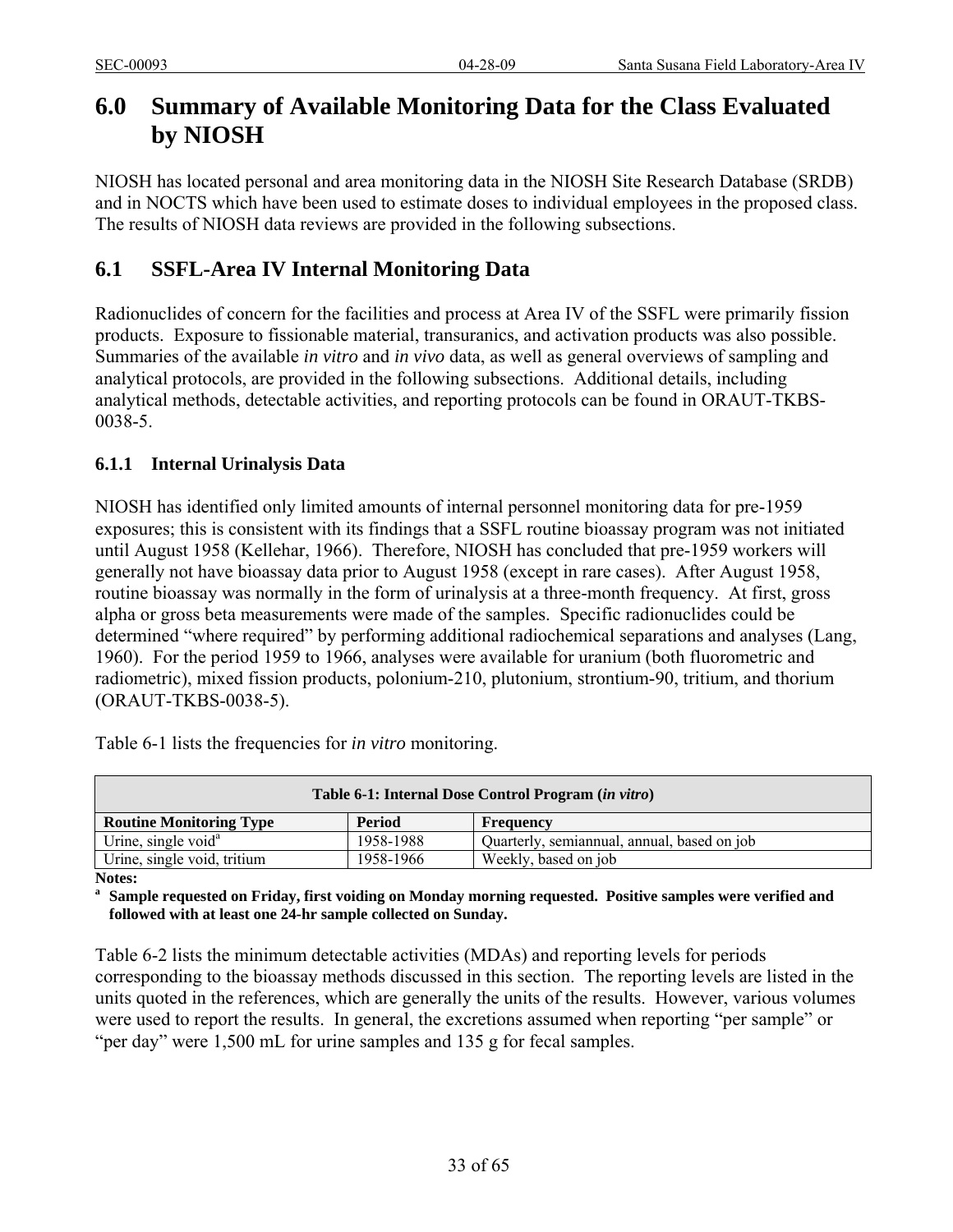# 6.0 Summary of Available Monitoring Data for the Class Evaluated by NIOSH

NIOSH has located personal and area monitoring data in the NIOSH Site Research Database (SRDB) and in NOCTS which have been used to estimate doses to individual employees in the proposed class. The results of NIOSH data reviews are provided in the following subsections.

## 6.1 SSFL-Area IV Internal Monitoring Data

Radionuclides of concern for the facilities and process at Area IV of the SSFL were primarily fission products. Exposure to fissionable material, transuranics, and activation products was also possible. Summaries of the available *in vitro* and *in vivo* data, as well as general overviews of sampling and analytical protocols, are provided in the following subsections. Additional details, including analytical methods, detectable activities, and reporting protocols can be found in ORAUT-TKBS-0038-5.

### 6.1.1 Internal Urinalysis Data

NIOSH has identified only limited amounts of internal personnel monitoring data for pre-1959 exposures; this is consistent with its findings that a SSFL routine bioassay program was not initiated until August 1958 (Kellehar, 1966). Therefore, NIOSH has concluded that pre-1959 workers will generally not have bioassay data prior to August 1958 (except in rare cases). After August 1958, routine bioassay was normally in the form of urinalysis at a three-month frequency. At first, gross alpha or gross beta measurements were made of the samples. Specific radionuclides could be determined "where required" by performing additional radiochemical separations and analyses (Lang, 1960). For the period 1959 to 1966, analyses were available for uranium (both fluorometric and radiometric), mixed fission products, polonium-210, plutonium, strontium-90, tritium, and thorium (ORAUT-TKBS-0038-5).

Table 6-1 lists the frequencies for *in vitro* monitoring.

**Table 6-1: Internal Dose Control Program (*in vitro*)**

| Routine Monitoring Type | Period | Frequency |
|---|---|---|
| Urine, single void[a] | 1958-1988 | Quarterly, semiannual, annual, based on job |
| Urine, single void, tritium | 1958-1966 | Weekly, based on job |

**Notes:**

[a] **Sample requested on Friday, first voiding on Monday morning requested. Positive samples were verified and followed with at least one 24-hr sample collected on Sunday.**

Table 6-2 lists the minimum detectable activities (MDAs) and reporting levels for periods corresponding to the bioassay methods discussed in this section. The reporting levels are listed in the units quoted in the references, which are generally the units of the results. However, various volumes were used to report the results. In general, the excretions assumed when reporting "per sample" or "per day" were 1,500 mL for urine samples and 135 g for fecal samples.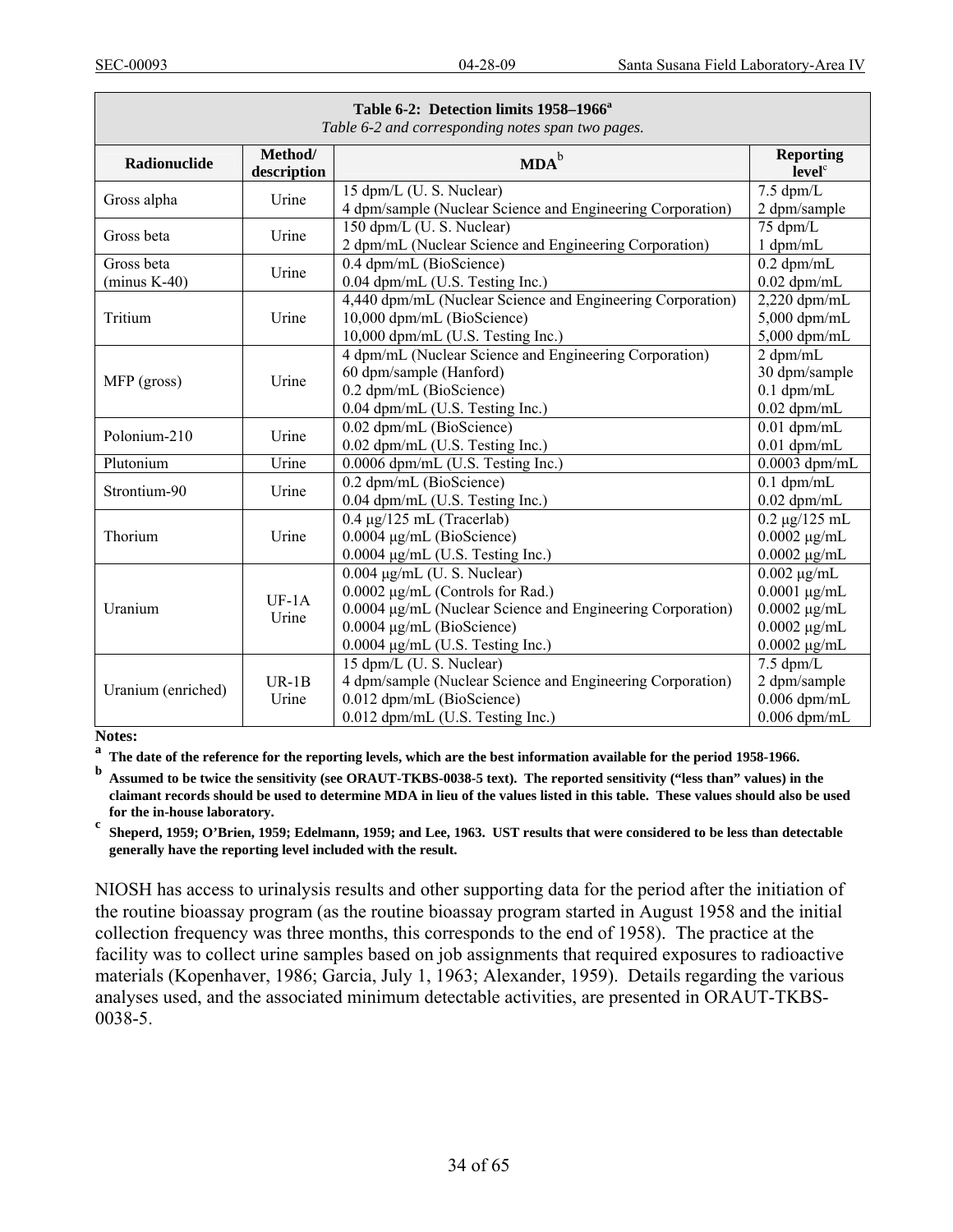**Table 6-2: Detection limits 1958–1966[a]**

*Table 6-2 and corresponding notes span two pages.*

| Radionuclide | Method/ description | MDA[b] | Reporting level[c] |
|---|---|---|---|
| Gross alpha | Urine | 15 dpm/L (U. S. Nuclear)<br>4 dpm/sample (Nuclear Science and Engineering Corporation) | 7.5 dpm/L<br>2 dpm/sample |
| Gross beta | Urine | 150 dpm/L (U. S. Nuclear)<br>2 dpm/mL (Nuclear Science and Engineering Corporation) | 75 dpm/L<br>1 dpm/mL |
| Gross beta (minus K-40) | Urine | 0.4 dpm/mL (BioScience)<br>0.04 dpm/mL (U.S. Testing Inc.) | 0.2 dpm/mL<br>0.02 dpm/mL |
| Tritium | Urine | 4,440 dpm/mL (Nuclear Science and Engineering Corporation)<br>10,000 dpm/mL (BioScience)<br>10,000 dpm/mL (U.S. Testing Inc.) | 2,220 dpm/mL<br>5,000 dpm/mL<br>5,000 dpm/mL |
| MFP (gross) | Urine | 4 dpm/mL (Nuclear Science and Engineering Corporation)<br>60 dpm/sample (Hanford)<br>0.2 dpm/mL (BioScience)<br>0.04 dpm/mL (U.S. Testing Inc.) | 2 dpm/mL<br>30 dpm/sample<br>0.1 dpm/mL<br>0.02 dpm/mL |
| Polonium-210 | Urine | 0.02 dpm/mL (BioScience)<br>0.02 dpm/mL (U.S. Testing Inc.) | 0.01 dpm/mL<br>0.01 dpm/mL |
| Plutonium | Urine | 0.0006 dpm/mL (U.S. Testing Inc.) | 0.0003 dpm/mL |
| Strontium-90 | Urine | 0.2 dpm/mL (BioScience)<br>0.04 dpm/mL (U.S. Testing Inc.) | 0.1 dpm/mL<br>0.02 dpm/mL |
| Thorium | Urine | 0.4 μg/125 mL (Tracerlab)<br>0.0004 μg/mL (BioScience)<br>0.0004 μg/mL (U.S. Testing Inc.) | 0.2 μg/125 mL<br>0.0002 μg/mL<br>0.0002 μg/mL |
| Uranium | UF-1A Urine | 0.004 μg/mL (U. S. Nuclear)<br>0.0002 μg/mL (Controls for Rad.)<br>0.0004 μg/mL (Nuclear Science and Engineering Corporation)<br>0.0004 μg/mL (BioScience)<br>0.0004 μg/mL (U.S. Testing Inc.) | 0.002 μg/mL<br>0.0001 μg/mL<br>0.0002 μg/mL<br>0.0002 μg/mL<br>0.0002 μg/mL |
| Uranium (enriched) | UR-1B Urine | 15 dpm/L (U. S. Nuclear)<br>4 dpm/sample (Nuclear Science and Engineering Corporation)<br>0.012 dpm/mL (BioScience)<br>0.012 dpm/mL (U.S. Testing Inc.) | 7.5 dpm/L<br>2 dpm/sample<br>0.006 dpm/mL<br>0.006 dpm/mL |

**Notes:**

[a] **The date of the reference for the reporting levels, which are the best information available for the period 1958-1966.**

[b] **Assumed to be twice the sensitivity (see ORAUT-TKBS-0038-5 text). The reported sensitivity ("less than" values) in the claimant records should be used to determine MDA in lieu of the values listed in this table. These values should also be used for the in-house laboratory.**

[c] **Sheperd, 1959; O'Brien, 1959; Edelmann, 1959; and Lee, 1963. UST results that were considered to be less than detectable generally have the reporting level included with the result.**

NIOSH has access to urinalysis results and other supporting data for the period after the initiation of the routine bioassay program (as the routine bioassay program started in August 1958 and the initial collection frequency was three months, this corresponds to the end of 1958). The practice at the facility was to collect urine samples based on job assignments that required exposures to radioactive materials (Kopenhaver, 1986; Garcia, July 1, 1963; Alexander, 1959). Details regarding the various analyses used, and the associated minimum detectable activities, are presented in ORAUT-TKBS-0038-5.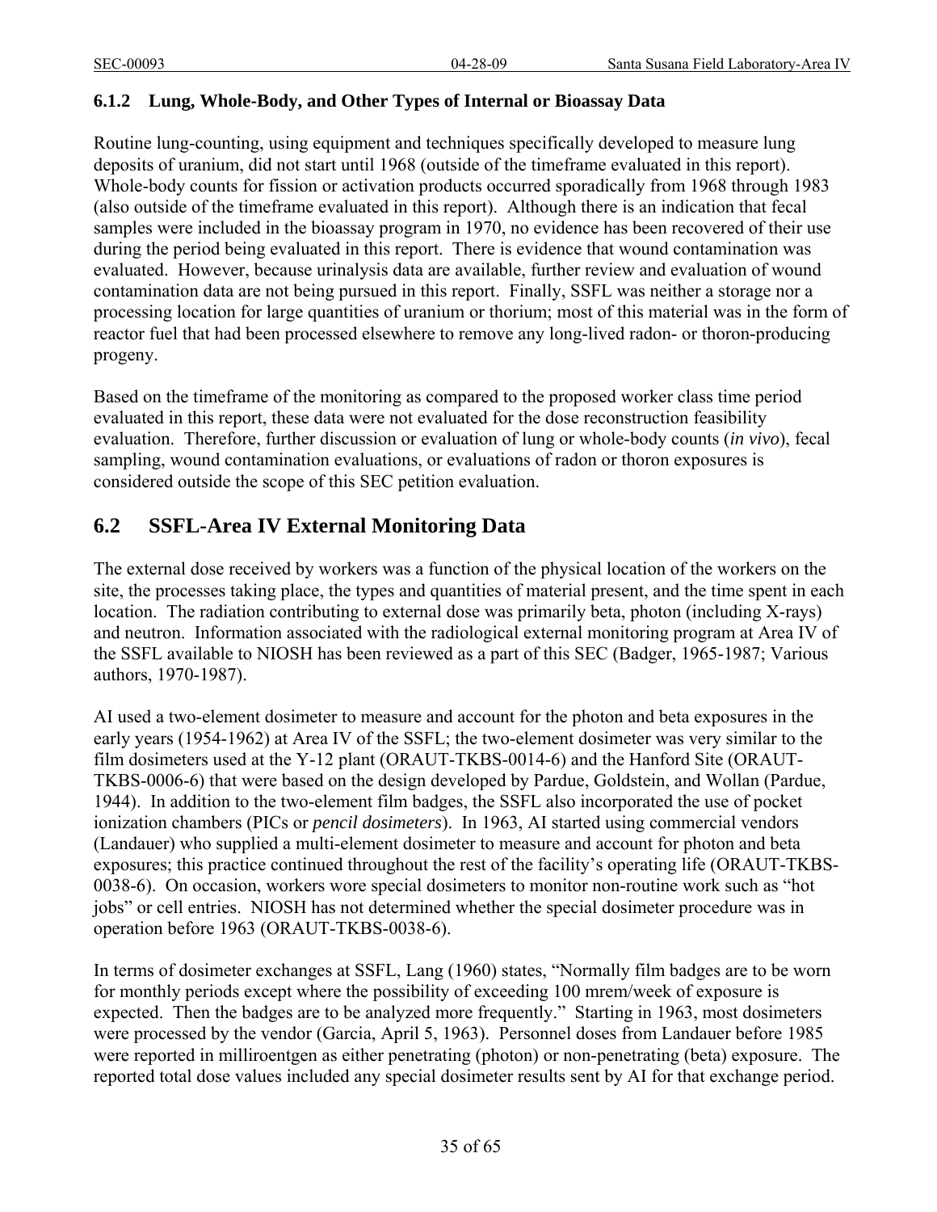### 6.1.2 Lung, Whole-Body, and Other Types of Internal or Bioassay Data

Routine lung-counting, using equipment and techniques specifically developed to measure lung deposits of uranium, did not start until 1968 (outside of the timeframe evaluated in this report). Whole-body counts for fission or activation products occurred sporadically from 1968 through 1983 (also outside of the timeframe evaluated in this report). Although there is an indication that fecal samples were included in the bioassay program in 1970, no evidence has been recovered of their use during the period being evaluated in this report. There is evidence that wound contamination was evaluated. However, because urinalysis data are available, further review and evaluation of wound contamination data are not being pursued in this report. Finally, SSFL was neither a storage nor a processing location for large quantities of uranium or thorium; most of this material was in the form of reactor fuel that had been processed elsewhere to remove any long-lived radon- or thoron-producing progeny.

Based on the timeframe of the monitoring as compared to the proposed worker class time period evaluated in this report, these data were not evaluated for the dose reconstruction feasibility evaluation. Therefore, further discussion or evaluation of lung or whole-body counts (*in vivo*), fecal sampling, wound contamination evaluations, or evaluations of radon or thoron exposures is considered outside the scope of this SEC petition evaluation.

## 6.2 SSFL-Area IV External Monitoring Data

The external dose received by workers was a function of the physical location of the workers on the site, the processes taking place, the types and quantities of material present, and the time spent in each location. The radiation contributing to external dose was primarily beta, photon (including X-rays) and neutron. Information associated with the radiological external monitoring program at Area IV of the SSFL available to NIOSH has been reviewed as a part of this SEC (Badger, 1965-1987; Various authors, 1970-1987).

AI used a two-element dosimeter to measure and account for the photon and beta exposures in the early years (1954-1962) at Area IV of the SSFL; the two-element dosimeter was very similar to the film dosimeters used at the Y-12 plant (ORAUT-TKBS-0014-6) and the Hanford Site (ORAUT-TKBS-0006-6) that were based on the design developed by Pardue, Goldstein, and Wollan (Pardue, 1944). In addition to the two-element film badges, the SSFL also incorporated the use of pocket ionization chambers (PICs or *pencil dosimeters*). In 1963, AI started using commercial vendors (Landauer) who supplied a multi-element dosimeter to measure and account for photon and beta exposures; this practice continued throughout the rest of the facility's operating life (ORAUT-TKBS-0038-6). On occasion, workers wore special dosimeters to monitor non-routine work such as "hot jobs" or cell entries. NIOSH has not determined whether the special dosimeter procedure was in operation before 1963 (ORAUT-TKBS-0038-6).

In terms of dosimeter exchanges at SSFL, Lang (1960) states, "Normally film badges are to be worn for monthly periods except where the possibility of exceeding 100 mrem/week of exposure is expected. Then the badges are to be analyzed more frequently." Starting in 1963, most dosimeters were processed by the vendor (Garcia, April 5, 1963). Personnel doses from Landauer before 1985 were reported in milliroentgen as either penetrating (photon) or non-penetrating (beta) exposure. The reported total dose values included any special dosimeter results sent by AI for that exchange period.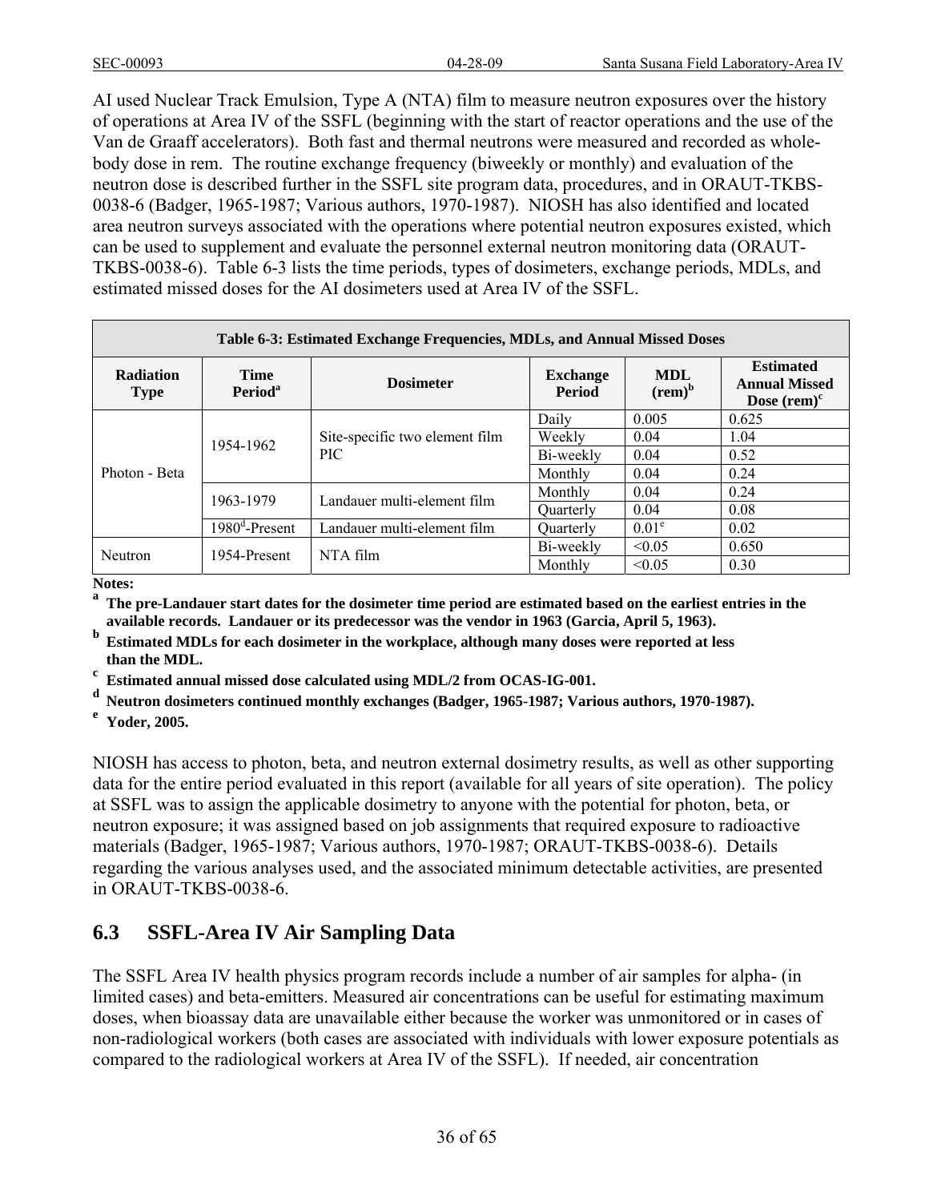AI used Nuclear Track Emulsion, Type A (NTA) film to measure neutron exposures over the history of operations at Area IV of the SSFL (beginning with the start of reactor operations and the use of the Van de Graaff accelerators). Both fast and thermal neutrons were measured and recorded as whole-body dose in rem. The routine exchange frequency (biweekly or monthly) and evaluation of the neutron dose is described further in the SSFL site program data, procedures, and in ORAUT-TKBS-0038-6 (Badger, 1965-1987; Various authors, 1970-1987). NIOSH has also identified and located area neutron surveys associated with the operations where potential neutron exposures existed, which can be used to supplement and evaluate the personnel external neutron monitoring data (ORAUT-TKBS-0038-6). Table 6-3 lists the time periods, types of dosimeters, exchange periods, MDLs, and estimated missed doses for the AI dosimeters used at Area IV of the SSFL.

| Table 6-3: Estimated Exchange Frequencies, MDLs, and Annual Missed Doses | | | | | |
|---|---|---|---|---|---|
| **Radiation Type** | **Time Period[a]** | **Dosimeter** | **Exchange Period** | **MDL (rem)[b]** | **Estimated Annual Missed Dose (rem)[c]** |
| Photon - Beta | 1954-1962 | Site-specific two element film PIC | Daily | 0.005 | 0.625 |
| | | | Weekly | 0.04 | 1.04 |
| | | | Bi-weekly | 0.04 | 0.52 |
| | | | Monthly | 0.04 | 0.24 |
| | 1963-1979 | Landauer multi-element film | Monthly | 0.04 | 0.24 |
| | | | Quarterly | 0.04 | 0.08 |
| | 1980[d]-Present | Landauer multi-element film | Quarterly | 0.01[e] | 0.02 |
| Neutron | 1954-Present | NTA film | Bi-weekly | <0.05 | 0.650 |
| | | | Monthly | <0.05 | 0.30 |

**Notes:**

**[a] The pre-Landauer start dates for the dosimeter time period are estimated based on the earliest entries in the available records. Landauer or its predecessor was the vendor in 1963 (Garcia, April 5, 1963).**

**[b] Estimated MDLs for each dosimeter in the workplace, although many doses were reported at less than the MDL.**

**[c] Estimated annual missed dose calculated using MDL/2 from OCAS-IG-001.**

**[d] Neutron dosimeters continued monthly exchanges (Badger, 1965-1987; Various authors, 1970-1987).**

**[e] Yoder, 2005.**

NIOSH has access to photon, beta, and neutron external dosimetry results, as well as other supporting data for the entire period evaluated in this report (available for all years of site operation). The policy at SSFL was to assign the applicable dosimetry to anyone with the potential for photon, beta, or neutron exposure; it was assigned based on job assignments that required exposure to radioactive materials (Badger, 1965-1987; Various authors, 1970-1987; ORAUT-TKBS-0038-6). Details regarding the various analyses used, and the associated minimum detectable activities, are presented in ORAUT-TKBS-0038-6.

## 6.3 SSFL-Area IV Air Sampling Data

The SSFL Area IV health physics program records include a number of air samples for alpha- (in limited cases) and beta-emitters. Measured air concentrations can be useful for estimating maximum doses, when bioassay data are unavailable either because the worker was unmonitored or in cases of non-radiological workers (both cases are associated with individuals with lower exposure potentials as compared to the radiological workers at Area IV of the SSFL). If needed, air concentration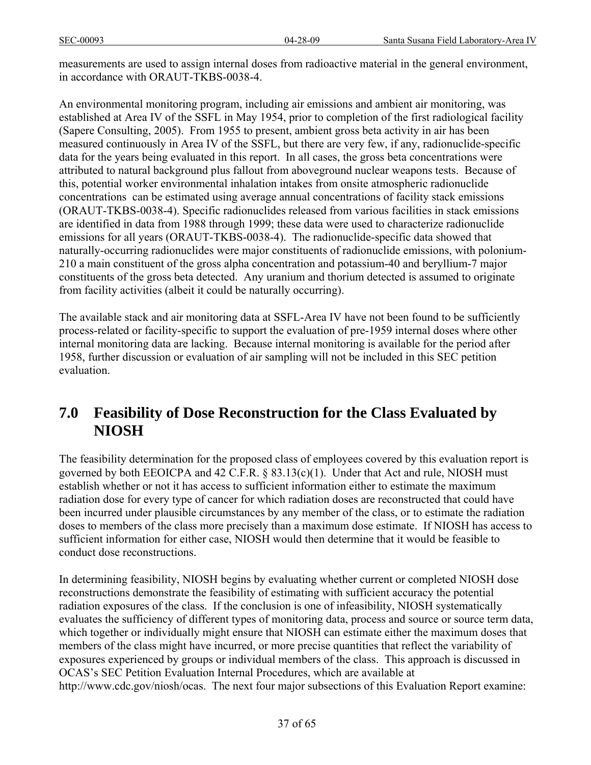measurements are used to assign internal doses from radioactive material in the general environment, in accordance with ORAUT-TKBS-0038-4.

An environmental monitoring program, including air emissions and ambient air monitoring, was established at Area IV of the SSFL in May 1954, prior to completion of the first radiological facility (Sapere Consulting, 2005). From 1955 to present, ambient gross beta activity in air has been measured continuously in Area IV of the SSFL, but there are very few, if any, radionuclide-specific data for the years being evaluated in this report. In all cases, the gross beta concentrations were attributed to natural background plus fallout from aboveground nuclear weapons tests. Because of this, potential worker environmental inhalation intakes from onsite atmospheric radionuclide concentrations can be estimated using average annual concentrations of facility stack emissions (ORAUT-TKBS-0038-4). Specific radionuclides released from various facilities in stack emissions are identified in data from 1988 through 1999; these data were used to characterize radionuclide emissions for all years (ORAUT-TKBS-0038-4). The radionuclide-specific data showed that naturally-occurring radionuclides were major constituents of radionuclide emissions, with polonium-210 a main constituent of the gross alpha concentration and potassium-40 and beryllium-7 major constituents of the gross beta detected. Any uranium and thorium detected is assumed to originate from facility activities (albeit it could be naturally occurring).

The available stack and air monitoring data at SSFL-Area IV have not been found to be sufficiently process-related or facility-specific to support the evaluation of pre-1959 internal doses where other internal monitoring data are lacking. Because internal monitoring is available for the period after 1958, further discussion or evaluation of air sampling will not be included in this SEC petition evaluation.

# 7.0 Feasibility of Dose Reconstruction for the Class Evaluated by NIOSH

The feasibility determination for the proposed class of employees covered by this evaluation report is governed by both EEOICPA and 42 C.F.R. § 83.13(c)(1). Under that Act and rule, NIOSH must establish whether or not it has access to sufficient information either to estimate the maximum radiation dose for every type of cancer for which radiation doses are reconstructed that could have been incurred under plausible circumstances by any member of the class, or to estimate the radiation doses to members of the class more precisely than a maximum dose estimate. If NIOSH has access to sufficient information for either case, NIOSH would then determine that it would be feasible to conduct dose reconstructions.

In determining feasibility, NIOSH begins by evaluating whether current or completed NIOSH dose reconstructions demonstrate the feasibility of estimating with sufficient accuracy the potential radiation exposures of the class. If the conclusion is one of infeasibility, NIOSH systematically evaluates the sufficiency of different types of monitoring data, process and source or source term data, which together or individually might ensure that NIOSH can estimate either the maximum doses that members of the class might have incurred, or more precise quantities that reflect the variability of exposures experienced by groups or individual members of the class. This approach is discussed in OCAS's SEC Petition Evaluation Internal Procedures, which are available at http://www.cdc.gov/niosh/ocas. The next four major subsections of this Evaluation Report examine: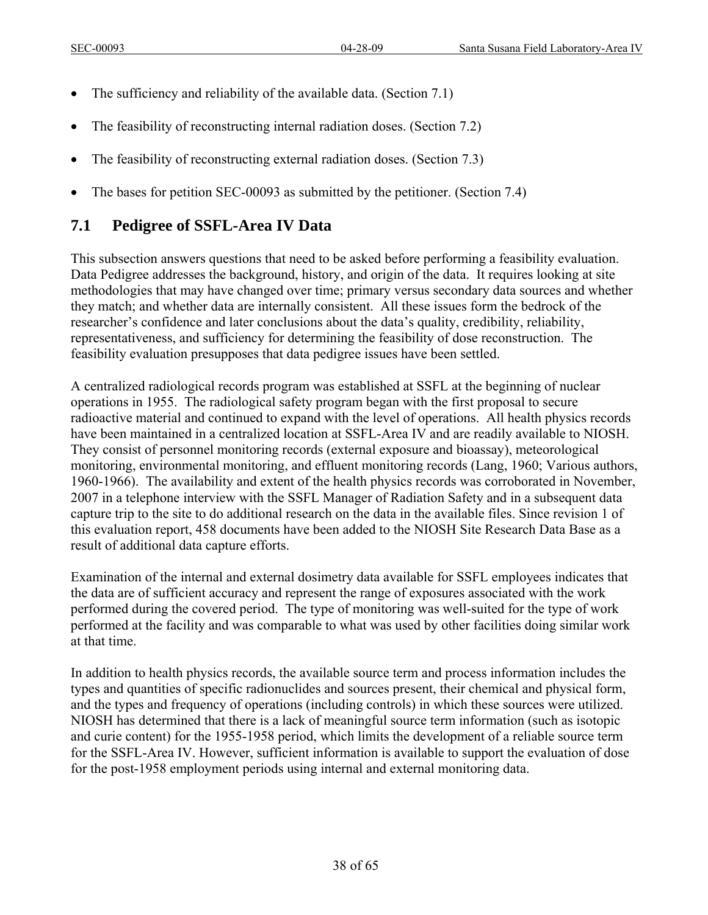- The sufficiency and reliability of the available data. (Section 7.1)
- The feasibility of reconstructing internal radiation doses. (Section 7.2)
- The feasibility of reconstructing external radiation doses. (Section 7.3)
- The bases for petition SEC-00093 as submitted by the petitioner. (Section 7.4)

## 7.1 Pedigree of SSFL-Area IV Data

This subsection answers questions that need to be asked before performing a feasibility evaluation. Data Pedigree addresses the background, history, and origin of the data. It requires looking at site methodologies that may have changed over time; primary versus secondary data sources and whether they match; and whether data are internally consistent. All these issues form the bedrock of the researcher's confidence and later conclusions about the data's quality, credibility, reliability, representativeness, and sufficiency for determining the feasibility of dose reconstruction. The feasibility evaluation presupposes that data pedigree issues have been settled.

A centralized radiological records program was established at SSFL at the beginning of nuclear operations in 1955. The radiological safety program began with the first proposal to secure radioactive material and continued to expand with the level of operations. All health physics records have been maintained in a centralized location at SSFL-Area IV and are readily available to NIOSH. They consist of personnel monitoring records (external exposure and bioassay), meteorological monitoring, environmental monitoring, and effluent monitoring records (Lang, 1960; Various authors, 1960-1966). The availability and extent of the health physics records was corroborated in November, 2007 in a telephone interview with the SSFL Manager of Radiation Safety and in a subsequent data capture trip to the site to do additional research on the data in the available files. Since revision 1 of this evaluation report, 458 documents have been added to the NIOSH Site Research Data Base as a result of additional data capture efforts.

Examination of the internal and external dosimetry data available for SSFL employees indicates that the data are of sufficient accuracy and represent the range of exposures associated with the work performed during the covered period. The type of monitoring was well-suited for the type of work performed at the facility and was comparable to what was used by other facilities doing similar work at that time.

In addition to health physics records, the available source term and process information includes the types and quantities of specific radionuclides and sources present, their chemical and physical form, and the types and frequency of operations (including controls) in which these sources were utilized. NIOSH has determined that there is a lack of meaningful source term information (such as isotopic and curie content) for the 1955-1958 period, which limits the development of a reliable source term for the SSFL-Area IV. However, sufficient information is available to support the evaluation of dose for the post-1958 employment periods using internal and external monitoring data.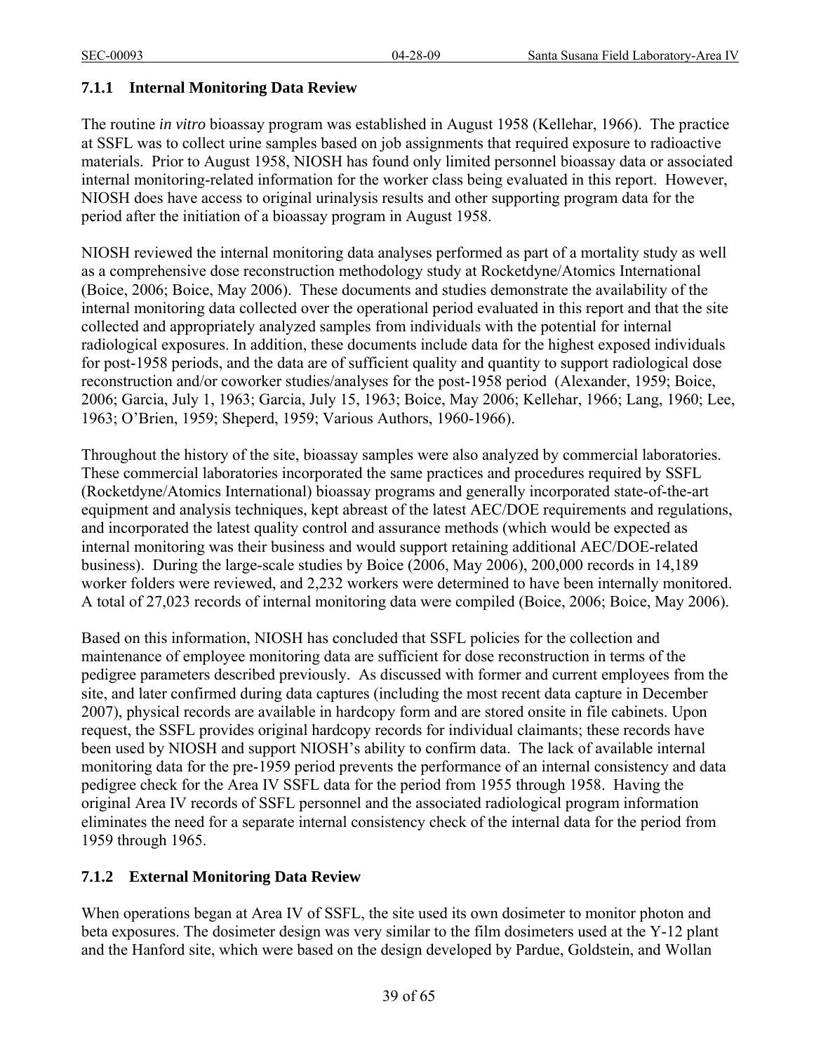### 7.1.1 Internal Monitoring Data Review

The routine *in vitro* bioassay program was established in August 1958 (Kellehar, 1966). The practice at SSFL was to collect urine samples based on job assignments that required exposure to radioactive materials. Prior to August 1958, NIOSH has found only limited personnel bioassay data or associated internal monitoring-related information for the worker class being evaluated in this report. However, NIOSH does have access to original urinalysis results and other supporting program data for the period after the initiation of a bioassay program in August 1958.

NIOSH reviewed the internal monitoring data analyses performed as part of a mortality study as well as a comprehensive dose reconstruction methodology study at Rocketdyne/Atomics International (Boice, 2006; Boice, May 2006). These documents and studies demonstrate the availability of the internal monitoring data collected over the operational period evaluated in this report and that the site collected and appropriately analyzed samples from individuals with the potential for internal radiological exposures. In addition, these documents include data for the highest exposed individuals for post-1958 periods, and the data are of sufficient quality and quantity to support radiological dose reconstruction and/or coworker studies/analyses for the post-1958 period (Alexander, 1959; Boice, 2006; Garcia, July 1, 1963; Garcia, July 15, 1963; Boice, May 2006; Kellehar, 1966; Lang, 1960; Lee, 1963; O'Brien, 1959; Sheperd, 1959; Various Authors, 1960-1966).

Throughout the history of the site, bioassay samples were also analyzed by commercial laboratories. These commercial laboratories incorporated the same practices and procedures required by SSFL (Rocketdyne/Atomics International) bioassay programs and generally incorporated state-of-the-art equipment and analysis techniques, kept abreast of the latest AEC/DOE requirements and regulations, and incorporated the latest quality control and assurance methods (which would be expected as internal monitoring was their business and would support retaining additional AEC/DOE-related business). During the large-scale studies by Boice (2006, May 2006), 200,000 records in 14,189 worker folders were reviewed, and 2,232 workers were determined to have been internally monitored. A total of 27,023 records of internal monitoring data were compiled (Boice, 2006; Boice, May 2006).

Based on this information, NIOSH has concluded that SSFL policies for the collection and maintenance of employee monitoring data are sufficient for dose reconstruction in terms of the pedigree parameters described previously. As discussed with former and current employees from the site, and later confirmed during data captures (including the most recent data capture in December 2007), physical records are available in hardcopy form and are stored onsite in file cabinets. Upon request, the SSFL provides original hardcopy records for individual claimants; these records have been used by NIOSH and support NIOSH's ability to confirm data. The lack of available internal monitoring data for the pre-1959 period prevents the performance of an internal consistency and data pedigree check for the Area IV SSFL data for the period from 1955 through 1958. Having the original Area IV records of SSFL personnel and the associated radiological program information eliminates the need for a separate internal consistency check of the internal data for the period from 1959 through 1965.

### 7.1.2 External Monitoring Data Review

When operations began at Area IV of SSFL, the site used its own dosimeter to monitor photon and beta exposures. The dosimeter design was very similar to the film dosimeters used at the Y-12 plant and the Hanford site, which were based on the design developed by Pardue, Goldstein, and Wollan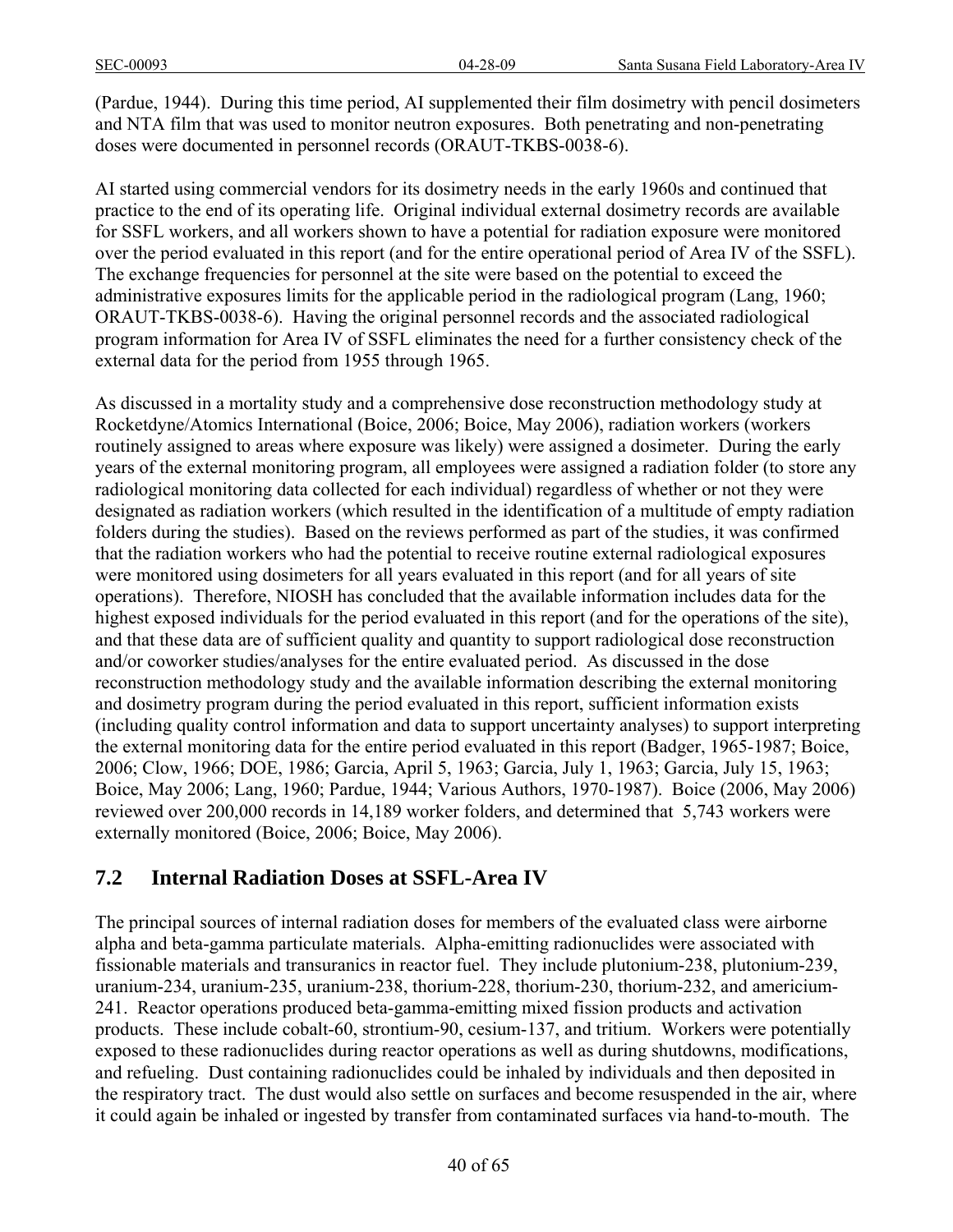(Pardue, 1944). During this time period, AI supplemented their film dosimetry with pencil dosimeters and NTA film that was used to monitor neutron exposures. Both penetrating and non-penetrating doses were documented in personnel records (ORAUT-TKBS-0038-6).

AI started using commercial vendors for its dosimetry needs in the early 1960s and continued that practice to the end of its operating life. Original individual external dosimetry records are available for SSFL workers, and all workers shown to have a potential for radiation exposure were monitored over the period evaluated in this report (and for the entire operational period of Area IV of the SSFL). The exchange frequencies for personnel at the site were based on the potential to exceed the administrative exposures limits for the applicable period in the radiological program (Lang, 1960; ORAUT-TKBS-0038-6). Having the original personnel records and the associated radiological program information for Area IV of SSFL eliminates the need for a further consistency check of the external data for the period from 1955 through 1965.

As discussed in a mortality study and a comprehensive dose reconstruction methodology study at Rocketdyne/Atomics International (Boice, 2006; Boice, May 2006), radiation workers (workers routinely assigned to areas where exposure was likely) were assigned a dosimeter. During the early years of the external monitoring program, all employees were assigned a radiation folder (to store any radiological monitoring data collected for each individual) regardless of whether or not they were designated as radiation workers (which resulted in the identification of a multitude of empty radiation folders during the studies). Based on the reviews performed as part of the studies, it was confirmed that the radiation workers who had the potential to receive routine external radiological exposures were monitored using dosimeters for all years evaluated in this report (and for all years of site operations). Therefore, NIOSH has concluded that the available information includes data for the highest exposed individuals for the period evaluated in this report (and for the operations of the site), and that these data are of sufficient quality and quantity to support radiological dose reconstruction and/or coworker studies/analyses for the entire evaluated period. As discussed in the dose reconstruction methodology study and the available information describing the external monitoring and dosimetry program during the period evaluated in this report, sufficient information exists (including quality control information and data to support uncertainty analyses) to support interpreting the external monitoring data for the entire period evaluated in this report (Badger, 1965-1987; Boice, 2006; Clow, 1966; DOE, 1986; Garcia, April 5, 1963; Garcia, July 1, 1963; Garcia, July 15, 1963; Boice, May 2006; Lang, 1960; Pardue, 1944; Various Authors, 1970-1987). Boice (2006, May 2006) reviewed over 200,000 records in 14,189 worker folders, and determined that 5,743 workers were externally monitored (Boice, 2006; Boice, May 2006).

## 7.2 Internal Radiation Doses at SSFL-Area IV

The principal sources of internal radiation doses for members of the evaluated class were airborne alpha and beta-gamma particulate materials. Alpha-emitting radionuclides were associated with fissionable materials and transuranics in reactor fuel. They include plutonium-238, plutonium-239, uranium-234, uranium-235, uranium-238, thorium-228, thorium-230, thorium-232, and americium-241. Reactor operations produced beta-gamma-emitting mixed fission products and activation products. These include cobalt-60, strontium-90, cesium-137, and tritium. Workers were potentially exposed to these radionuclides during reactor operations as well as during shutdowns, modifications, and refueling. Dust containing radionuclides could be inhaled by individuals and then deposited in the respiratory tract. The dust would also settle on surfaces and become resuspended in the air, where it could again be inhaled or ingested by transfer from contaminated surfaces via hand-to-mouth. The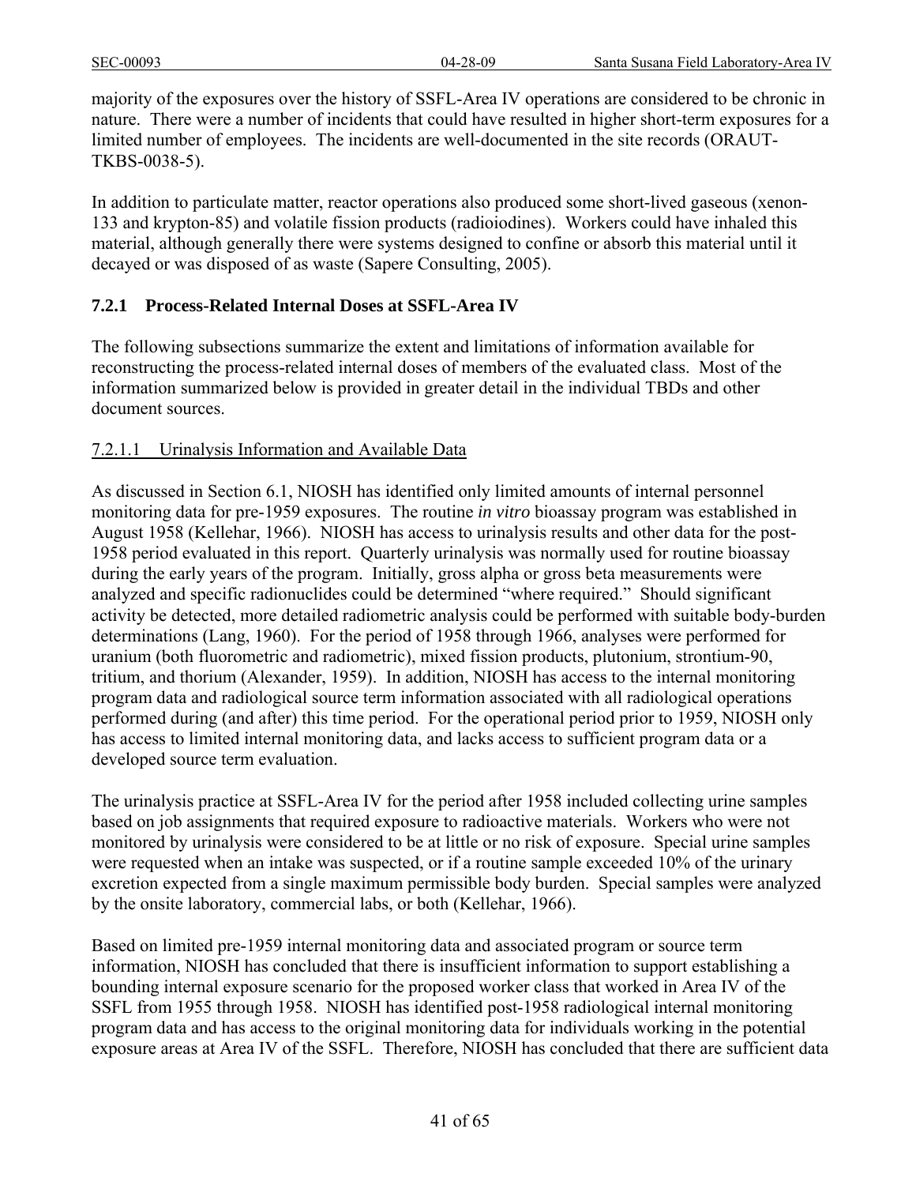majority of the exposures over the history of SSFL-Area IV operations are considered to be chronic in nature. There were a number of incidents that could have resulted in higher short-term exposures for a limited number of employees. The incidents are well-documented in the site records (ORAUT-TKBS-0038-5).

In addition to particulate matter, reactor operations also produced some short-lived gaseous (xenon-133 and krypton-85) and volatile fission products (radioiodines). Workers could have inhaled this material, although generally there were systems designed to confine or absorb this material until it decayed or was disposed of as waste (Sapere Consulting, 2005).

### 7.2.1 Process-Related Internal Doses at SSFL-Area IV

The following subsections summarize the extent and limitations of information available for reconstructing the process-related internal doses of members of the evaluated class. Most of the information summarized below is provided in greater detail in the individual TBDs and other document sources.

#### 7.2.1.1 Urinalysis Information and Available Data

As discussed in Section 6.1, NIOSH has identified only limited amounts of internal personnel monitoring data for pre-1959 exposures. The routine *in vitro* bioassay program was established in August 1958 (Kellehar, 1966). NIOSH has access to urinalysis results and other data for the post-1958 period evaluated in this report. Quarterly urinalysis was normally used for routine bioassay during the early years of the program. Initially, gross alpha or gross beta measurements were analyzed and specific radionuclides could be determined "where required." Should significant activity be detected, more detailed radiometric analysis could be performed with suitable body-burden determinations (Lang, 1960). For the period of 1958 through 1966, analyses were performed for uranium (both fluorometric and radiometric), mixed fission products, plutonium, strontium-90, tritium, and thorium (Alexander, 1959). In addition, NIOSH has access to the internal monitoring program data and radiological source term information associated with all radiological operations performed during (and after) this time period. For the operational period prior to 1959, NIOSH only has access to limited internal monitoring data, and lacks access to sufficient program data or a developed source term evaluation.

The urinalysis practice at SSFL-Area IV for the period after 1958 included collecting urine samples based on job assignments that required exposure to radioactive materials. Workers who were not monitored by urinalysis were considered to be at little or no risk of exposure. Special urine samples were requested when an intake was suspected, or if a routine sample exceeded 10% of the urinary excretion expected from a single maximum permissible body burden. Special samples were analyzed by the onsite laboratory, commercial labs, or both (Kellehar, 1966).

Based on limited pre-1959 internal monitoring data and associated program or source term information, NIOSH has concluded that there is insufficient information to support establishing a bounding internal exposure scenario for the proposed worker class that worked in Area IV of the SSFL from 1955 through 1958. NIOSH has identified post-1958 radiological internal monitoring program data and has access to the original monitoring data for individuals working in the potential exposure areas at Area IV of the SSFL. Therefore, NIOSH has concluded that there are sufficient data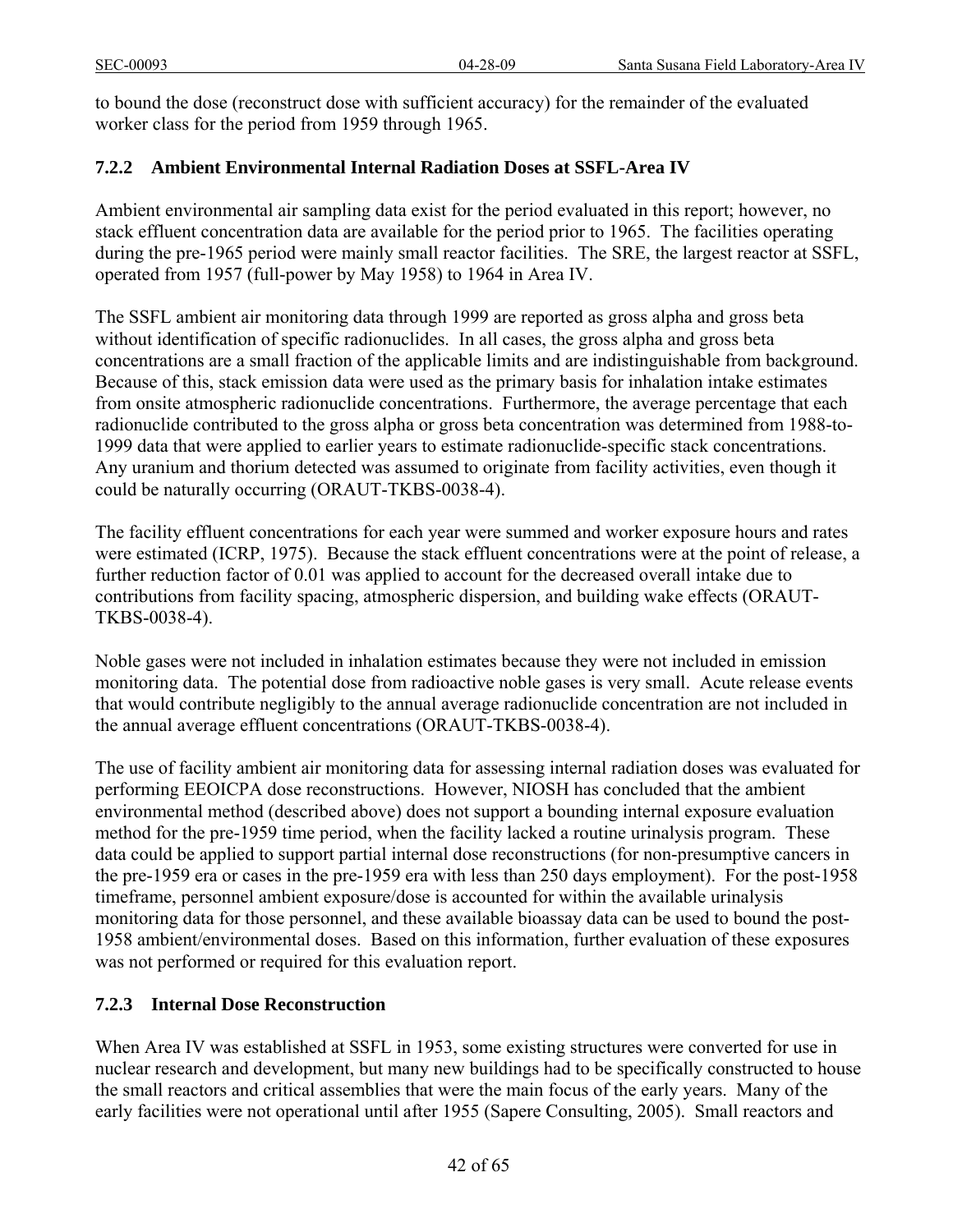to bound the dose (reconstruct dose with sufficient accuracy) for the remainder of the evaluated worker class for the period from 1959 through 1965.

### 7.2.2 Ambient Environmental Internal Radiation Doses at SSFL-Area IV

Ambient environmental air sampling data exist for the period evaluated in this report; however, no stack effluent concentration data are available for the period prior to 1965. The facilities operating during the pre-1965 period were mainly small reactor facilities. The SRE, the largest reactor at SSFL, operated from 1957 (full-power by May 1958) to 1964 in Area IV.

The SSFL ambient air monitoring data through 1999 are reported as gross alpha and gross beta without identification of specific radionuclides. In all cases, the gross alpha and gross beta concentrations are a small fraction of the applicable limits and are indistinguishable from background. Because of this, stack emission data were used as the primary basis for inhalation intake estimates from onsite atmospheric radionuclide concentrations. Furthermore, the average percentage that each radionuclide contributed to the gross alpha or gross beta concentration was determined from 1988-to-1999 data that were applied to earlier years to estimate radionuclide-specific stack concentrations. Any uranium and thorium detected was assumed to originate from facility activities, even though it could be naturally occurring (ORAUT-TKBS-0038-4).

The facility effluent concentrations for each year were summed and worker exposure hours and rates were estimated (ICRP, 1975). Because the stack effluent concentrations were at the point of release, a further reduction factor of 0.01 was applied to account for the decreased overall intake due to contributions from facility spacing, atmospheric dispersion, and building wake effects (ORAUT-TKBS-0038-4).

Noble gases were not included in inhalation estimates because they were not included in emission monitoring data. The potential dose from radioactive noble gases is very small. Acute release events that would contribute negligibly to the annual average radionuclide concentration are not included in the annual average effluent concentrations (ORAUT-TKBS-0038-4).

The use of facility ambient air monitoring data for assessing internal radiation doses was evaluated for performing EEOICPA dose reconstructions. However, NIOSH has concluded that the ambient environmental method (described above) does not support a bounding internal exposure evaluation method for the pre-1959 time period, when the facility lacked a routine urinalysis program. These data could be applied to support partial internal dose reconstructions (for non-presumptive cancers in the pre-1959 era or cases in the pre-1959 era with less than 250 days employment). For the post-1958 timeframe, personnel ambient exposure/dose is accounted for within the available urinalysis monitoring data for those personnel, and these available bioassay data can be used to bound the post-1958 ambient/environmental doses. Based on this information, further evaluation of these exposures was not performed or required for this evaluation report.

### 7.2.3 Internal Dose Reconstruction

When Area IV was established at SSFL in 1953, some existing structures were converted for use in nuclear research and development, but many new buildings had to be specifically constructed to house the small reactors and critical assemblies that were the main focus of the early years. Many of the early facilities were not operational until after 1955 (Sapere Consulting, 2005). Small reactors and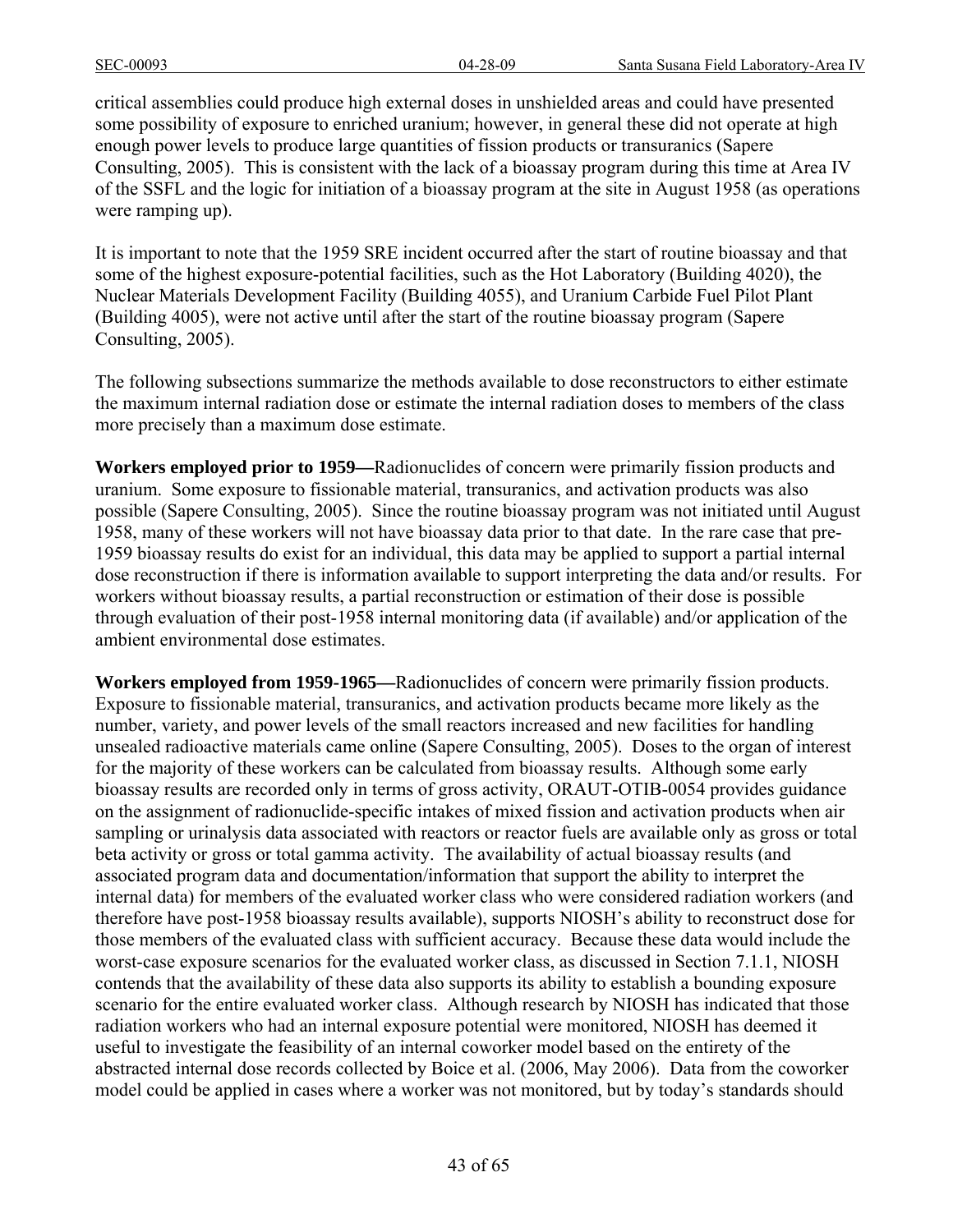critical assemblies could produce high external doses in unshielded areas and could have presented some possibility of exposure to enriched uranium; however, in general these did not operate at high enough power levels to produce large quantities of fission products or transuranics (Sapere Consulting, 2005). This is consistent with the lack of a bioassay program during this time at Area IV of the SSFL and the logic for initiation of a bioassay program at the site in August 1958 (as operations were ramping up).

It is important to note that the 1959 SRE incident occurred after the start of routine bioassay and that some of the highest exposure-potential facilities, such as the Hot Laboratory (Building 4020), the Nuclear Materials Development Facility (Building 4055), and Uranium Carbide Fuel Pilot Plant (Building 4005), were not active until after the start of the routine bioassay program (Sapere Consulting, 2005).

The following subsections summarize the methods available to dose reconstructors to either estimate the maximum internal radiation dose or estimate the internal radiation doses to members of the class more precisely than a maximum dose estimate.

**Workers employed prior to 1959—**Radionuclides of concern were primarily fission products and uranium. Some exposure to fissionable material, transuranics, and activation products was also possible (Sapere Consulting, 2005). Since the routine bioassay program was not initiated until August 1958, many of these workers will not have bioassay data prior to that date. In the rare case that pre-1959 bioassay results do exist for an individual, this data may be applied to support a partial internal dose reconstruction if there is information available to support interpreting the data and/or results. For workers without bioassay results, a partial reconstruction or estimation of their dose is possible through evaluation of their post-1958 internal monitoring data (if available) and/or application of the ambient environmental dose estimates.

**Workers employed from 1959-1965—**Radionuclides of concern were primarily fission products. Exposure to fissionable material, transuranics, and activation products became more likely as the number, variety, and power levels of the small reactors increased and new facilities for handling unsealed radioactive materials came online (Sapere Consulting, 2005). Doses to the organ of interest for the majority of these workers can be calculated from bioassay results. Although some early bioassay results are recorded only in terms of gross activity, ORAUT-OTIB-0054 provides guidance on the assignment of radionuclide-specific intakes of mixed fission and activation products when air sampling or urinalysis data associated with reactors or reactor fuels are available only as gross or total beta activity or gross or total gamma activity. The availability of actual bioassay results (and associated program data and documentation/information that support the ability to interpret the internal data) for members of the evaluated worker class who were considered radiation workers (and therefore have post-1958 bioassay results available), supports NIOSH's ability to reconstruct dose for those members of the evaluated class with sufficient accuracy. Because these data would include the worst-case exposure scenarios for the evaluated worker class, as discussed in Section 7.1.1, NIOSH contends that the availability of these data also supports its ability to establish a bounding exposure scenario for the entire evaluated worker class. Although research by NIOSH has indicated that those radiation workers who had an internal exposure potential were monitored, NIOSH has deemed it useful to investigate the feasibility of an internal coworker model based on the entirety of the abstracted internal dose records collected by Boice et al. (2006, May 2006). Data from the coworker model could be applied in cases where a worker was not monitored, but by today's standards should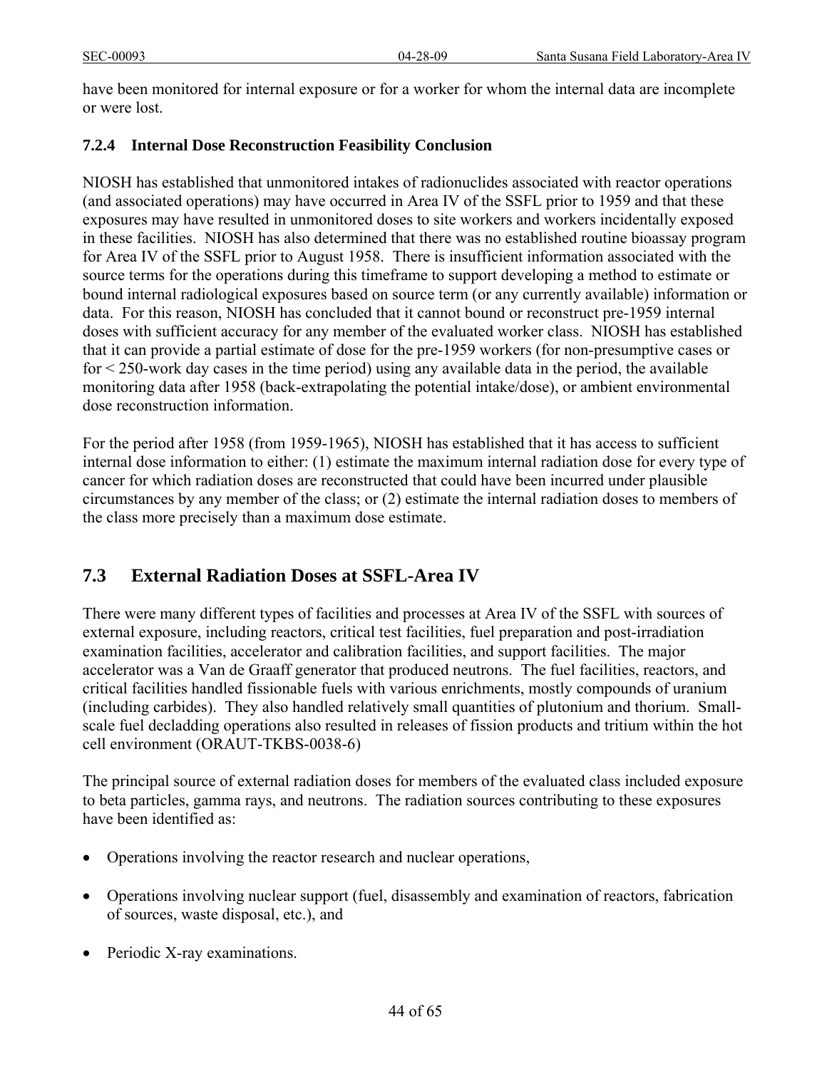have been monitored for internal exposure or for a worker for whom the internal data are incomplete or were lost.

### 7.2.4 Internal Dose Reconstruction Feasibility Conclusion

NIOSH has established that unmonitored intakes of radionuclides associated with reactor operations (and associated operations) may have occurred in Area IV of the SSFL prior to 1959 and that these exposures may have resulted in unmonitored doses to site workers and workers incidentally exposed in these facilities. NIOSH has also determined that there was no established routine bioassay program for Area IV of the SSFL prior to August 1958. There is insufficient information associated with the source terms for the operations during this timeframe to support developing a method to estimate or bound internal radiological exposures based on source term (or any currently available) information or data. For this reason, NIOSH has concluded that it cannot bound or reconstruct pre-1959 internal doses with sufficient accuracy for any member of the evaluated worker class. NIOSH has established that it can provide a partial estimate of dose for the pre-1959 workers (for non-presumptive cases or for < 250-work day cases in the time period) using any available data in the period, the available monitoring data after 1958 (back-extrapolating the potential intake/dose), or ambient environmental dose reconstruction information.

For the period after 1958 (from 1959-1965), NIOSH has established that it has access to sufficient internal dose information to either: (1) estimate the maximum internal radiation dose for every type of cancer for which radiation doses are reconstructed that could have been incurred under plausible circumstances by any member of the class; or (2) estimate the internal radiation doses to members of the class more precisely than a maximum dose estimate.

## 7.3 External Radiation Doses at SSFL-Area IV

There were many different types of facilities and processes at Area IV of the SSFL with sources of external exposure, including reactors, critical test facilities, fuel preparation and post-irradiation examination facilities, accelerator and calibration facilities, and support facilities. The major accelerator was a Van de Graaff generator that produced neutrons. The fuel facilities, reactors, and critical facilities handled fissionable fuels with various enrichments, mostly compounds of uranium (including carbides). They also handled relatively small quantities of plutonium and thorium. Small-scale fuel decladding operations also resulted in releases of fission products and tritium within the hot cell environment (ORAUT-TKBS-0038-6)

The principal source of external radiation doses for members of the evaluated class included exposure to beta particles, gamma rays, and neutrons. The radiation sources contributing to these exposures have been identified as:

- Operations involving the reactor research and nuclear operations,
- Operations involving nuclear support (fuel, disassembly and examination of reactors, fabrication of sources, waste disposal, etc.), and
- Periodic X-ray examinations.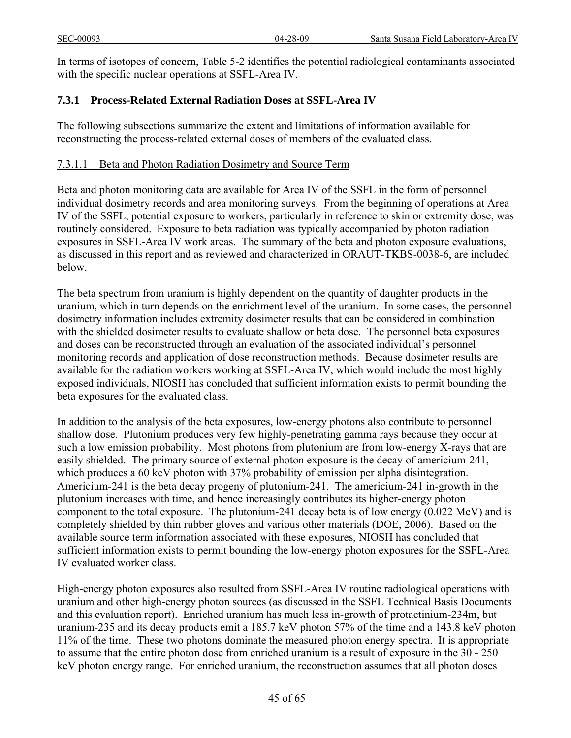In terms of isotopes of concern, Table 5-2 identifies the potential radiological contaminants associated with the specific nuclear operations at SSFL-Area IV.

### 7.3.1 Process-Related External Radiation Doses at SSFL-Area IV

The following subsections summarize the extent and limitations of information available for reconstructing the process-related external doses of members of the evaluated class.

#### 7.3.1.1 Beta and Photon Radiation Dosimetry and Source Term

Beta and photon monitoring data are available for Area IV of the SSFL in the form of personnel individual dosimetry records and area monitoring surveys. From the beginning of operations at Area IV of the SSFL, potential exposure to workers, particularly in reference to skin or extremity dose, was routinely considered. Exposure to beta radiation was typically accompanied by photon radiation exposures in SSFL-Area IV work areas. The summary of the beta and photon exposure evaluations, as discussed in this report and as reviewed and characterized in ORAUT-TKBS-0038-6, are included below.

The beta spectrum from uranium is highly dependent on the quantity of daughter products in the uranium, which in turn depends on the enrichment level of the uranium. In some cases, the personnel dosimetry information includes extremity dosimeter results that can be considered in combination with the shielded dosimeter results to evaluate shallow or beta dose. The personnel beta exposures and doses can be reconstructed through an evaluation of the associated individual's personnel monitoring records and application of dose reconstruction methods. Because dosimeter results are available for the radiation workers working at SSFL-Area IV, which would include the most highly exposed individuals, NIOSH has concluded that sufficient information exists to permit bounding the beta exposures for the evaluated class.

In addition to the analysis of the beta exposures, low-energy photons also contribute to personnel shallow dose. Plutonium produces very few highly-penetrating gamma rays because they occur at such a low emission probability. Most photons from plutonium are from low-energy X-rays that are easily shielded. The primary source of external photon exposure is the decay of americium-241, which produces a 60 keV photon with 37% probability of emission per alpha disintegration. Americium-241 is the beta decay progeny of plutonium-241. The americium-241 in-growth in the plutonium increases with time, and hence increasingly contributes its higher-energy photon component to the total exposure. The plutonium-241 decay beta is of low energy (0.022 MeV) and is completely shielded by thin rubber gloves and various other materials (DOE, 2006). Based on the available source term information associated with these exposures, NIOSH has concluded that sufficient information exists to permit bounding the low-energy photon exposures for the SSFL-Area IV evaluated worker class.

High-energy photon exposures also resulted from SSFL-Area IV routine radiological operations with uranium and other high-energy photon sources (as discussed in the SSFL Technical Basis Documents and this evaluation report). Enriched uranium has much less in-growth of protactinium-234m, but uranium-235 and its decay products emit a 185.7 keV photon 57% of the time and a 143.8 keV photon 11% of the time. These two photons dominate the measured photon energy spectra. It is appropriate to assume that the entire photon dose from enriched uranium is a result of exposure in the 30 - 250 keV photon energy range. For enriched uranium, the reconstruction assumes that all photon doses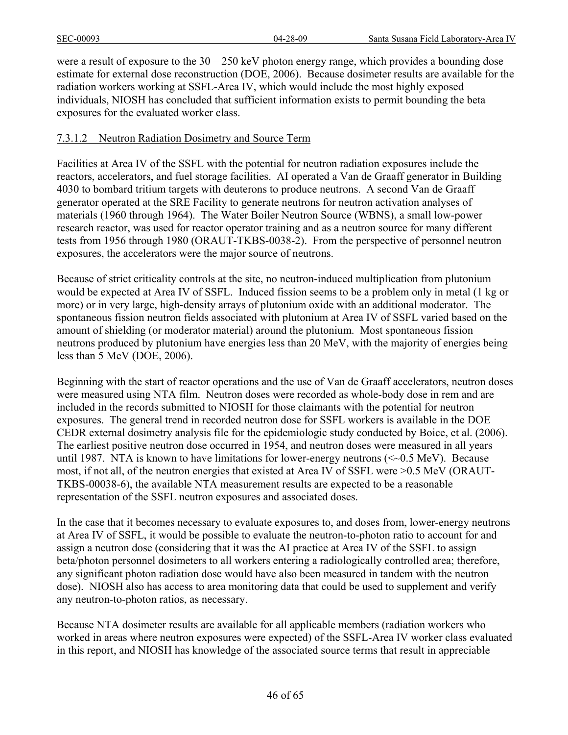were a result of exposure to the 30 – 250 keV photon energy range, which provides a bounding dose estimate for external dose reconstruction (DOE, 2006). Because dosimeter results are available for the radiation workers working at SSFL-Area IV, which would include the most highly exposed individuals, NIOSH has concluded that sufficient information exists to permit bounding the beta exposures for the evaluated worker class.

#### 7.3.1.2 Neutron Radiation Dosimetry and Source Term

Facilities at Area IV of the SSFL with the potential for neutron radiation exposures include the reactors, accelerators, and fuel storage facilities. AI operated a Van de Graaff generator in Building 4030 to bombard tritium targets with deuterons to produce neutrons. A second Van de Graaff generator operated at the SRE Facility to generate neutrons for neutron activation analyses of materials (1960 through 1964). The Water Boiler Neutron Source (WBNS), a small low-power research reactor, was used for reactor operator training and as a neutron source for many different tests from 1956 through 1980 (ORAUT-TKBS-0038-2). From the perspective of personnel neutron exposures, the accelerators were the major source of neutrons.

Because of strict criticality controls at the site, no neutron-induced multiplication from plutonium would be expected at Area IV of SSFL. Induced fission seems to be a problem only in metal (1 kg or more) or in very large, high-density arrays of plutonium oxide with an additional moderator. The spontaneous fission neutron fields associated with plutonium at Area IV of SSFL varied based on the amount of shielding (or moderator material) around the plutonium. Most spontaneous fission neutrons produced by plutonium have energies less than 20 MeV, with the majority of energies being less than 5 MeV (DOE, 2006).

Beginning with the start of reactor operations and the use of Van de Graaff accelerators, neutron doses were measured using NTA film. Neutron doses were recorded as whole-body dose in rem and are included in the records submitted to NIOSH for those claimants with the potential for neutron exposures. The general trend in recorded neutron dose for SSFL workers is available in the DOE CEDR external dosimetry analysis file for the epidemiologic study conducted by Boice, et al. (2006). The earliest positive neutron dose occurred in 1954, and neutron doses were measured in all years until 1987. NTA is known to have limitations for lower-energy neutrons (<~0.5 MeV). Because most, if not all, of the neutron energies that existed at Area IV of SSFL were >0.5 MeV (ORAUT-TKBS-00038-6), the available NTA measurement results are expected to be a reasonable representation of the SSFL neutron exposures and associated doses.

In the case that it becomes necessary to evaluate exposures to, and doses from, lower-energy neutrons at Area IV of SSFL, it would be possible to evaluate the neutron-to-photon ratio to account for and assign a neutron dose (considering that it was the AI practice at Area IV of the SSFL to assign beta/photon personnel dosimeters to all workers entering a radiologically controlled area; therefore, any significant photon radiation dose would have also been measured in tandem with the neutron dose). NIOSH also has access to area monitoring data that could be used to supplement and verify any neutron-to-photon ratios, as necessary.

Because NTA dosimeter results are available for all applicable members (radiation workers who worked in areas where neutron exposures were expected) of the SSFL-Area IV worker class evaluated in this report, and NIOSH has knowledge of the associated source terms that result in appreciable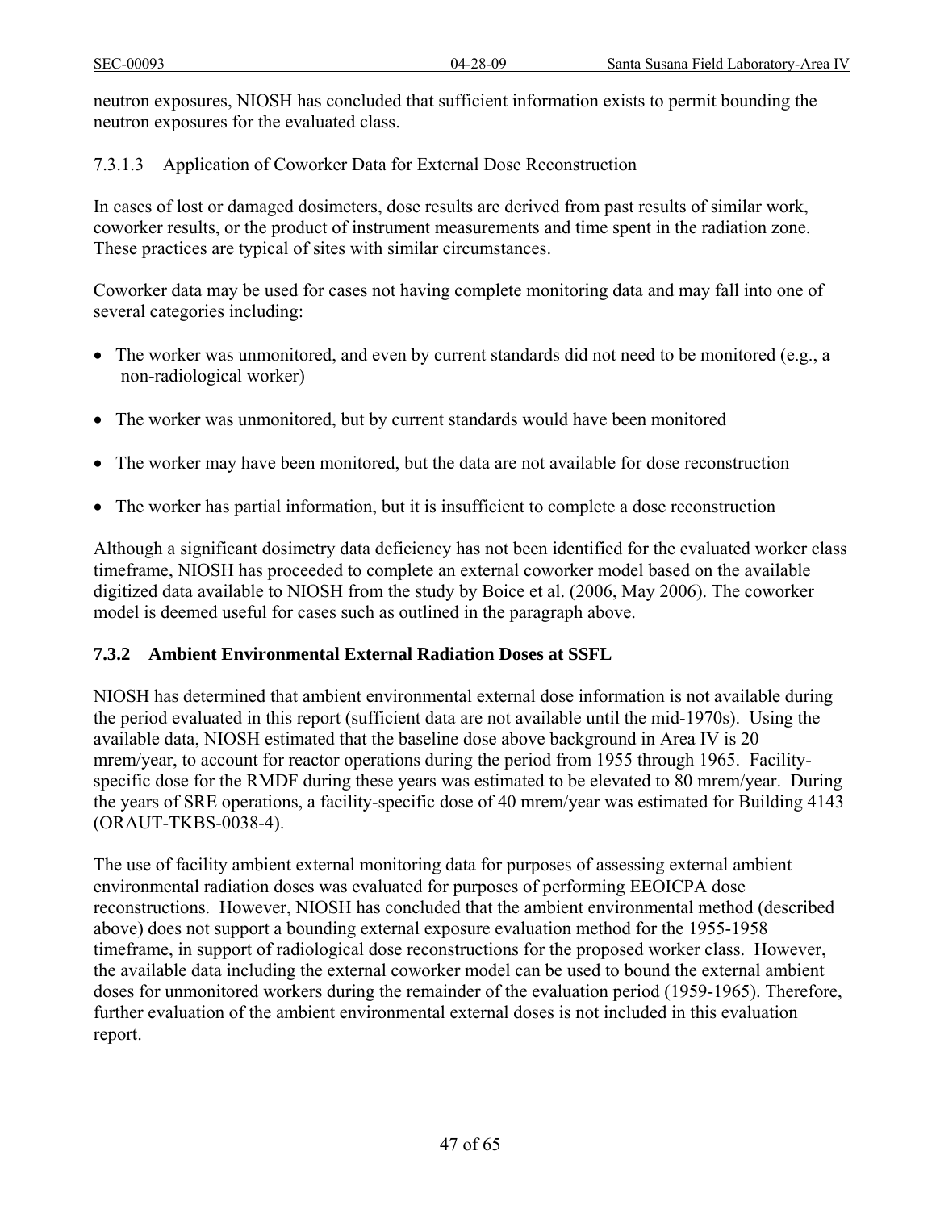neutron exposures, NIOSH has concluded that sufficient information exists to permit bounding the neutron exposures for the evaluated class.

#### 7.3.1.3 Application of Coworker Data for External Dose Reconstruction

In cases of lost or damaged dosimeters, dose results are derived from past results of similar work, coworker results, or the product of instrument measurements and time spent in the radiation zone. These practices are typical of sites with similar circumstances.

Coworker data may be used for cases not having complete monitoring data and may fall into one of several categories including:

- The worker was unmonitored, and even by current standards did not need to be monitored (e.g., a non-radiological worker)
- The worker was unmonitored, but by current standards would have been monitored
- The worker may have been monitored, but the data are not available for dose reconstruction
- The worker has partial information, but it is insufficient to complete a dose reconstruction

Although a significant dosimetry data deficiency has not been identified for the evaluated worker class timeframe, NIOSH has proceeded to complete an external coworker model based on the available digitized data available to NIOSH from the study by Boice et al. (2006, May 2006). The coworker model is deemed useful for cases such as outlined in the paragraph above.

### 7.3.2 Ambient Environmental External Radiation Doses at SSFL

NIOSH has determined that ambient environmental external dose information is not available during the period evaluated in this report (sufficient data are not available until the mid-1970s). Using the available data, NIOSH estimated that the baseline dose above background in Area IV is 20 mrem/year, to account for reactor operations during the period from 1955 through 1965. Facility-specific dose for the RMDF during these years was estimated to be elevated to 80 mrem/year. During the years of SRE operations, a facility-specific dose of 40 mrem/year was estimated for Building 4143 (ORAUT-TKBS-0038-4).

The use of facility ambient external monitoring data for purposes of assessing external ambient environmental radiation doses was evaluated for purposes of performing EEOICPA dose reconstructions. However, NIOSH has concluded that the ambient environmental method (described above) does not support a bounding external exposure evaluation method for the 1955-1958 timeframe, in support of radiological dose reconstructions for the proposed worker class. However, the available data including the external coworker model can be used to bound the external ambient doses for unmonitored workers during the remainder of the evaluation period (1959-1965). Therefore, further evaluation of the ambient environmental external doses is not included in this evaluation report.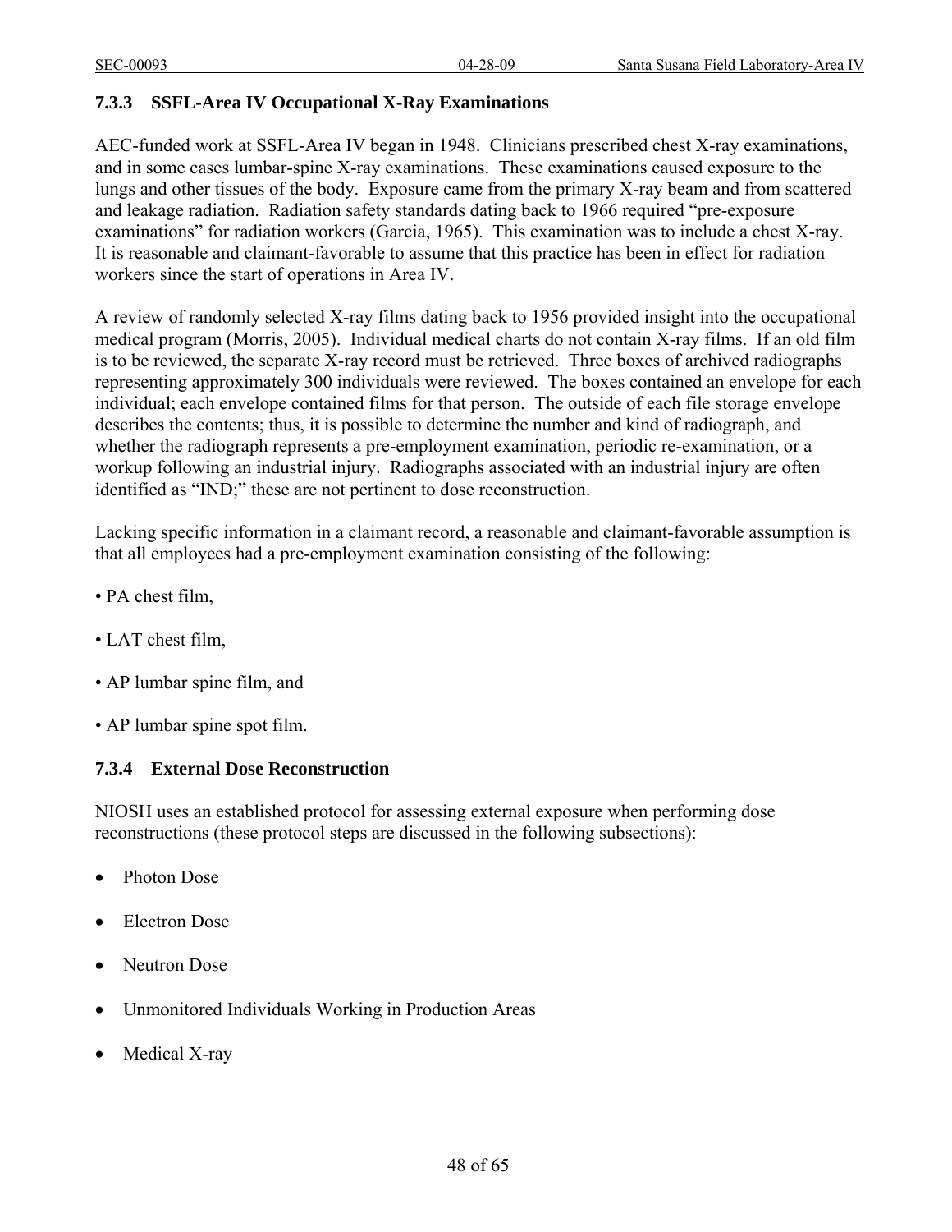### 7.3.3 SSFL-Area IV Occupational X-Ray Examinations

AEC-funded work at SSFL-Area IV began in 1948. Clinicians prescribed chest X-ray examinations, and in some cases lumbar-spine X-ray examinations. These examinations caused exposure to the lungs and other tissues of the body. Exposure came from the primary X-ray beam and from scattered and leakage radiation. Radiation safety standards dating back to 1966 required "pre-exposure examinations" for radiation workers (Garcia, 1965). This examination was to include a chest X-ray. It is reasonable and claimant-favorable to assume that this practice has been in effect for radiation workers since the start of operations in Area IV.

A review of randomly selected X-ray films dating back to 1956 provided insight into the occupational medical program (Morris, 2005). Individual medical charts do not contain X-ray films. If an old film is to be reviewed, the separate X-ray record must be retrieved. Three boxes of archived radiographs representing approximately 300 individuals were reviewed. The boxes contained an envelope for each individual; each envelope contained films for that person. The outside of each file storage envelope describes the contents; thus, it is possible to determine the number and kind of radiograph, and whether the radiograph represents a pre-employment examination, periodic re-examination, or a workup following an industrial injury. Radiographs associated with an industrial injury are often identified as "IND;" these are not pertinent to dose reconstruction.

Lacking specific information in a claimant record, a reasonable and claimant-favorable assumption is that all employees had a pre-employment examination consisting of the following:

- PA chest film,
- LAT chest film,
- AP lumbar spine film, and
- AP lumbar spine spot film.

### 7.3.4 External Dose Reconstruction

NIOSH uses an established protocol for assessing external exposure when performing dose reconstructions (these protocol steps are discussed in the following subsections):

- Photon Dose
- Electron Dose
- Neutron Dose
- Unmonitored Individuals Working in Production Areas
- Medical X-ray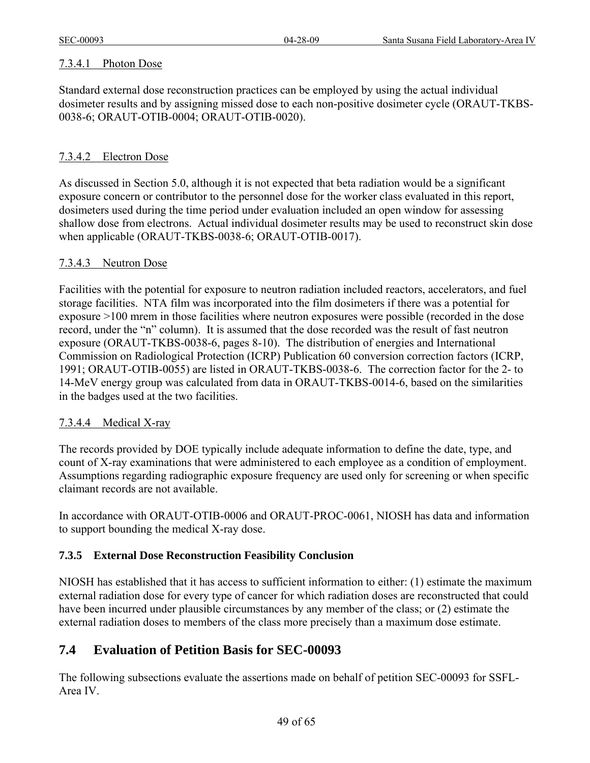#### 7.3.4.1 Photon Dose

Standard external dose reconstruction practices can be employed by using the actual individual dosimeter results and by assigning missed dose to each non-positive dosimeter cycle (ORAUT-TKBS-0038-6; ORAUT-OTIB-0004; ORAUT-OTIB-0020).

#### 7.3.4.2 Electron Dose

As discussed in Section 5.0, although it is not expected that beta radiation would be a significant exposure concern or contributor to the personnel dose for the worker class evaluated in this report, dosimeters used during the time period under evaluation included an open window for assessing shallow dose from electrons. Actual individual dosimeter results may be used to reconstruct skin dose when applicable (ORAUT-TKBS-0038-6; ORAUT-OTIB-0017).

#### 7.3.4.3 Neutron Dose

Facilities with the potential for exposure to neutron radiation included reactors, accelerators, and fuel storage facilities. NTA film was incorporated into the film dosimeters if there was a potential for exposure >100 mrem in those facilities where neutron exposures were possible (recorded in the dose record, under the "n" column). It is assumed that the dose recorded was the result of fast neutron exposure (ORAUT-TKBS-0038-6, pages 8-10). The distribution of energies and International Commission on Radiological Protection (ICRP) Publication 60 conversion correction factors (ICRP, 1991; ORAUT-OTIB-0055) are listed in ORAUT-TKBS-0038-6. The correction factor for the 2- to 14-MeV energy group was calculated from data in ORAUT-TKBS-0014-6, based on the similarities in the badges used at the two facilities.

#### 7.3.4.4 Medical X-ray

The records provided by DOE typically include adequate information to define the date, type, and count of X-ray examinations that were administered to each employee as a condition of employment. Assumptions regarding radiographic exposure frequency are used only for screening or when specific claimant records are not available.

In accordance with ORAUT-OTIB-0006 and ORAUT-PROC-0061, NIOSH has data and information to support bounding the medical X-ray dose.

### 7.3.5 External Dose Reconstruction Feasibility Conclusion

NIOSH has established that it has access to sufficient information to either: (1) estimate the maximum external radiation dose for every type of cancer for which radiation doses are reconstructed that could have been incurred under plausible circumstances by any member of the class; or (2) estimate the external radiation doses to members of the class more precisely than a maximum dose estimate.

## 7.4 Evaluation of Petition Basis for SEC-00093

The following subsections evaluate the assertions made on behalf of petition SEC-00093 for SSFL-Area IV.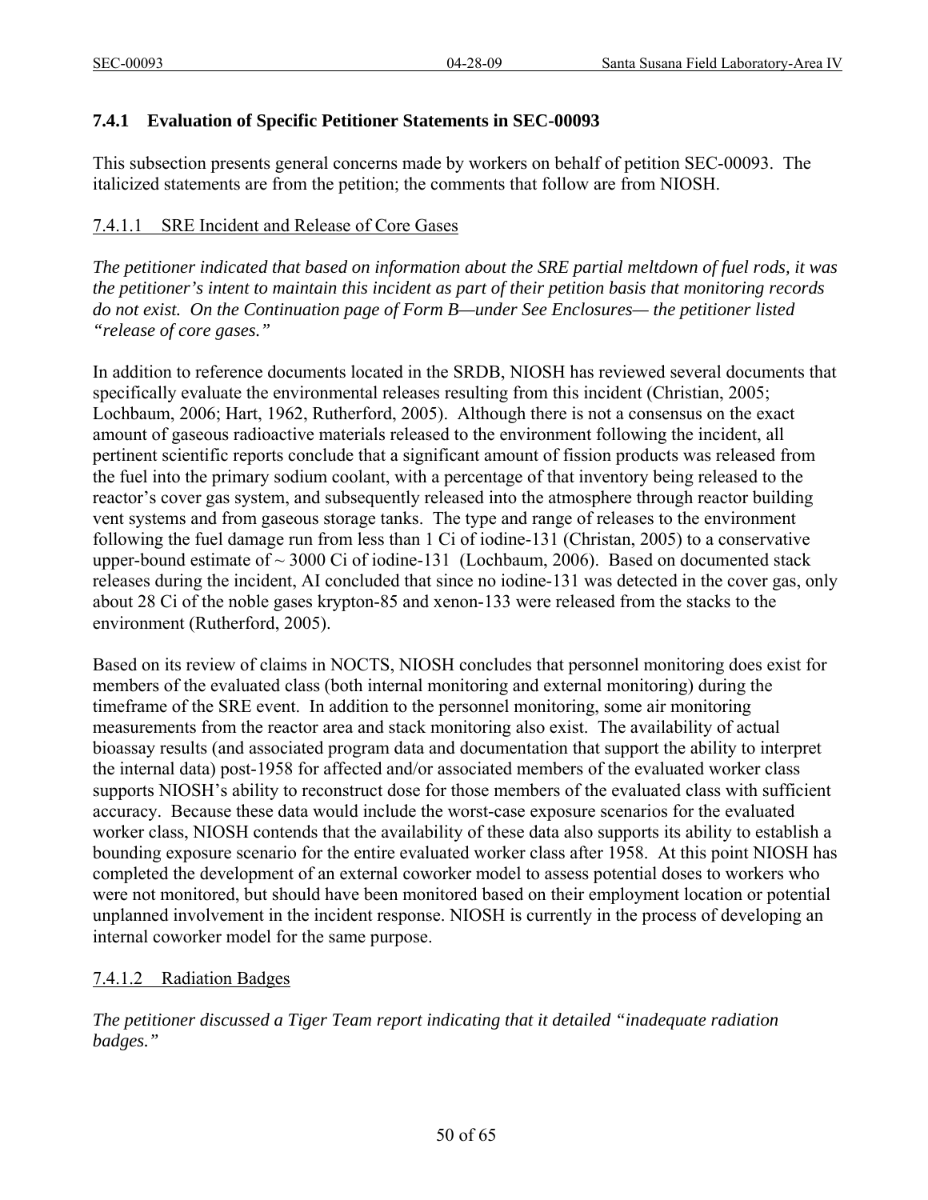### 7.4.1 Evaluation of Specific Petitioner Statements in SEC-00093

This subsection presents general concerns made by workers on behalf of petition SEC-00093. The italicized statements are from the petition; the comments that follow are from NIOSH.

#### 7.4.1.1 SRE Incident and Release of Core Gases

*The petitioner indicated that based on information about the SRE partial meltdown of fuel rods, it was the petitioner's intent to maintain this incident as part of their petition basis that monitoring records do not exist. On the Continuation page of Form B—under See Enclosures— the petitioner listed "release of core gases."*

In addition to reference documents located in the SRDB, NIOSH has reviewed several documents that specifically evaluate the environmental releases resulting from this incident (Christian, 2005; Lochbaum, 2006; Hart, 1962, Rutherford, 2005). Although there is not a consensus on the exact amount of gaseous radioactive materials released to the environment following the incident, all pertinent scientific reports conclude that a significant amount of fission products was released from the fuel into the primary sodium coolant, with a percentage of that inventory being released to the reactor's cover gas system, and subsequently released into the atmosphere through reactor building vent systems and from gaseous storage tanks. The type and range of releases to the environment following the fuel damage run from less than 1 Ci of iodine-131 (Christan, 2005) to a conservative upper-bound estimate of ~ 3000 Ci of iodine-131 (Lochbaum, 2006). Based on documented stack releases during the incident, AI concluded that since no iodine-131 was detected in the cover gas, only about 28 Ci of the noble gases krypton-85 and xenon-133 were released from the stacks to the environment (Rutherford, 2005).

Based on its review of claims in NOCTS, NIOSH concludes that personnel monitoring does exist for members of the evaluated class (both internal monitoring and external monitoring) during the timeframe of the SRE event. In addition to the personnel monitoring, some air monitoring measurements from the reactor area and stack monitoring also exist. The availability of actual bioassay results (and associated program data and documentation that support the ability to interpret the internal data) post-1958 for affected and/or associated members of the evaluated worker class supports NIOSH's ability to reconstruct dose for those members of the evaluated class with sufficient accuracy. Because these data would include the worst-case exposure scenarios for the evaluated worker class, NIOSH contends that the availability of these data also supports its ability to establish a bounding exposure scenario for the entire evaluated worker class after 1958. At this point NIOSH has completed the development of an external coworker model to assess potential doses to workers who were not monitored, but should have been monitored based on their employment location or potential unplanned involvement in the incident response. NIOSH is currently in the process of developing an internal coworker model for the same purpose.

#### 7.4.1.2 Radiation Badges

*The petitioner discussed a Tiger Team report indicating that it detailed "inadequate radiation badges."*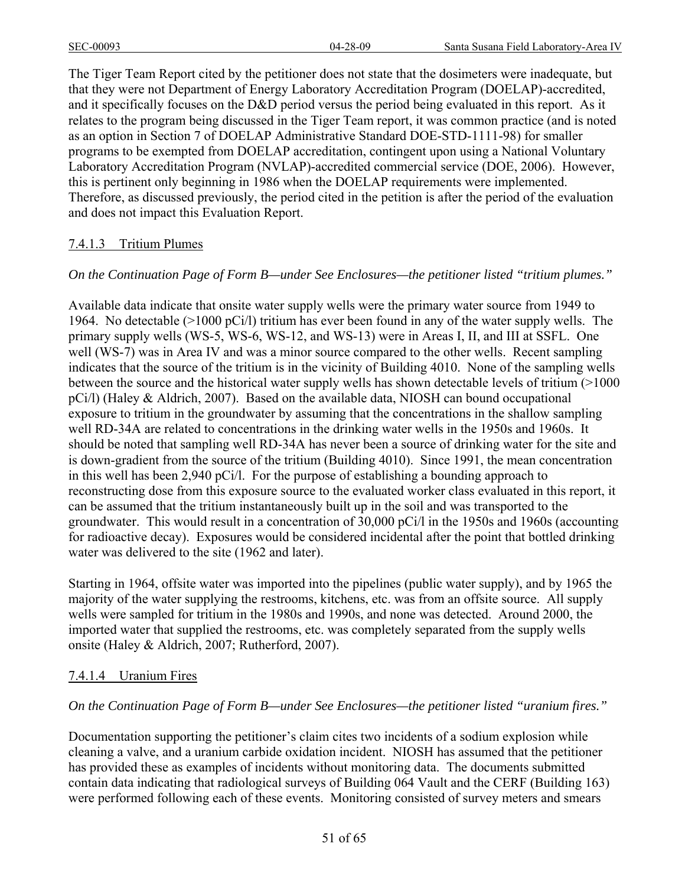The Tiger Team Report cited by the petitioner does not state that the dosimeters were inadequate, but that they were not Department of Energy Laboratory Accreditation Program (DOELAP)-accredited, and it specifically focuses on the D&D period versus the period being evaluated in this report. As it relates to the program being discussed in the Tiger Team report, it was common practice (and is noted as an option in Section 7 of DOELAP Administrative Standard DOE-STD-1111-98) for smaller programs to be exempted from DOELAP accreditation, contingent upon using a National Voluntary Laboratory Accreditation Program (NVLAP)-accredited commercial service (DOE, 2006). However, this is pertinent only beginning in 1986 when the DOELAP requirements were implemented. Therefore, as discussed previously, the period cited in the petition is after the period of the evaluation and does not impact this Evaluation Report.

#### 7.4.1.3 Tritium Plumes

*On the Continuation Page of Form B—under See Enclosures—the petitioner listed "tritium plumes."*

Available data indicate that onsite water supply wells were the primary water source from 1949 to 1964. No detectable (>1000 pCi/l) tritium has ever been found in any of the water supply wells. The primary supply wells (WS-5, WS-6, WS-12, and WS-13) were in Areas I, II, and III at SSFL. One well (WS-7) was in Area IV and was a minor source compared to the other wells. Recent sampling indicates that the source of the tritium is in the vicinity of Building 4010. None of the sampling wells between the source and the historical water supply wells has shown detectable levels of tritium (>1000 pCi/l) (Haley & Aldrich, 2007). Based on the available data, NIOSH can bound occupational exposure to tritium in the groundwater by assuming that the concentrations in the shallow sampling well RD-34A are related to concentrations in the drinking water wells in the 1950s and 1960s. It should be noted that sampling well RD-34A has never been a source of drinking water for the site and is down-gradient from the source of the tritium (Building 4010). Since 1991, the mean concentration in this well has been 2,940 pCi/l. For the purpose of establishing a bounding approach to reconstructing dose from this exposure source to the evaluated worker class evaluated in this report, it can be assumed that the tritium instantaneously built up in the soil and was transported to the groundwater. This would result in a concentration of 30,000 pCi/l in the 1950s and 1960s (accounting for radioactive decay). Exposures would be considered incidental after the point that bottled drinking water was delivered to the site (1962 and later).

Starting in 1964, offsite water was imported into the pipelines (public water supply), and by 1965 the majority of the water supplying the restrooms, kitchens, etc. was from an offsite source. All supply wells were sampled for tritium in the 1980s and 1990s, and none was detected. Around 2000, the imported water that supplied the restrooms, etc. was completely separated from the supply wells onsite (Haley & Aldrich, 2007; Rutherford, 2007).

#### 7.4.1.4 Uranium Fires

*On the Continuation Page of Form B—under See Enclosures—the petitioner listed "uranium fires."*

Documentation supporting the petitioner's claim cites two incidents of a sodium explosion while cleaning a valve, and a uranium carbide oxidation incident. NIOSH has assumed that the petitioner has provided these as examples of incidents without monitoring data. The documents submitted contain data indicating that radiological surveys of Building 064 Vault and the CERF (Building 163) were performed following each of these events. Monitoring consisted of survey meters and smears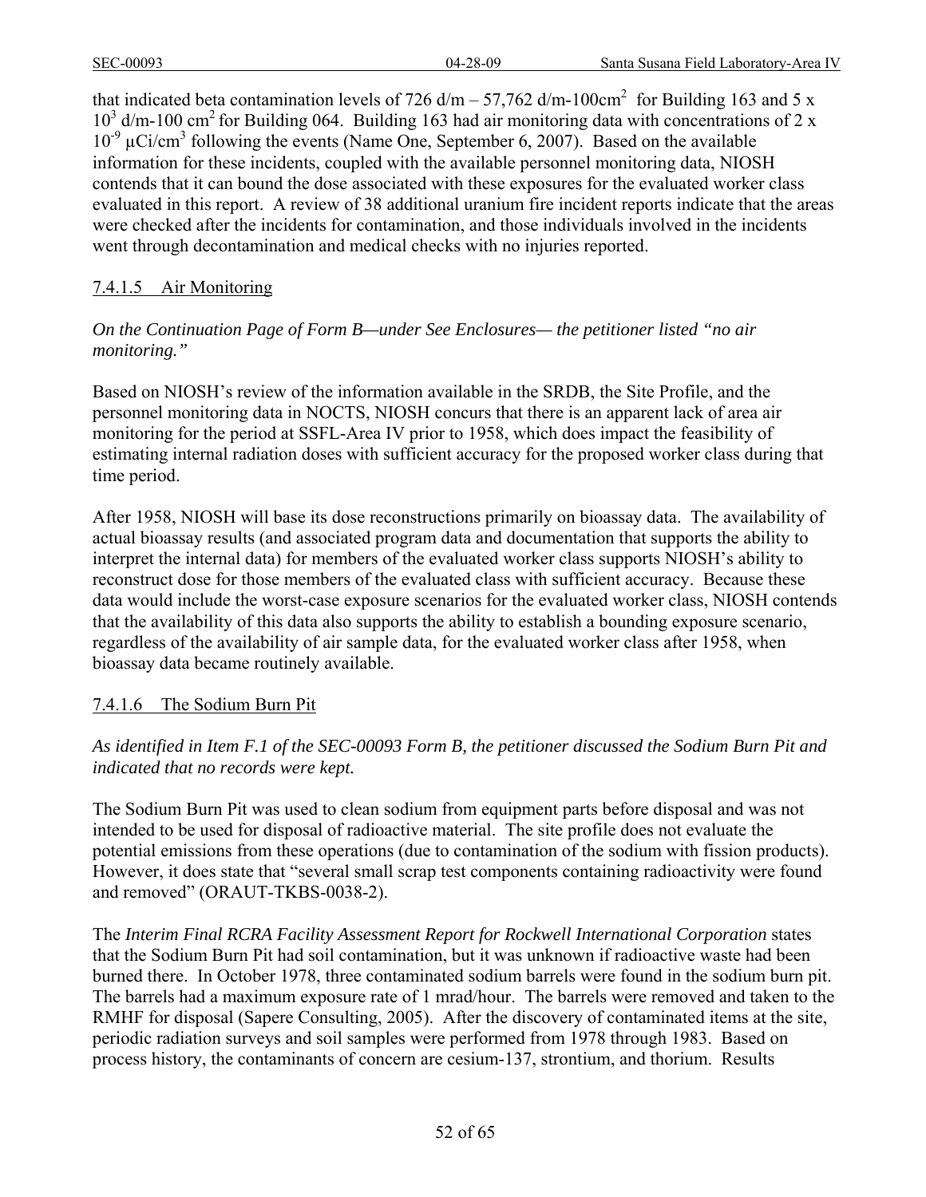that indicated beta contamination levels of 726 d/m – 57,762 d/m-100cm$^2$ for Building 163 and 5 x $10^3$ d/m-100 cm$^2$ for Building 064. Building 163 had air monitoring data with concentrations of 2 x $10^{-9}$ µCi/cm$^3$ following the events (Name One, September 6, 2007). Based on the available information for these incidents, coupled with the available personnel monitoring data, NIOSH contends that it can bound the dose associated with these exposures for the evaluated worker class evaluated in this report. A review of 38 additional uranium fire incident reports indicate that the areas were checked after the incidents for contamination, and those individuals involved in the incidents went through decontamination and medical checks with no injuries reported.

#### 7.4.1.5 Air Monitoring

*On the Continuation Page of Form B—under See Enclosures— the petitioner listed "no air monitoring."*

Based on NIOSH's review of the information available in the SRDB, the Site Profile, and the personnel monitoring data in NOCTS, NIOSH concurs that there is an apparent lack of area air monitoring for the period at SSFL-Area IV prior to 1958, which does impact the feasibility of estimating internal radiation doses with sufficient accuracy for the proposed worker class during that time period.

After 1958, NIOSH will base its dose reconstructions primarily on bioassay data. The availability of actual bioassay results (and associated program data and documentation that supports the ability to interpret the internal data) for members of the evaluated worker class supports NIOSH's ability to reconstruct dose for those members of the evaluated class with sufficient accuracy. Because these data would include the worst-case exposure scenarios for the evaluated worker class, NIOSH contends that the availability of this data also supports the ability to establish a bounding exposure scenario, regardless of the availability of air sample data, for the evaluated worker class after 1958, when bioassay data became routinely available.

#### 7.4.1.6 The Sodium Burn Pit

*As identified in Item F.1 of the SEC-00093 Form B, the petitioner discussed the Sodium Burn Pit and indicated that no records were kept.*

The Sodium Burn Pit was used to clean sodium from equipment parts before disposal and was not intended to be used for disposal of radioactive material. The site profile does not evaluate the potential emissions from these operations (due to contamination of the sodium with fission products). However, it does state that "several small scrap test components containing radioactivity were found and removed" (ORAUT-TKBS-0038-2).

The *Interim Final RCRA Facility Assessment Report for Rockwell International Corporation* states that the Sodium Burn Pit had soil contamination, but it was unknown if radioactive waste had been burned there. In October 1978, three contaminated sodium barrels were found in the sodium burn pit. The barrels had a maximum exposure rate of 1 mrad/hour. The barrels were removed and taken to the RMHF for disposal (Sapere Consulting, 2005). After the discovery of contaminated items at the site, periodic radiation surveys and soil samples were performed from 1978 through 1983. Based on process history, the contaminants of concern are cesium-137, strontium, and thorium. Results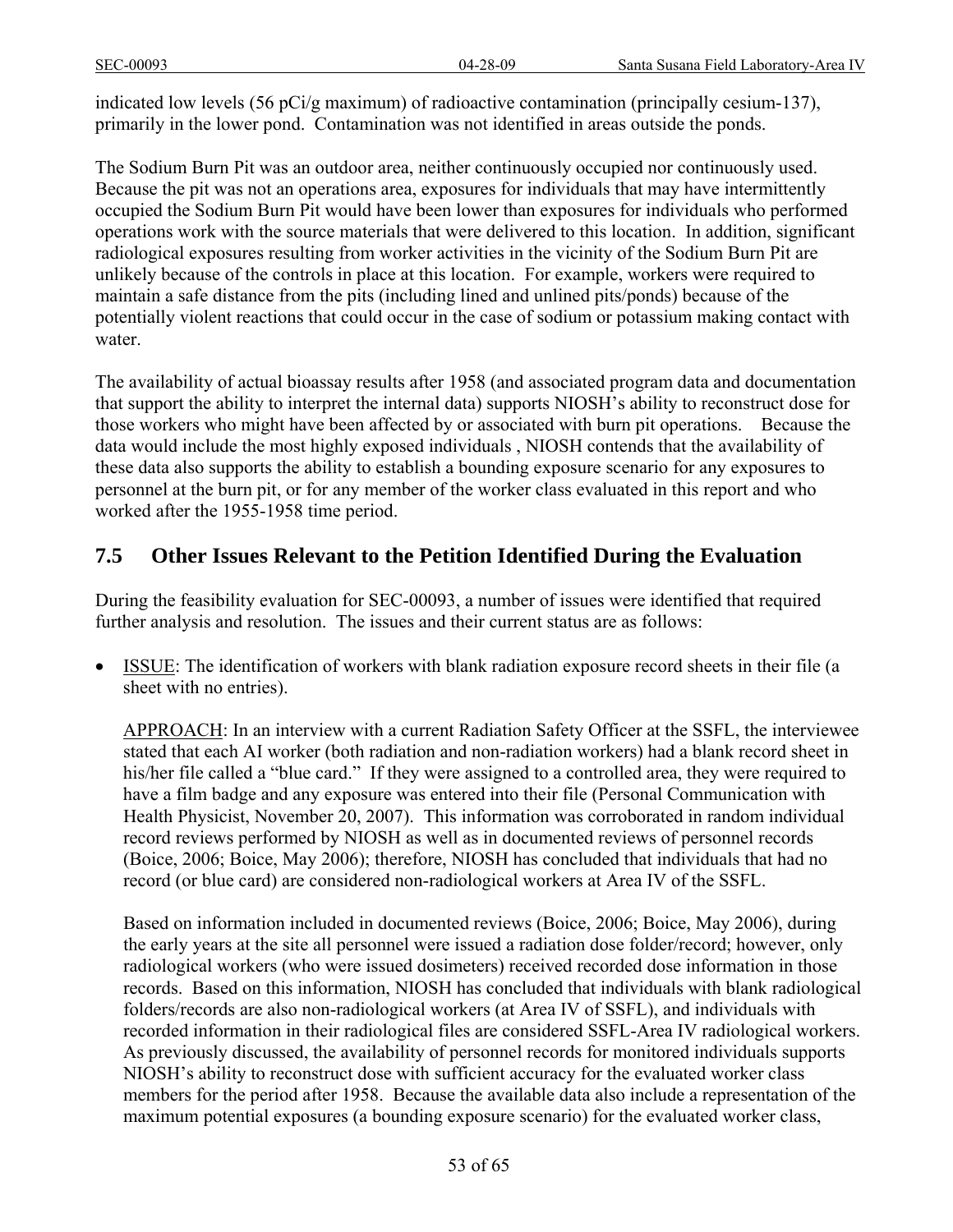indicated low levels (56 pCi/g maximum) of radioactive contamination (principally cesium-137), primarily in the lower pond. Contamination was not identified in areas outside the ponds.

The Sodium Burn Pit was an outdoor area, neither continuously occupied nor continuously used. Because the pit was not an operations area, exposures for individuals that may have intermittently occupied the Sodium Burn Pit would have been lower than exposures for individuals who performed operations work with the source materials that were delivered to this location. In addition, significant radiological exposures resulting from worker activities in the vicinity of the Sodium Burn Pit are unlikely because of the controls in place at this location. For example, workers were required to maintain a safe distance from the pits (including lined and unlined pits/ponds) because of the potentially violent reactions that could occur in the case of sodium or potassium making contact with water.

The availability of actual bioassay results after 1958 (and associated program data and documentation that support the ability to interpret the internal data) supports NIOSH's ability to reconstruct dose for those workers who might have been affected by or associated with burn pit operations. Because the data would include the most highly exposed individuals , NIOSH contends that the availability of these data also supports the ability to establish a bounding exposure scenario for any exposures to personnel at the burn pit, or for any member of the worker class evaluated in this report and who worked after the 1955-1958 time period.

## 7.5 Other Issues Relevant to the Petition Identified During the Evaluation

During the feasibility evaluation for SEC-00093, a number of issues were identified that required further analysis and resolution. The issues and their current status are as follows:

- ISSUE: The identification of workers with blank radiation exposure record sheets in their file (a sheet with no entries).

  APPROACH: In an interview with a current Radiation Safety Officer at the SSFL, the interviewee stated that each AI worker (both radiation and non-radiation workers) had a blank record sheet in his/her file called a "blue card." If they were assigned to a controlled area, they were required to have a film badge and any exposure was entered into their file (Personal Communication with Health Physicist, November 20, 2007). This information was corroborated in random individual record reviews performed by NIOSH as well as in documented reviews of personnel records (Boice, 2006; Boice, May 2006); therefore, NIOSH has concluded that individuals that had no record (or blue card) are considered non-radiological workers at Area IV of the SSFL.

  Based on information included in documented reviews (Boice, 2006; Boice, May 2006), during the early years at the site all personnel were issued a radiation dose folder/record; however, only radiological workers (who were issued dosimeters) received recorded dose information in those records. Based on this information, NIOSH has concluded that individuals with blank radiological folders/records are also non-radiological workers (at Area IV of SSFL), and individuals with recorded information in their radiological files are considered SSFL-Area IV radiological workers. As previously discussed, the availability of personnel records for monitored individuals supports NIOSH's ability to reconstruct dose with sufficient accuracy for the evaluated worker class members for the period after 1958. Because the available data also include a representation of the maximum potential exposures (a bounding exposure scenario) for the evaluated worker class,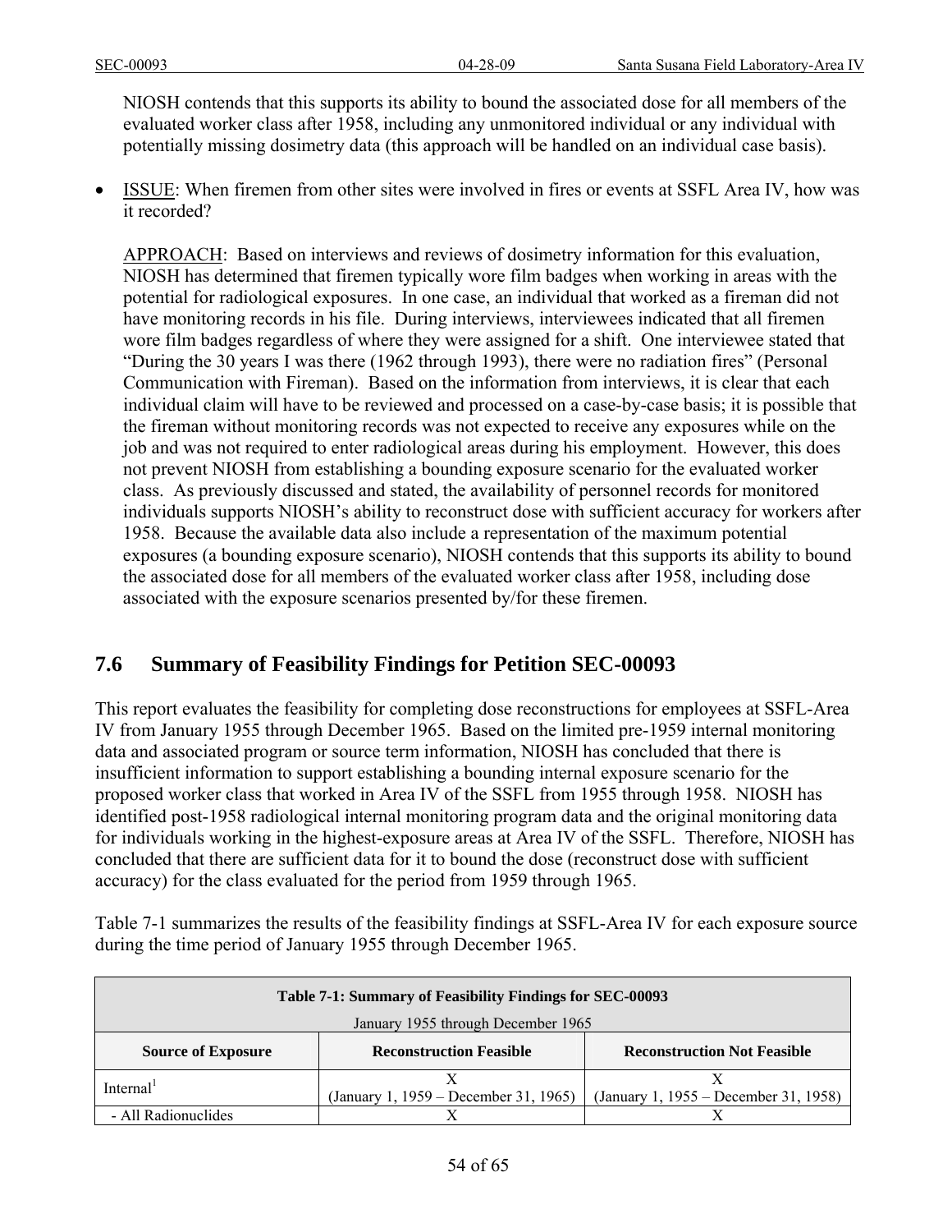NIOSH contends that this supports its ability to bound the associated dose for all members of the evaluated worker class after 1958, including any unmonitored individual or any individual with potentially missing dosimetry data (this approach will be handled on an individual case basis).

- ISSUE: When firemen from other sites were involved in fires or events at SSFL Area IV, how was it recorded?

  APPROACH: Based on interviews and reviews of dosimetry information for this evaluation, NIOSH has determined that firemen typically wore film badges when working in areas with the potential for radiological exposures. In one case, an individual that worked as a fireman did not have monitoring records in his file. During interviews, interviewees indicated that all firemen wore film badges regardless of where they were assigned for a shift. One interviewee stated that "During the 30 years I was there (1962 through 1993), there were no radiation fires" (Personal Communication with Fireman). Based on the information from interviews, it is clear that each individual claim will have to be reviewed and processed on a case-by-case basis; it is possible that the fireman without monitoring records was not expected to receive any exposures while on the job and was not required to enter radiological areas during his employment. However, this does not prevent NIOSH from establishing a bounding exposure scenario for the evaluated worker class. As previously discussed and stated, the availability of personnel records for monitored individuals supports NIOSH's ability to reconstruct dose with sufficient accuracy for workers after 1958. Because the available data also include a representation of the maximum potential exposures (a bounding exposure scenario), NIOSH contends that this supports its ability to bound the associated dose for all members of the evaluated worker class after 1958, including dose associated with the exposure scenarios presented by/for these firemen.

## 7.6 Summary of Feasibility Findings for Petition SEC-00093

This report evaluates the feasibility for completing dose reconstructions for employees at SSFL-Area IV from January 1955 through December 1965. Based on the limited pre-1959 internal monitoring data and associated program or source term information, NIOSH has concluded that there is insufficient information to support establishing a bounding internal exposure scenario for the proposed worker class that worked in Area IV of the SSFL from 1955 through 1958. NIOSH has identified post-1958 radiological internal monitoring program data and the original monitoring data for individuals working in the highest-exposure areas at Area IV of the SSFL. Therefore, NIOSH has concluded that there are sufficient data for it to bound the dose (reconstruct dose with sufficient accuracy) for the class evaluated for the period from 1959 through 1965.

Table 7-1 summarizes the results of the feasibility findings at SSFL-Area IV for each exposure source during the time period of January 1955 through December 1965.

| Table 7-1: Summary of Feasibility Findings for SEC-00093<br>January 1955 through December 1965 | | |
|---|---|---|
| **Source of Exposure** | **Reconstruction Feasible** | **Reconstruction Not Feasible** |
| Internal[1] | X<br>(January 1, 1959 – December 31, 1965) | X<br>(January 1, 1955 – December 31, 1958) |
| - All Radionuclides | X | X |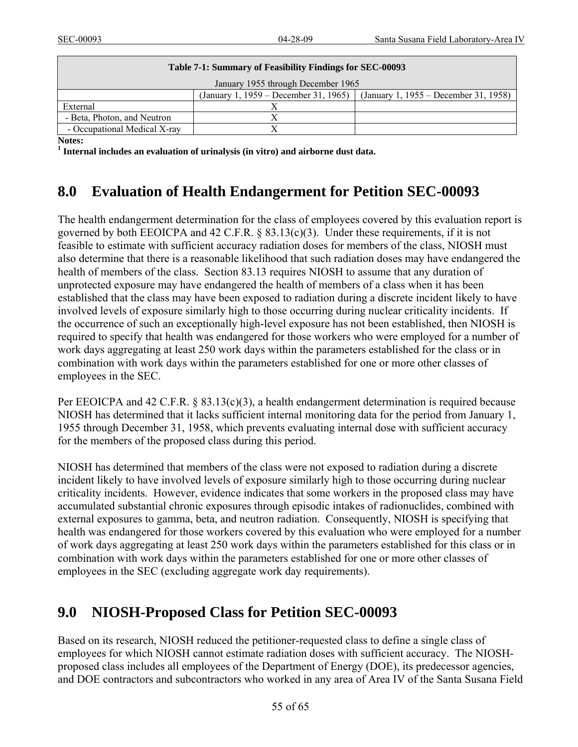| Table 7-1: Summary of Feasibility Findings for SEC-00093 January 1955 through December 1965 | | |
|---|---|---|
| | (January 1, 1959 – December 31, 1965) | (January 1, 1955 – December 31, 1958) |
| External | X | |
| - Beta, Photon, and Neutron | X | |
| - Occupational Medical X-ray | X | |

**Notes:**
**[1] Internal includes an evaluation of urinalysis (in vitro) and airborne dust data.**

# 8.0 Evaluation of Health Endangerment for Petition SEC-00093

The health endangerment determination for the class of employees covered by this evaluation report is governed by both EEOICPA and 42 C.F.R. § 83.13(c)(3). Under these requirements, if it is not feasible to estimate with sufficient accuracy radiation doses for members of the class, NIOSH must also determine that there is a reasonable likelihood that such radiation doses may have endangered the health of members of the class. Section 83.13 requires NIOSH to assume that any duration of unprotected exposure may have endangered the health of members of a class when it has been established that the class may have been exposed to radiation during a discrete incident likely to have involved levels of exposure similarly high to those occurring during nuclear criticality incidents. If the occurrence of such an exceptionally high-level exposure has not been established, then NIOSH is required to specify that health was endangered for those workers who were employed for a number of work days aggregating at least 250 work days within the parameters established for the class or in combination with work days within the parameters established for one or more other classes of employees in the SEC.

Per EEOICPA and 42 C.F.R. § 83.13(c)(3), a health endangerment determination is required because NIOSH has determined that it lacks sufficient internal monitoring data for the period from January 1, 1955 through December 31, 1958, which prevents evaluating internal dose with sufficient accuracy for the members of the proposed class during this period.

NIOSH has determined that members of the class were not exposed to radiation during a discrete incident likely to have involved levels of exposure similarly high to those occurring during nuclear criticality incidents. However, evidence indicates that some workers in the proposed class may have accumulated substantial chronic exposures through episodic intakes of radionuclides, combined with external exposures to gamma, beta, and neutron radiation. Consequently, NIOSH is specifying that health was endangered for those workers covered by this evaluation who were employed for a number of work days aggregating at least 250 work days within the parameters established for this class or in combination with work days within the parameters established for one or more other classes of employees in the SEC (excluding aggregate work day requirements).

# 9.0 NIOSH-Proposed Class for Petition SEC-00093

Based on its research, NIOSH reduced the petitioner-requested class to define a single class of employees for which NIOSH cannot estimate radiation doses with sufficient accuracy. The NIOSH-proposed class includes all employees of the Department of Energy (DOE), its predecessor agencies, and DOE contractors and subcontractors who worked in any area of Area IV of the Santa Susana Field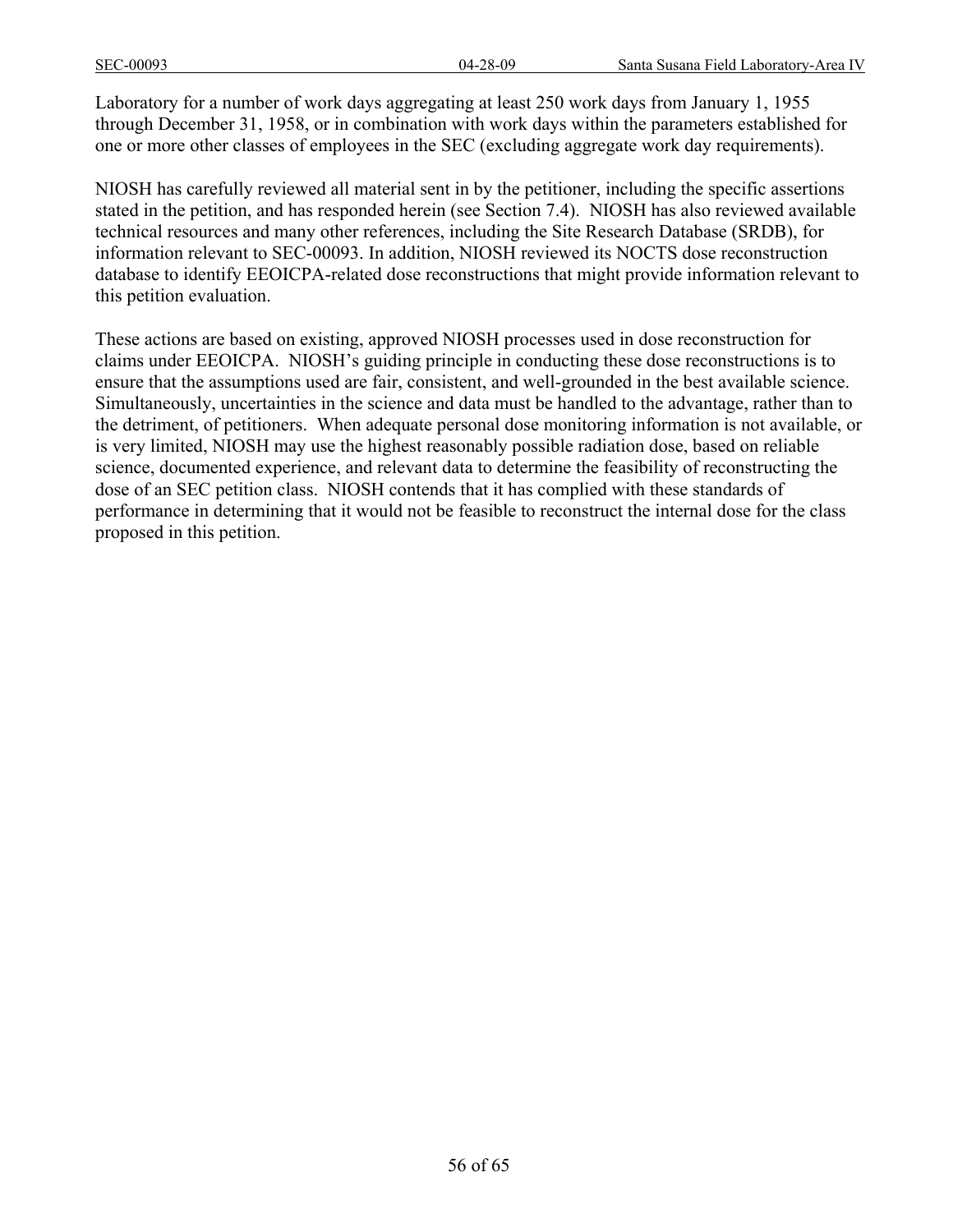Laboratory for a number of work days aggregating at least 250 work days from January 1, 1955 through December 31, 1958, or in combination with work days within the parameters established for one or more other classes of employees in the SEC (excluding aggregate work day requirements).

NIOSH has carefully reviewed all material sent in by the petitioner, including the specific assertions stated in the petition, and has responded herein (see Section 7.4). NIOSH has also reviewed available technical resources and many other references, including the Site Research Database (SRDB), for information relevant to SEC-00093. In addition, NIOSH reviewed its NOCTS dose reconstruction database to identify EEOICPA-related dose reconstructions that might provide information relevant to this petition evaluation.

These actions are based on existing, approved NIOSH processes used in dose reconstruction for claims under EEOICPA. NIOSH's guiding principle in conducting these dose reconstructions is to ensure that the assumptions used are fair, consistent, and well-grounded in the best available science. Simultaneously, uncertainties in the science and data must be handled to the advantage, rather than to the detriment, of petitioners. When adequate personal dose monitoring information is not available, or is very limited, NIOSH may use the highest reasonably possible radiation dose, based on reliable science, documented experience, and relevant data to determine the feasibility of reconstructing the dose of an SEC petition class. NIOSH contends that it has complied with these standards of performance in determining that it would not be feasible to reconstruct the internal dose for the class proposed in this petition.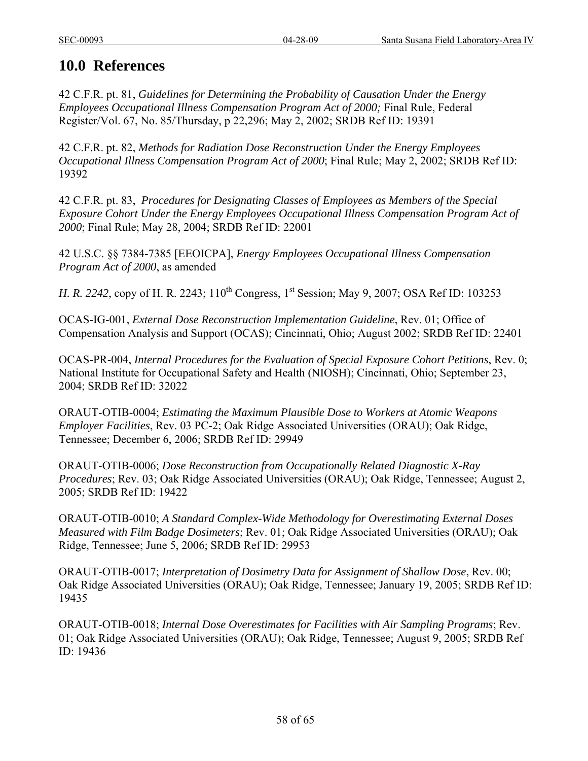# 10.0 References

42 C.F.R. pt. 81, *Guidelines for Determining the Probability of Causation Under the Energy Employees Occupational Illness Compensation Program Act of 2000;* Final Rule, Federal Register/Vol. 67, No. 85/Thursday, p 22,296; May 2, 2002; SRDB Ref ID: 19391

42 C.F.R. pt. 82, *Methods for Radiation Dose Reconstruction Under the Energy Employees Occupational Illness Compensation Program Act of 2000*; Final Rule; May 2, 2002; SRDB Ref ID: 19392

42 C.F.R. pt. 83, *Procedures for Designating Classes of Employees as Members of the Special Exposure Cohort Under the Energy Employees Occupational Illness Compensation Program Act of 2000*; Final Rule; May 28, 2004; SRDB Ref ID: 22001

42 U.S.C. §§ 7384-7385 [EEOICPA], *Energy Employees Occupational Illness Compensation Program Act of 2000*, as amended

*H. R. 2242*, copy of H. R. 2243; 110th Congress, 1st Session; May 9, 2007; OSA Ref ID: 103253

OCAS-IG-001, *External Dose Reconstruction Implementation Guideline*, Rev. 01; Office of Compensation Analysis and Support (OCAS); Cincinnati, Ohio; August 2002; SRDB Ref ID: 22401

OCAS-PR-004, *Internal Procedures for the Evaluation of Special Exposure Cohort Petitions*, Rev. 0; National Institute for Occupational Safety and Health (NIOSH); Cincinnati, Ohio; September 23, 2004; SRDB Ref ID: 32022

ORAUT-OTIB-0004; *Estimating the Maximum Plausible Dose to Workers at Atomic Weapons Employer Facilities*, Rev. 03 PC-2; Oak Ridge Associated Universities (ORAU); Oak Ridge, Tennessee; December 6, 2006; SRDB Ref ID: 29949

ORAUT-OTIB-0006; *Dose Reconstruction from Occupationally Related Diagnostic X-Ray Procedures*; Rev. 03; Oak Ridge Associated Universities (ORAU); Oak Ridge, Tennessee; August 2, 2005; SRDB Ref ID: 19422

ORAUT-OTIB-0010; *A Standard Complex-Wide Methodology for Overestimating External Doses Measured with Film Badge Dosimeters*; Rev. 01; Oak Ridge Associated Universities (ORAU); Oak Ridge, Tennessee; June 5, 2006; SRDB Ref ID: 29953

ORAUT-OTIB-0017; *Interpretation of Dosimetry Data for Assignment of Shallow Dose*, Rev. 00; Oak Ridge Associated Universities (ORAU); Oak Ridge, Tennessee; January 19, 2005; SRDB Ref ID: 19435

ORAUT-OTIB-0018; *Internal Dose Overestimates for Facilities with Air Sampling Programs*; Rev. 01; Oak Ridge Associated Universities (ORAU); Oak Ridge, Tennessee; August 9, 2005; SRDB Ref ID: 19436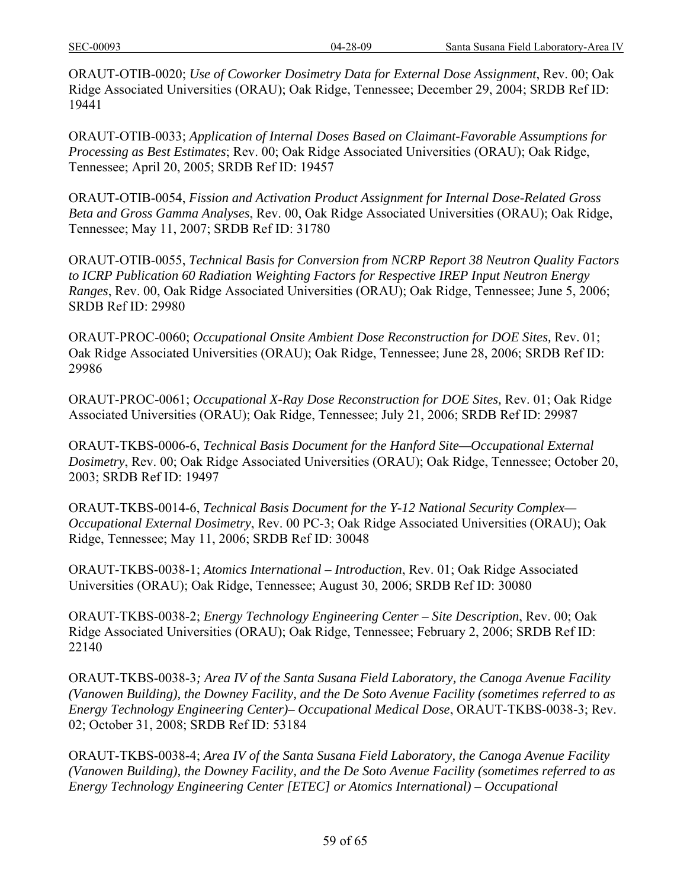ORAUT-OTIB-0020; *Use of Coworker Dosimetry Data for External Dose Assignment*, Rev. 00; Oak Ridge Associated Universities (ORAU); Oak Ridge, Tennessee; December 29, 2004; SRDB Ref ID: 19441

ORAUT-OTIB-0033; *Application of Internal Doses Based on Claimant-Favorable Assumptions for Processing as Best Estimates*; Rev. 00; Oak Ridge Associated Universities (ORAU); Oak Ridge, Tennessee; April 20, 2005; SRDB Ref ID: 19457

ORAUT-OTIB-0054, *Fission and Activation Product Assignment for Internal Dose-Related Gross Beta and Gross Gamma Analyses*, Rev. 00, Oak Ridge Associated Universities (ORAU); Oak Ridge, Tennessee; May 11, 2007; SRDB Ref ID: 31780

ORAUT-OTIB-0055, *Technical Basis for Conversion from NCRP Report 38 Neutron Quality Factors to ICRP Publication 60 Radiation Weighting Factors for Respective IREP Input Neutron Energy Ranges*, Rev. 00, Oak Ridge Associated Universities (ORAU); Oak Ridge, Tennessee; June 5, 2006; SRDB Ref ID: 29980

ORAUT-PROC-0060; *Occupational Onsite Ambient Dose Reconstruction for DOE Sites,* Rev. 01; Oak Ridge Associated Universities (ORAU); Oak Ridge, Tennessee; June 28, 2006; SRDB Ref ID: 29986

ORAUT-PROC-0061; *Occupational X-Ray Dose Reconstruction for DOE Sites,* Rev. 01; Oak Ridge Associated Universities (ORAU); Oak Ridge, Tennessee; July 21, 2006; SRDB Ref ID: 29987

ORAUT-TKBS-0006-6, *Technical Basis Document for the Hanford Site—Occupational External Dosimetry*, Rev. 00; Oak Ridge Associated Universities (ORAU); Oak Ridge, Tennessee; October 20, 2003; SRDB Ref ID: 19497

ORAUT-TKBS-0014-6, *Technical Basis Document for the Y-12 National Security Complex—Occupational External Dosimetry*, Rev. 00 PC-3; Oak Ridge Associated Universities (ORAU); Oak Ridge, Tennessee; May 11, 2006; SRDB Ref ID: 30048

ORAUT-TKBS-0038-1; *Atomics International – Introduction*, Rev. 01; Oak Ridge Associated Universities (ORAU); Oak Ridge, Tennessee; August 30, 2006; SRDB Ref ID: 30080

ORAUT-TKBS-0038-2; *Energy Technology Engineering Center – Site Description*, Rev. 00; Oak Ridge Associated Universities (ORAU); Oak Ridge, Tennessee; February 2, 2006; SRDB Ref ID: 22140

ORAUT-TKBS-0038-3*; Area IV of the Santa Susana Field Laboratory, the Canoga Avenue Facility (Vanowen Building), the Downey Facility, and the De Soto Avenue Facility (sometimes referred to as Energy Technology Engineering Center)– Occupational Medical Dose*, ORAUT-TKBS-0038-3; Rev. 02; October 31, 2008; SRDB Ref ID: 53184

ORAUT-TKBS-0038-4; *Area IV of the Santa Susana Field Laboratory, the Canoga Avenue Facility (Vanowen Building), the Downey Facility, and the De Soto Avenue Facility (sometimes referred to as Energy Technology Engineering Center [ETEC] or Atomics International) – Occupational*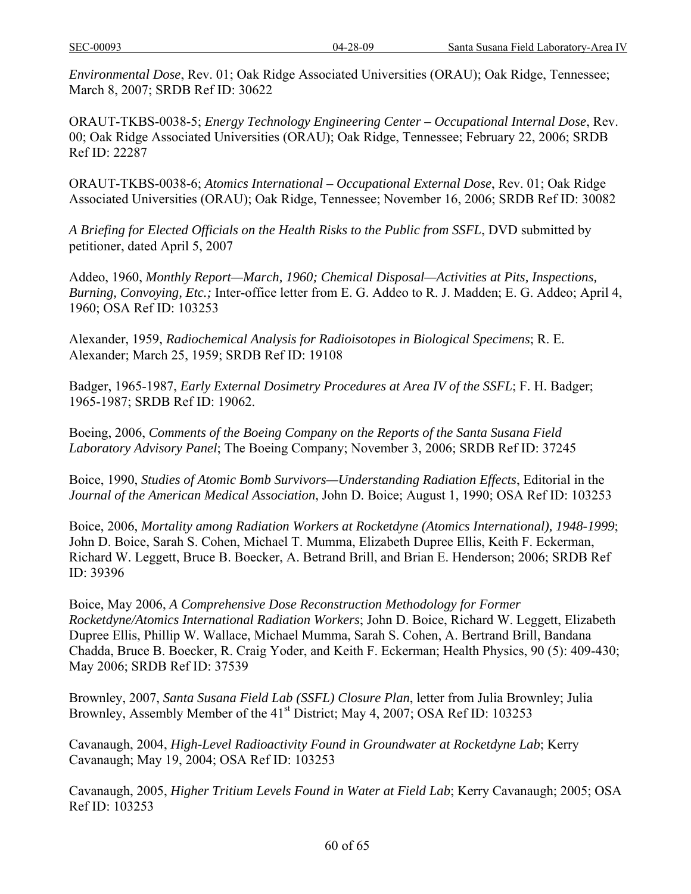*Environmental Dose*, Rev. 01; Oak Ridge Associated Universities (ORAU); Oak Ridge, Tennessee; March 8, 2007; SRDB Ref ID: 30622

ORAUT-TKBS-0038-5; *Energy Technology Engineering Center – Occupational Internal Dose*, Rev. 00; Oak Ridge Associated Universities (ORAU); Oak Ridge, Tennessee; February 22, 2006; SRDB Ref ID: 22287

ORAUT-TKBS-0038-6; *Atomics International – Occupational External Dose*, Rev. 01; Oak Ridge Associated Universities (ORAU); Oak Ridge, Tennessee; November 16, 2006; SRDB Ref ID: 30082

*A Briefing for Elected Officials on the Health Risks to the Public from SSFL*, DVD submitted by petitioner, dated April 5, 2007

Addeo, 1960, *Monthly Report—March, 1960; Chemical Disposal—Activities at Pits, Inspections, Burning, Convoying, Etc.;* Inter-office letter from E. G. Addeo to R. J. Madden; E. G. Addeo; April 4, 1960; OSA Ref ID: 103253

Alexander, 1959, *Radiochemical Analysis for Radioisotopes in Biological Specimens*; R. E. Alexander; March 25, 1959; SRDB Ref ID: 19108

Badger, 1965-1987, *Early External Dosimetry Procedures at Area IV of the SSFL*; F. H. Badger; 1965-1987; SRDB Ref ID: 19062.

Boeing, 2006, *Comments of the Boeing Company on the Reports of the Santa Susana Field Laboratory Advisory Panel*; The Boeing Company; November 3, 2006; SRDB Ref ID: 37245

Boice, 1990, *Studies of Atomic Bomb Survivors—Understanding Radiation Effects*, Editorial in the *Journal of the American Medical Association*, John D. Boice; August 1, 1990; OSA Ref ID: 103253

Boice, 2006, *Mortality among Radiation Workers at Rocketdyne (Atomics International), 1948-1999*; John D. Boice, Sarah S. Cohen, Michael T. Mumma, Elizabeth Dupree Ellis, Keith F. Eckerman, Richard W. Leggett, Bruce B. Boecker, A. Betrand Brill, and Brian E. Henderson; 2006; SRDB Ref ID: 39396

Boice, May 2006, *A Comprehensive Dose Reconstruction Methodology for Former Rocketdyne/Atomics International Radiation Workers*; John D. Boice, Richard W. Leggett, Elizabeth Dupree Ellis, Phillip W. Wallace, Michael Mumma, Sarah S. Cohen, A. Bertrand Brill, Bandana Chadda, Bruce B. Boecker, R. Craig Yoder, and Keith F. Eckerman; Health Physics, 90 (5): 409-430; May 2006; SRDB Ref ID: 37539

Brownley, 2007, *Santa Susana Field Lab (SSFL) Closure Plan*, letter from Julia Brownley; Julia Brownley, Assembly Member of the 41st District; May 4, 2007; OSA Ref ID: 103253

Cavanaugh, 2004, *High-Level Radioactivity Found in Groundwater at Rocketdyne Lab*; Kerry Cavanaugh; May 19, 2004; OSA Ref ID: 103253

Cavanaugh, 2005, *Higher Tritium Levels Found in Water at Field Lab*; Kerry Cavanaugh; 2005; OSA Ref ID: 103253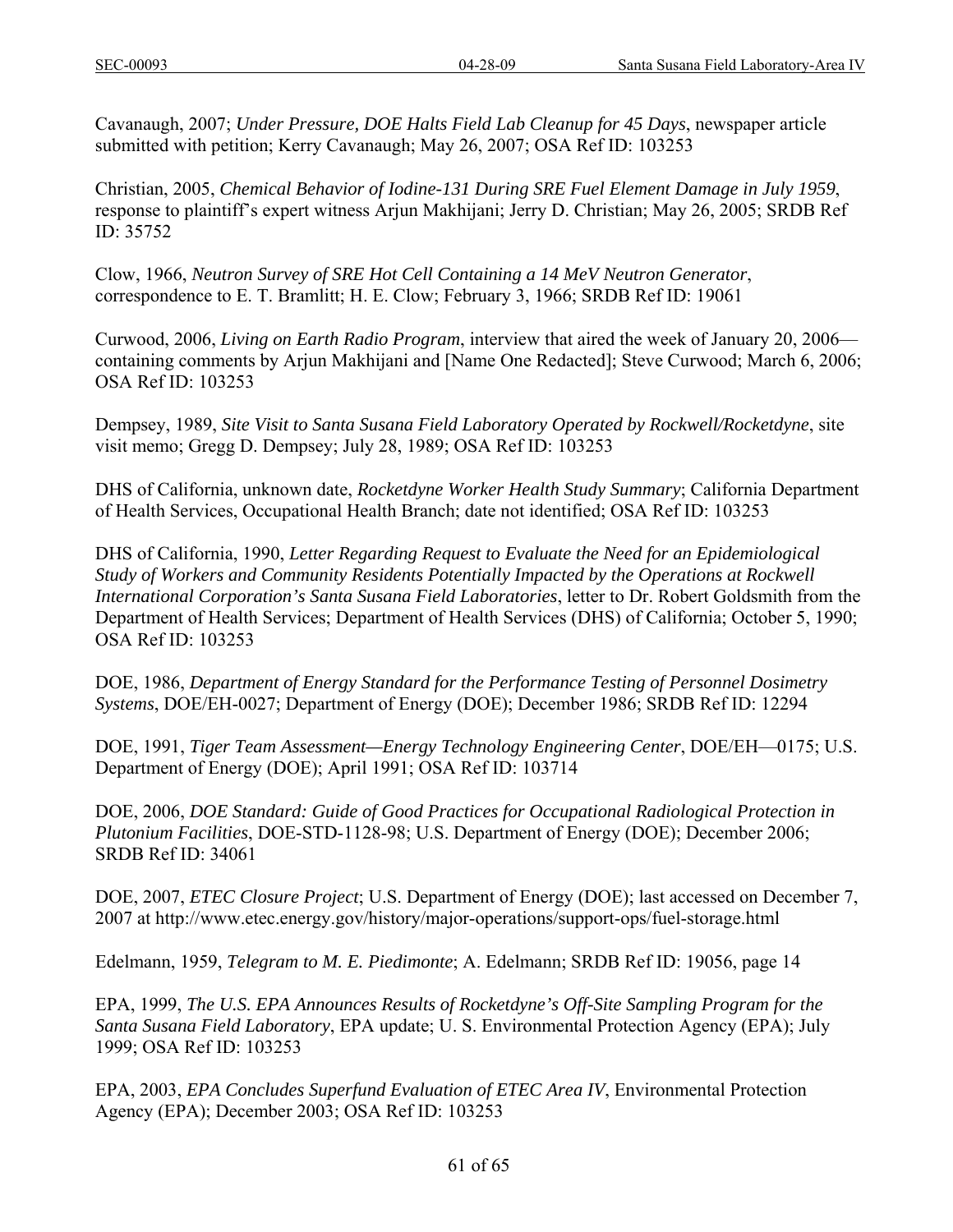Cavanaugh, 2007; *Under Pressure, DOE Halts Field Lab Cleanup for 45 Days*, newspaper article submitted with petition; Kerry Cavanaugh; May 26, 2007; OSA Ref ID: 103253

Christian, 2005, *Chemical Behavior of Iodine-131 During SRE Fuel Element Damage in July 1959*, response to plaintiff's expert witness Arjun Makhijani; Jerry D. Christian; May 26, 2005; SRDB Ref ID: 35752

Clow, 1966, *Neutron Survey of SRE Hot Cell Containing a 14 MeV Neutron Generator*, correspondence to E. T. Bramlitt; H. E. Clow; February 3, 1966; SRDB Ref ID: 19061

Curwood, 2006, *Living on Earth Radio Program*, interview that aired the week of January 20, 2006—containing comments by Arjun Makhijani and [Name One Redacted]; Steve Curwood; March 6, 2006; OSA Ref ID: 103253

Dempsey, 1989, *Site Visit to Santa Susana Field Laboratory Operated by Rockwell/Rocketdyne*, site visit memo; Gregg D. Dempsey; July 28, 1989; OSA Ref ID: 103253

DHS of California, unknown date, *Rocketdyne Worker Health Study Summary*; California Department of Health Services, Occupational Health Branch; date not identified; OSA Ref ID: 103253

DHS of California, 1990, *Letter Regarding Request to Evaluate the Need for an Epidemiological Study of Workers and Community Residents Potentially Impacted by the Operations at Rockwell International Corporation's Santa Susana Field Laboratories*, letter to Dr. Robert Goldsmith from the Department of Health Services; Department of Health Services (DHS) of California; October 5, 1990; OSA Ref ID: 103253

DOE, 1986, *Department of Energy Standard for the Performance Testing of Personnel Dosimetry Systems*, DOE/EH-0027; Department of Energy (DOE); December 1986; SRDB Ref ID: 12294

DOE, 1991, *Tiger Team Assessment—Energy Technology Engineering Center*, DOE/EH—0175; U.S. Department of Energy (DOE); April 1991; OSA Ref ID: 103714

DOE, 2006, *DOE Standard: Guide of Good Practices for Occupational Radiological Protection in Plutonium Facilities*, DOE-STD-1128-98; U.S. Department of Energy (DOE); December 2006; SRDB Ref ID: 34061

DOE, 2007, *ETEC Closure Project*; U.S. Department of Energy (DOE); last accessed on December 7, 2007 at http://www.etec.energy.gov/history/major-operations/support-ops/fuel-storage.html

Edelmann, 1959, *Telegram to M. E. Piedimonte*; A. Edelmann; SRDB Ref ID: 19056, page 14

EPA, 1999, *The U.S. EPA Announces Results of Rocketdyne's Off-Site Sampling Program for the Santa Susana Field Laboratory*, EPA update; U. S. Environmental Protection Agency (EPA); July 1999; OSA Ref ID: 103253

EPA, 2003, *EPA Concludes Superfund Evaluation of ETEC Area IV*, Environmental Protection Agency (EPA); December 2003; OSA Ref ID: 103253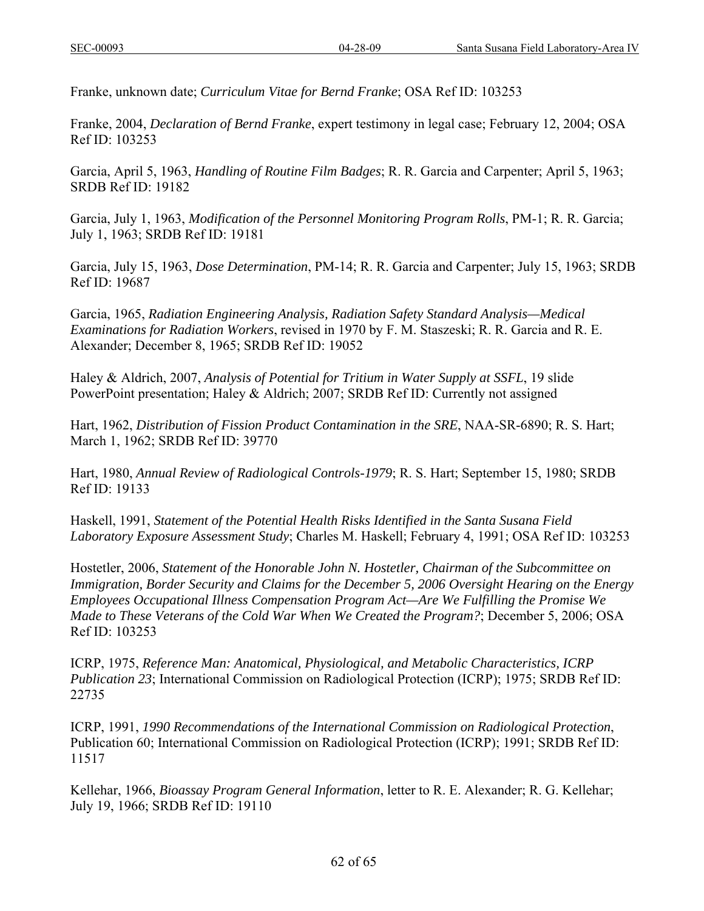Franke, unknown date; *Curriculum Vitae for Bernd Franke*; OSA Ref ID: 103253

Franke, 2004, *Declaration of Bernd Franke*, expert testimony in legal case; February 12, 2004; OSA Ref ID: 103253

Garcia, April 5, 1963, *Handling of Routine Film Badges*; R. R. Garcia and Carpenter; April 5, 1963; SRDB Ref ID: 19182

Garcia, July 1, 1963, *Modification of the Personnel Monitoring Program Rolls*, PM-1; R. R. Garcia; July 1, 1963; SRDB Ref ID: 19181

Garcia, July 15, 1963, *Dose Determination*, PM-14; R. R. Garcia and Carpenter; July 15, 1963; SRDB Ref ID: 19687

Garcia, 1965, *Radiation Engineering Analysis, Radiation Safety Standard Analysis—Medical Examinations for Radiation Workers*, revised in 1970 by F. M. Staszeski; R. R. Garcia and R. E. Alexander; December 8, 1965; SRDB Ref ID: 19052

Haley & Aldrich, 2007, *Analysis of Potential for Tritium in Water Supply at SSFL*, 19 slide PowerPoint presentation; Haley & Aldrich; 2007; SRDB Ref ID: Currently not assigned

Hart, 1962, *Distribution of Fission Product Contamination in the SRE*, NAA-SR-6890; R. S. Hart; March 1, 1962; SRDB Ref ID: 39770

Hart, 1980, *Annual Review of Radiological Controls-1979*; R. S. Hart; September 15, 1980; SRDB Ref ID: 19133

Haskell, 1991, *Statement of the Potential Health Risks Identified in the Santa Susana Field Laboratory Exposure Assessment Study*; Charles M. Haskell; February 4, 1991; OSA Ref ID: 103253

Hostetler, 2006, *Statement of the Honorable John N. Hostetler, Chairman of the Subcommittee on Immigration, Border Security and Claims for the December 5, 2006 Oversight Hearing on the Energy Employees Occupational Illness Compensation Program Act—Are We Fulfilling the Promise We Made to These Veterans of the Cold War When We Created the Program?*; December 5, 2006; OSA Ref ID: 103253

ICRP, 1975, *Reference Man: Anatomical, Physiological, and Metabolic Characteristics, ICRP Publication 23*; International Commission on Radiological Protection (ICRP); 1975; SRDB Ref ID: 22735

ICRP, 1991, *1990 Recommendations of the International Commission on Radiological Protection*, Publication 60; International Commission on Radiological Protection (ICRP); 1991; SRDB Ref ID: 11517

Kellehar, 1966, *Bioassay Program General Information*, letter to R. E. Alexander; R. G. Kellehar; July 19, 1966; SRDB Ref ID: 19110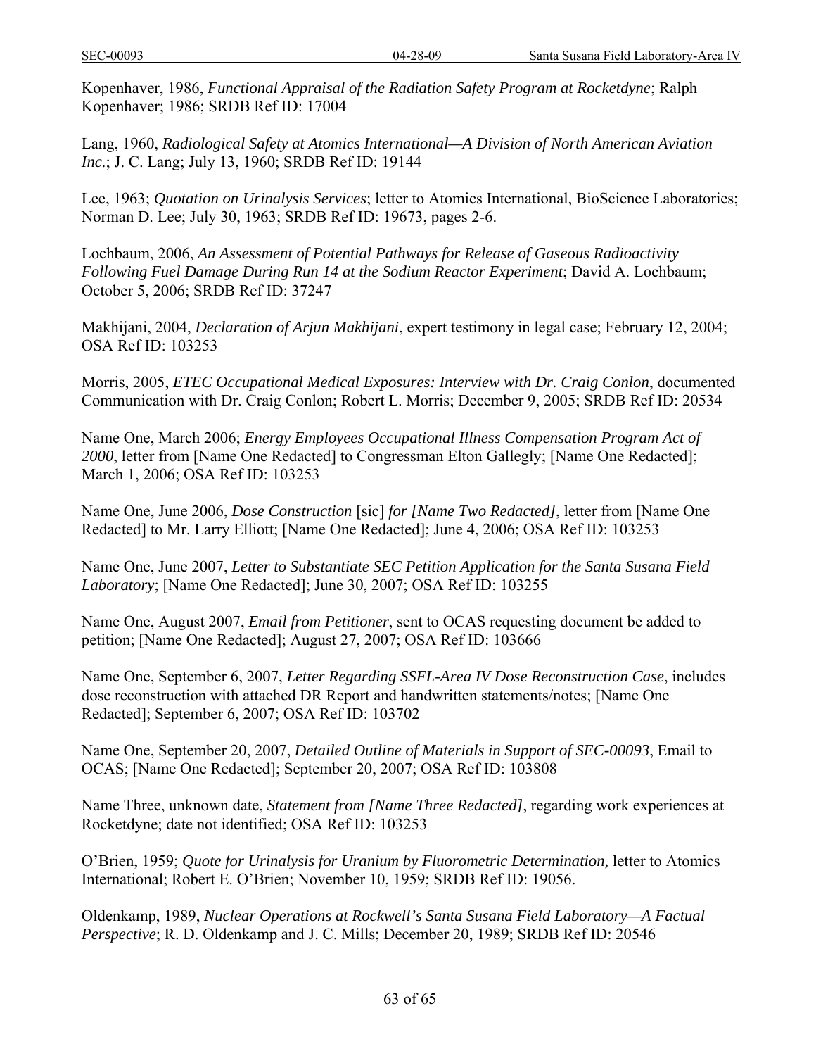Kopenhaver, 1986, *Functional Appraisal of the Radiation Safety Program at Rocketdyne*; Ralph Kopenhaver; 1986; SRDB Ref ID: 17004

Lang, 1960, *Radiological Safety at Atomics International—A Division of North American Aviation Inc.*; J. C. Lang; July 13, 1960; SRDB Ref ID: 19144

Lee, 1963; *Quotation on Urinalysis Services*; letter to Atomics International, BioScience Laboratories; Norman D. Lee; July 30, 1963; SRDB Ref ID: 19673, pages 2-6.

Lochbaum, 2006, *An Assessment of Potential Pathways for Release of Gaseous Radioactivity Following Fuel Damage During Run 14 at the Sodium Reactor Experiment*; David A. Lochbaum; October 5, 2006; SRDB Ref ID: 37247

Makhijani, 2004, *Declaration of Arjun Makhijani*, expert testimony in legal case; February 12, 2004; OSA Ref ID: 103253

Morris, 2005, *ETEC Occupational Medical Exposures: Interview with Dr. Craig Conlon*, documented Communication with Dr. Craig Conlon; Robert L. Morris; December 9, 2005; SRDB Ref ID: 20534

Name One, March 2006; *Energy Employees Occupational Illness Compensation Program Act of 2000*, letter from [Name One Redacted] to Congressman Elton Gallegly; [Name One Redacted]; March 1, 2006; OSA Ref ID: 103253

Name One, June 2006, *Dose Construction* [sic] *for [Name Two Redacted]*, letter from [Name One Redacted] to Mr. Larry Elliott; [Name One Redacted]; June 4, 2006; OSA Ref ID: 103253

Name One, June 2007, *Letter to Substantiate SEC Petition Application for the Santa Susana Field Laboratory*; [Name One Redacted]; June 30, 2007; OSA Ref ID: 103255

Name One, August 2007, *Email from Petitioner*, sent to OCAS requesting document be added to petition; [Name One Redacted]; August 27, 2007; OSA Ref ID: 103666

Name One, September 6, 2007, *Letter Regarding SSFL-Area IV Dose Reconstruction Case*, includes dose reconstruction with attached DR Report and handwritten statements/notes; [Name One Redacted]; September 6, 2007; OSA Ref ID: 103702

Name One, September 20, 2007, *Detailed Outline of Materials in Support of SEC-00093*, Email to OCAS; [Name One Redacted]; September 20, 2007; OSA Ref ID: 103808

Name Three, unknown date, *Statement from [Name Three Redacted]*, regarding work experiences at Rocketdyne; date not identified; OSA Ref ID: 103253

O'Brien, 1959; *Quote for Urinalysis for Uranium by Fluorometric Determination,* letter to Atomics International; Robert E. O'Brien; November 10, 1959; SRDB Ref ID: 19056.

Oldenkamp, 1989, *Nuclear Operations at Rockwell's Santa Susana Field Laboratory—A Factual Perspective*; R. D. Oldenkamp and J. C. Mills; December 20, 1989; SRDB Ref ID: 20546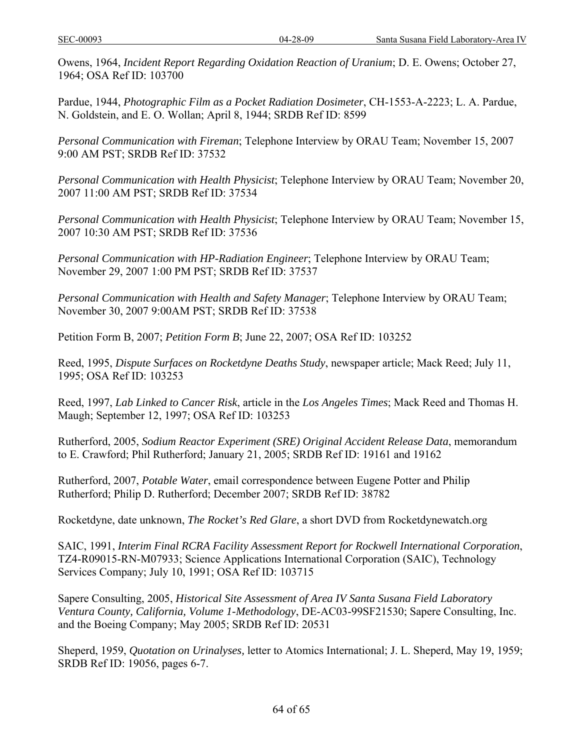Owens, 1964, *Incident Report Regarding Oxidation Reaction of Uranium*; D. E. Owens; October 27, 1964; OSA Ref ID: 103700

Pardue, 1944, *Photographic Film as a Pocket Radiation Dosimeter*, CH-1553-A-2223; L. A. Pardue, N. Goldstein, and E. O. Wollan; April 8, 1944; SRDB Ref ID: 8599

*Personal Communication with Fireman*; Telephone Interview by ORAU Team; November 15, 2007 9:00 AM PST; SRDB Ref ID: 37532

*Personal Communication with Health Physicist*; Telephone Interview by ORAU Team; November 20, 2007 11:00 AM PST; SRDB Ref ID: 37534

*Personal Communication with Health Physicist*; Telephone Interview by ORAU Team; November 15, 2007 10:30 AM PST; SRDB Ref ID: 37536

*Personal Communication with HP-Radiation Engineer*; Telephone Interview by ORAU Team; November 29, 2007 1:00 PM PST; SRDB Ref ID: 37537

*Personal Communication with Health and Safety Manager*; Telephone Interview by ORAU Team; November 30, 2007 9:00AM PST; SRDB Ref ID: 37538

Petition Form B, 2007; *Petition Form B*; June 22, 2007; OSA Ref ID: 103252

Reed, 1995, *Dispute Surfaces on Rocketdyne Deaths Study*, newspaper article; Mack Reed; July 11, 1995; OSA Ref ID: 103253

Reed, 1997, *Lab Linked to Cancer Risk*, article in the *Los Angeles Times*; Mack Reed and Thomas H. Maugh; September 12, 1997; OSA Ref ID: 103253

Rutherford, 2005, *Sodium Reactor Experiment (SRE) Original Accident Release Data*, memorandum to E. Crawford; Phil Rutherford; January 21, 2005; SRDB Ref ID: 19161 and 19162

Rutherford, 2007, *Potable Water*, email correspondence between Eugene Potter and Philip Rutherford; Philip D. Rutherford; December 2007; SRDB Ref ID: 38782

Rocketdyne, date unknown, *The Rocket's Red Glare*, a short DVD from Rocketdynewatch.org

SAIC, 1991, *Interim Final RCRA Facility Assessment Report for Rockwell International Corporation*, TZ4-R09015-RN-M07933; Science Applications International Corporation (SAIC), Technology Services Company; July 10, 1991; OSA Ref ID: 103715

Sapere Consulting, 2005, *Historical Site Assessment of Area IV Santa Susana Field Laboratory Ventura County, California, Volume 1-Methodology*, DE-AC03-99SF21530; Sapere Consulting, Inc. and the Boeing Company; May 2005; SRDB Ref ID: 20531

Sheperd, 1959, *Quotation on Urinalyses,* letter to Atomics International; J. L. Sheperd, May 19, 1959; SRDB Ref ID: 19056, pages 6-7.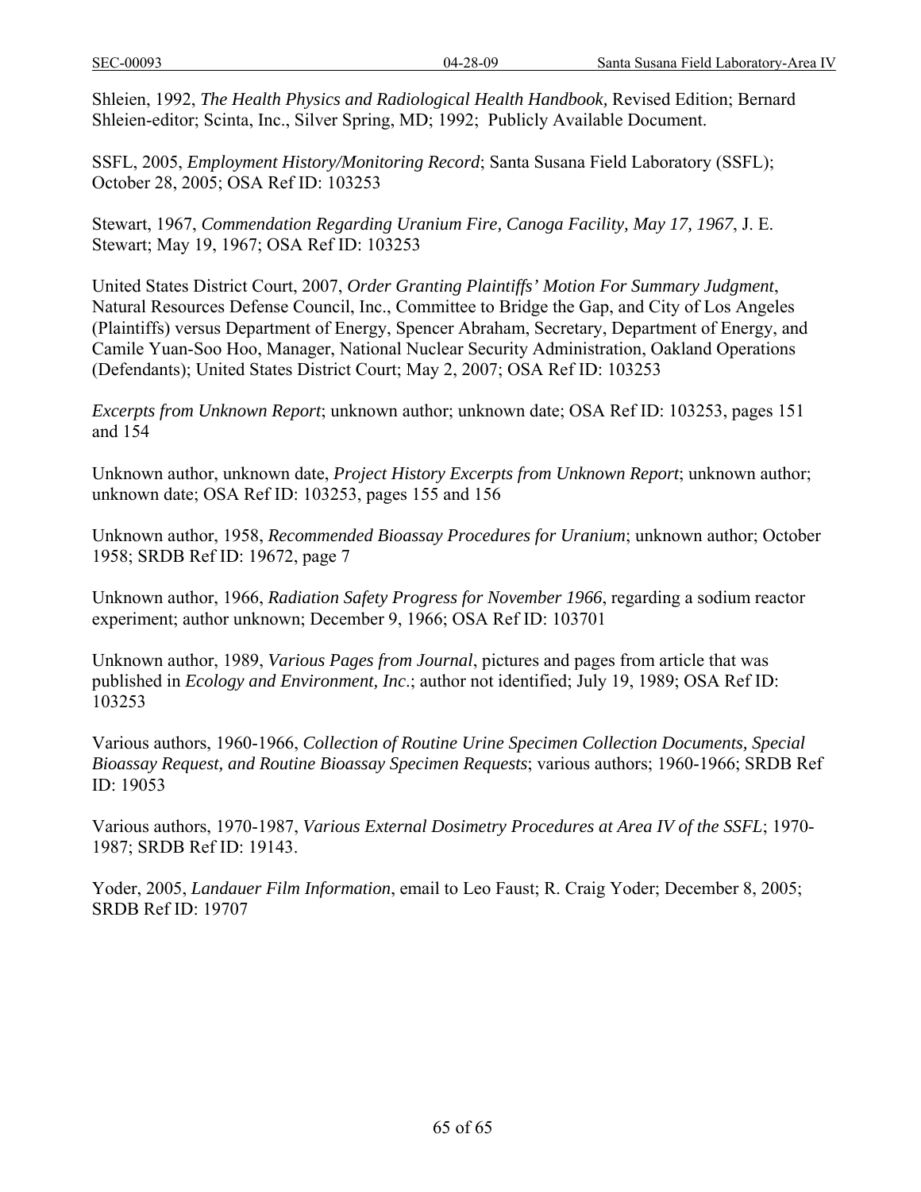Shleien, 1992, *The Health Physics and Radiological Health Handbook,* Revised Edition; Bernard Shleien-editor; Scinta, Inc., Silver Spring, MD; 1992; Publicly Available Document.

SSFL, 2005, *Employment History/Monitoring Record*; Santa Susana Field Laboratory (SSFL); October 28, 2005; OSA Ref ID: 103253

Stewart, 1967, *Commendation Regarding Uranium Fire, Canoga Facility, May 17, 1967*, J. E. Stewart; May 19, 1967; OSA Ref ID: 103253

United States District Court, 2007, *Order Granting Plaintiffs' Motion For Summary Judgment*, Natural Resources Defense Council, Inc., Committee to Bridge the Gap, and City of Los Angeles (Plaintiffs) versus Department of Energy, Spencer Abraham, Secretary, Department of Energy, and Camile Yuan-Soo Hoo, Manager, National Nuclear Security Administration, Oakland Operations (Defendants); United States District Court; May 2, 2007; OSA Ref ID: 103253

*Excerpts from Unknown Report*; unknown author; unknown date; OSA Ref ID: 103253, pages 151 and 154

Unknown author, unknown date, *Project History Excerpts from Unknown Report*; unknown author; unknown date; OSA Ref ID: 103253, pages 155 and 156

Unknown author, 1958, *Recommended Bioassay Procedures for Uranium*; unknown author; October 1958; SRDB Ref ID: 19672, page 7

Unknown author, 1966, *Radiation Safety Progress for November 1966*, regarding a sodium reactor experiment; author unknown; December 9, 1966; OSA Ref ID: 103701

Unknown author, 1989, *Various Pages from Journal*, pictures and pages from article that was published in *Ecology and Environment, Inc*.; author not identified; July 19, 1989; OSA Ref ID: 103253

Various authors, 1960-1966, *Collection of Routine Urine Specimen Collection Documents, Special Bioassay Request, and Routine Bioassay Specimen Requests*; various authors; 1960-1966; SRDB Ref ID: 19053

Various authors, 1970-1987, *Various External Dosimetry Procedures at Area IV of the SSFL*; 1970-1987; SRDB Ref ID: 19143.

Yoder, 2005, *Landauer Film Information*, email to Leo Faust; R. Craig Yoder; December 8, 2005; SRDB Ref ID: 19707